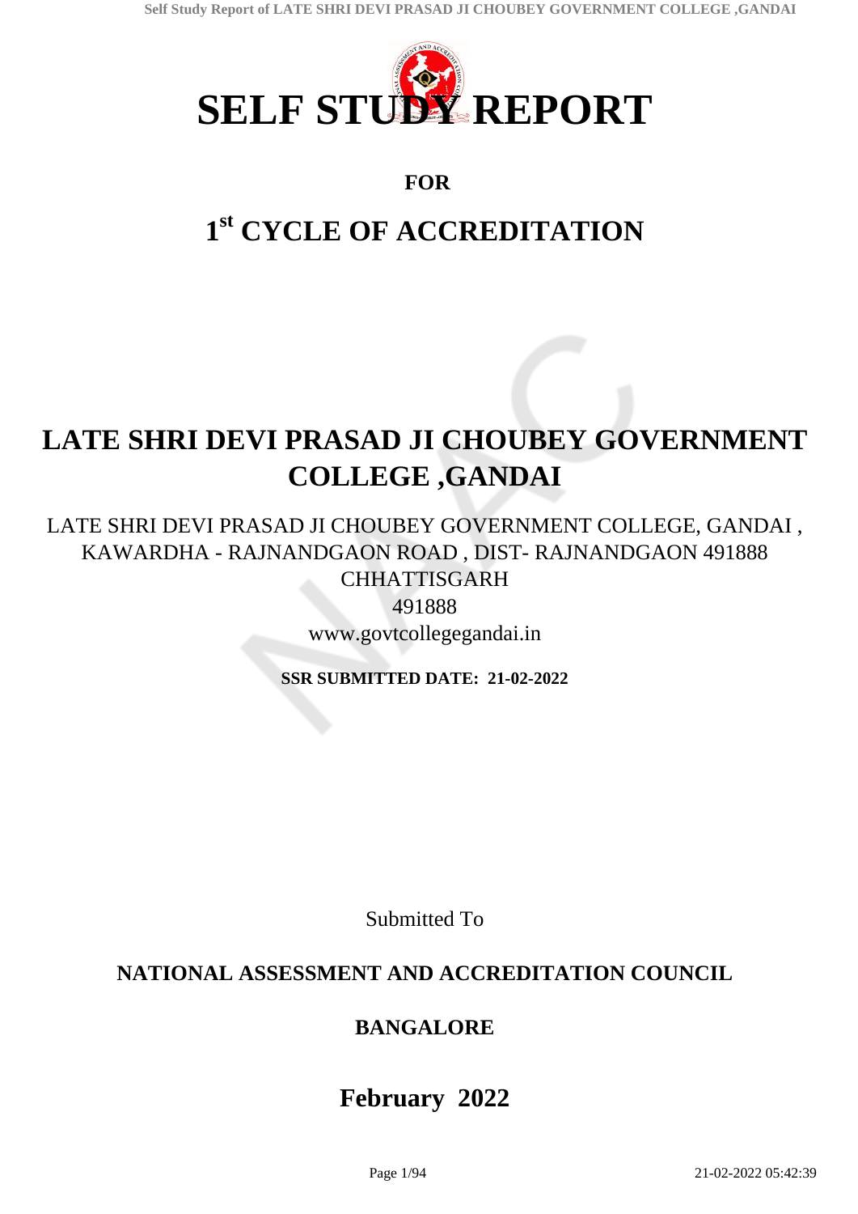# SELF STUDY REPORT

**FOR**

## 1[st] CYCLE OF ACCREDITATION

# LATE SHRI DEVI PRASAD JI CHOUBEY GOVERNMENT COLLEGE ,GANDAI

LATE SHRI DEVI PRASAD JI CHOUBEY GOVERNMENT COLLEGE, GANDAI , KAWARDHA - RAJNANDGAON ROAD , DIST- RAJNANDGAON 491888 CHHATTISGARH

491888

www.govtcollegegandai.in

**SSR SUBMITTED DATE: 21-02-2022**

Submitted To

**NATIONAL ASSESSMENT AND ACCREDITATION COUNCIL**

**BANGALORE**

## February 2022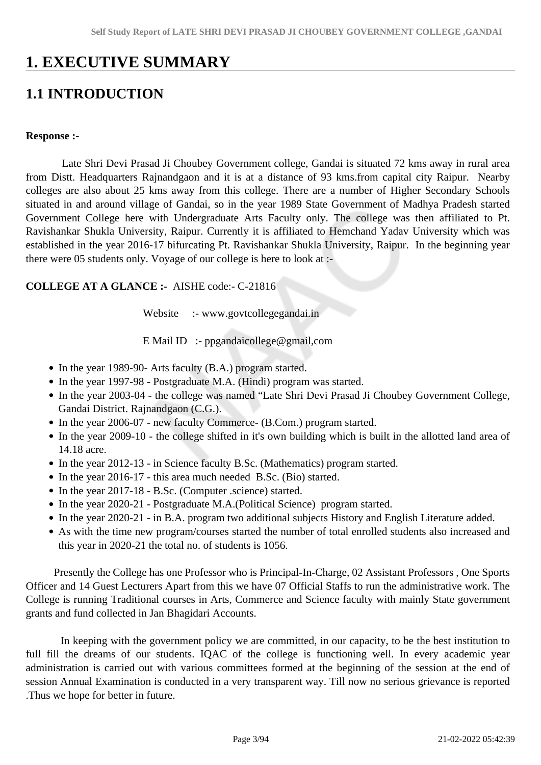# 1. EXECUTIVE SUMMARY

## 1.1 INTRODUCTION

**Response :-**

Late Shri Devi Prasad Ji Choubey Government college, Gandai is situated 72 kms away in rural area from Distt. Headquarters Rajnandgaon and it is at a distance of 93 kms.from capital city Raipur. Nearby colleges are also about 25 kms away from this college. There are a number of Higher Secondary Schools situated in and around village of Gandai, so in the year 1989 State Government of Madhya Pradesh started Government College here with Undergraduate Arts Faculty only. The college was then affiliated to Pt. Ravishankar Shukla University, Raipur. Currently it is affiliated to Hemchand Yadav University which was established in the year 2016-17 bifurcating Pt. Ravishankar Shukla University, Raipur. In the beginning year there were 05 students only. Voyage of our college is here to look at :-

**COLLEGE AT A GLANCE :-** AISHE code:- C-21816

Website :- www.govtcollegegandai.in

E Mail ID :- ppgandaicollege@gmail,com

- In the year 1989-90- Arts faculty (B.A.) program started.
- In the year 1997-98 - Postgraduate M.A. (Hindi) program was started.
- In the year 2003-04 - the college was named "Late Shri Devi Prasad Ji Choubey Government College, Gandai District. Rajnandgaon (C.G.).
- In the year 2006-07 - new faculty Commerce- (B.Com.) program started.
- In the year 2009-10 - the college shifted in it's own building which is built in the allotted land area of 14.18 acre.
- In the year 2012-13 - in Science faculty B.Sc. (Mathematics) program started.
- In the year 2016-17 - this area much needed B.Sc. (Bio) started.
- In the year 2017-18 - B.Sc. (Computer .science) started.
- In the year 2020-21 - Postgraduate M.A.(Political Science) program started.
- In the year 2020-21 - in B.A. program two additional subjects History and English Literature added.
- As with the time new program/courses started the number of total enrolled students also increased and this year in 2020-21 the total no. of students is 1056.

Presently the College has one Professor who is Principal-In-Charge, 02 Assistant Professors , One Sports Officer and 14 Guest Lecturers Apart from this we have 07 Official Staffs to run the administrative work. The College is running Traditional courses in Arts, Commerce and Science faculty with mainly State government grants and fund collected in Jan Bhagidari Accounts.

In keeping with the government policy we are committed, in our capacity, to be the best institution to full fill the dreams of our students. IQAC of the college is functioning well. In every academic year administration is carried out with various committees formed at the beginning of the session at the end of session Annual Examination is conducted in a very transparent way. Till now no serious grievance is reported .Thus we hope for better in future.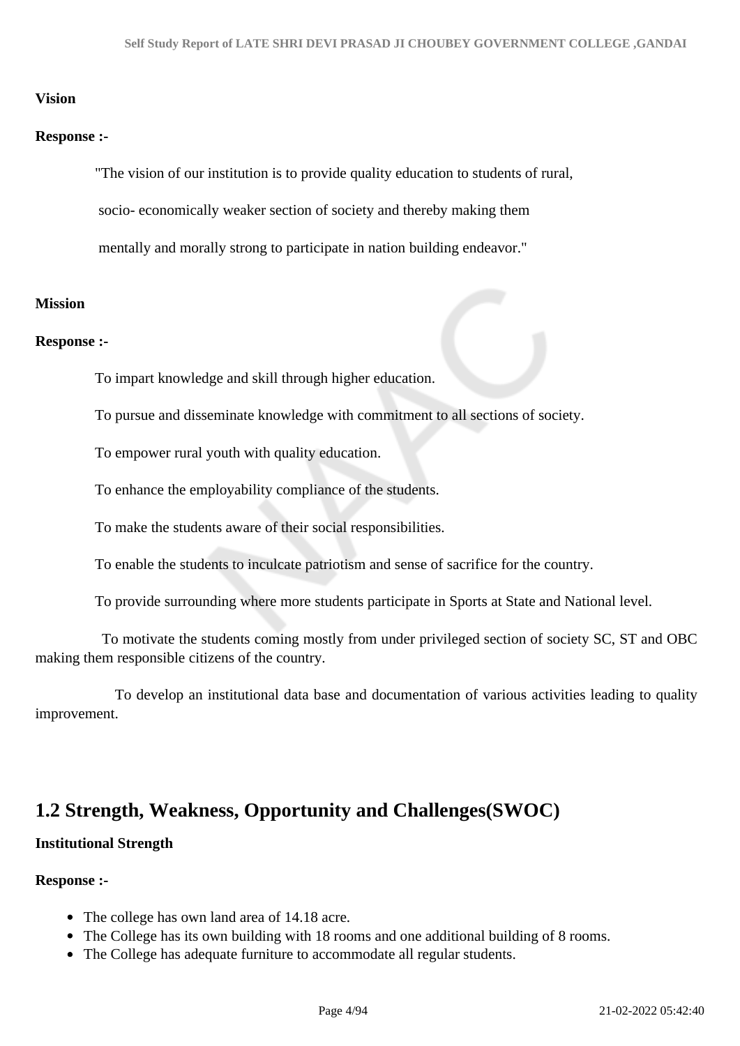**Vision**

**Response :-**

"The vision of our institution is to provide quality education to students of rural, socio- economically weaker section of society and thereby making them mentally and morally strong to participate in nation building endeavor."

**Mission**

**Response :-**

To impart knowledge and skill through higher education.

To pursue and disseminate knowledge with commitment to all sections of society.

To empower rural youth with quality education.

To enhance the employability compliance of the students.

To make the students aware of their social responsibilities.

To enable the students to inculcate patriotism and sense of sacrifice for the country.

To provide surrounding where more students participate in Sports at State and National level.

To motivate the students coming mostly from under privileged section of society SC, ST and OBC making them responsible citizens of the country.

To develop an institutional data base and documentation of various activities leading to quality improvement.

## 1.2 Strength, Weakness, Opportunity and Challenges(SWOC)

**Institutional Strength**

**Response :-**

- The college has own land area of 14.18 acre.
- The College has its own building with 18 rooms and one additional building of 8 rooms.
- The College has adequate furniture to accommodate all regular students.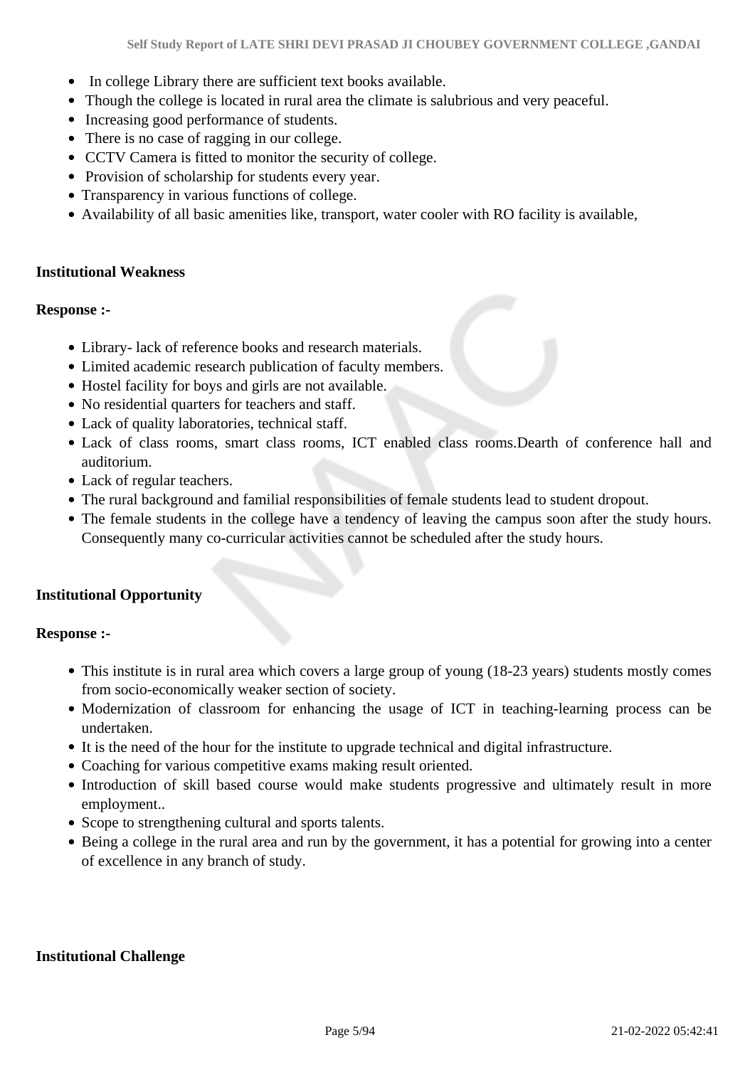- In college Library there are sufficient text books available.
- Though the college is located in rural area the climate is salubrious and very peaceful.
- Increasing good performance of students.
- There is no case of ragging in our college.
- CCTV Camera is fitted to monitor the security of college.
- Provision of scholarship for students every year.
- Transparency in various functions of college.
- Availability of all basic amenities like, transport, water cooler with RO facility is available,

**Institutional Weakness**

**Response :-**

- Library- lack of reference books and research materials.
- Limited academic research publication of faculty members.
- Hostel facility for boys and girls are not available.
- No residential quarters for teachers and staff.
- Lack of quality laboratories, technical staff.
- Lack of class rooms, smart class rooms, ICT enabled class rooms.Dearth of conference hall and auditorium.
- Lack of regular teachers.
- The rural background and familial responsibilities of female students lead to student dropout.
- The female students in the college have a tendency of leaving the campus soon after the study hours. Consequently many co-curricular activities cannot be scheduled after the study hours.

**Institutional Opportunity**

**Response :-**

- This institute is in rural area which covers a large group of young (18-23 years) students mostly comes from socio-economically weaker section of society.
- Modernization of classroom for enhancing the usage of ICT in teaching-learning process can be undertaken.
- It is the need of the hour for the institute to upgrade technical and digital infrastructure.
- Coaching for various competitive exams making result oriented.
- Introduction of skill based course would make students progressive and ultimately result in more employment..
- Scope to strengthening cultural and sports talents.
- Being a college in the rural area and run by the government, it has a potential for growing into a center of excellence in any branch of study.

**Institutional Challenge**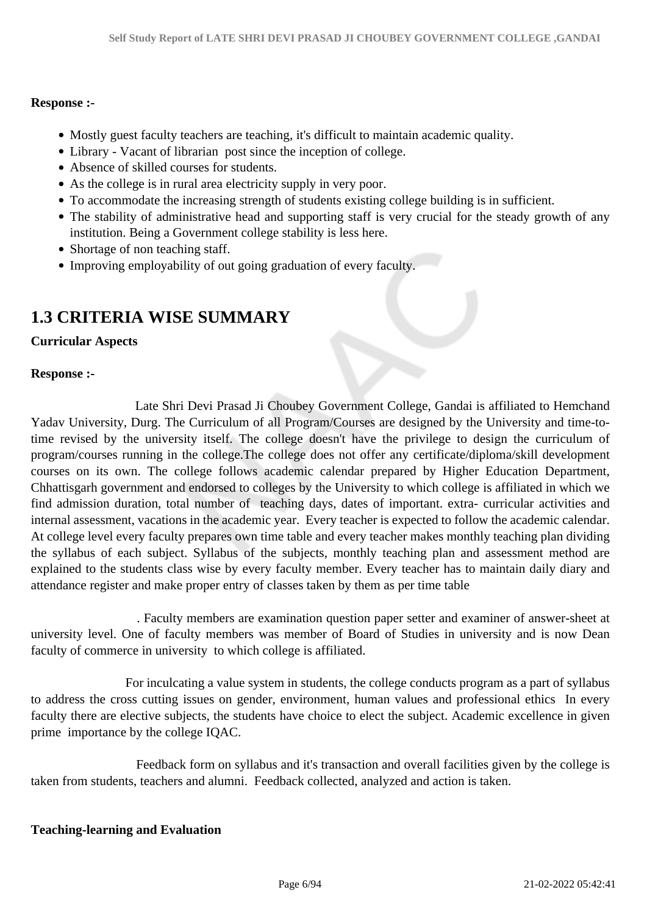**Response :-**

- Mostly guest faculty teachers are teaching, it's difficult to maintain academic quality.
- Library - Vacant of librarian post since the inception of college.
- Absence of skilled courses for students.
- As the college is in rural area electricity supply in very poor.
- To accommodate the increasing strength of students existing college building is in sufficient.
- The stability of administrative head and supporting staff is very crucial for the steady growth of any institution. Being a Government college stability is less here.
- Shortage of non teaching staff.
- Improving employability of out going graduation of every faculty.

## 1.3 CRITERIA WISE SUMMARY

**Curricular Aspects**

**Response :-**

Late Shri Devi Prasad Ji Choubey Government College, Gandai is affiliated to Hemchand Yadav University, Durg. The Curriculum of all Program/Courses are designed by the University and time-to-time revised by the university itself. The college doesn't have the privilege to design the curriculum of program/courses running in the college.The college does not offer any certificate/diploma/skill development courses on its own. The college follows academic calendar prepared by Higher Education Department, Chhattisgarh government and endorsed to colleges by the University to which college is affiliated in which we find admission duration, total number of teaching days, dates of important. extra- curricular activities and internal assessment, vacations in the academic year. Every teacher is expected to follow the academic calendar. At college level every faculty prepares own time table and every teacher makes monthly teaching plan dividing the syllabus of each subject. Syllabus of the subjects, monthly teaching plan and assessment method are explained to the students class wise by every faculty member. Every teacher has to maintain daily diary and attendance register and make proper entry of classes taken by them as per time table

. Faculty members are examination question paper setter and examiner of answer-sheet at university level. One of faculty members was member of Board of Studies in university and is now Dean faculty of commerce in university to which college is affiliated.

For inculcating a value system in students, the college conducts program as a part of syllabus to address the cross cutting issues on gender, environment, human values and professional ethics In every faculty there are elective subjects, the students have choice to elect the subject. Academic excellence in given prime importance by the college IQAC.

Feedback form on syllabus and it's transaction and overall facilities given by the college is taken from students, teachers and alumni. Feedback collected, analyzed and action is taken.

**Teaching-learning and Evaluation**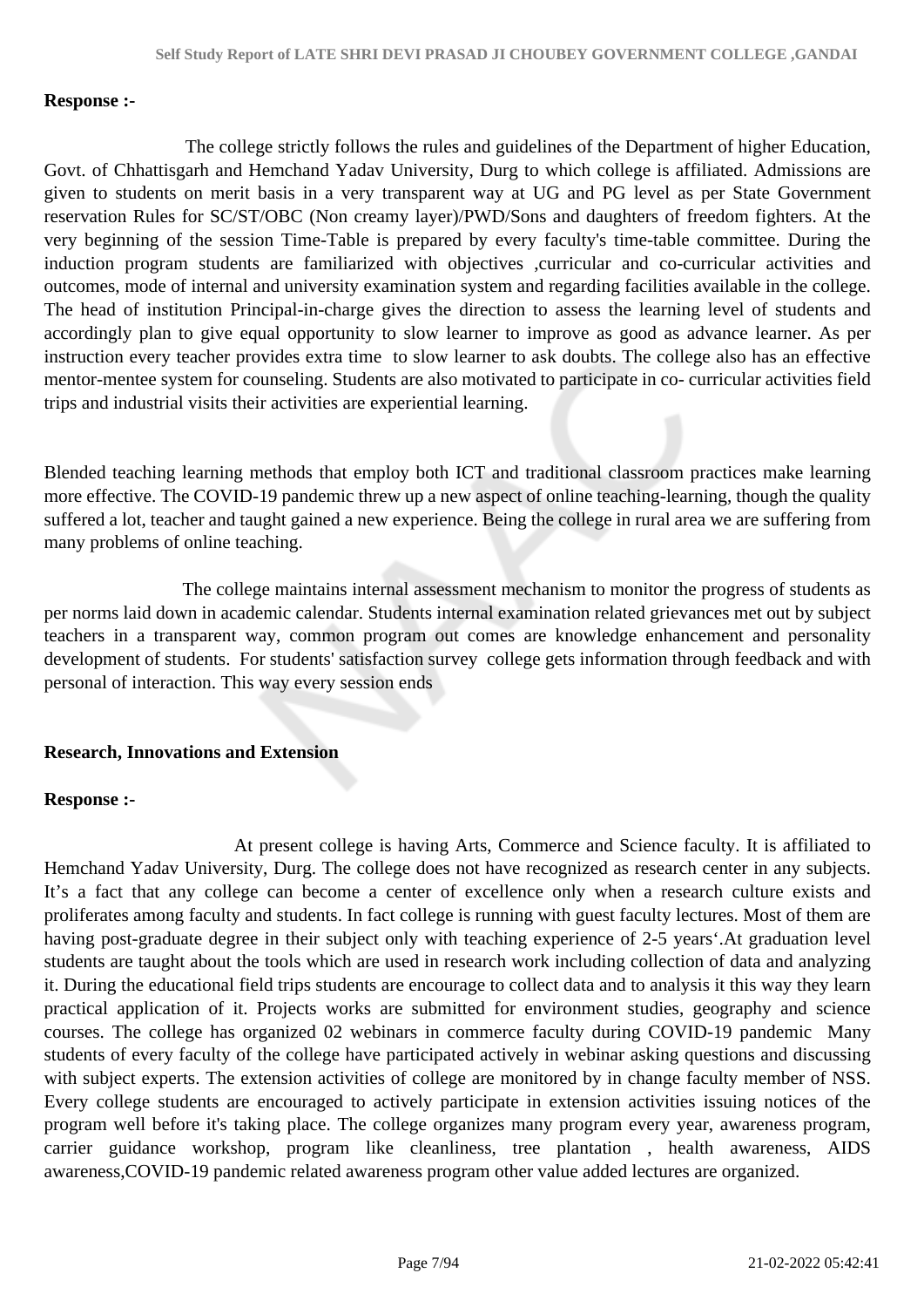**Response :-**

The college strictly follows the rules and guidelines of the Department of higher Education, Govt. of Chhattisgarh and Hemchand Yadav University, Durg to which college is affiliated. Admissions are given to students on merit basis in a very transparent way at UG and PG level as per State Government reservation Rules for SC/ST/OBC (Non creamy layer)/PWD/Sons and daughters of freedom fighters. At the very beginning of the session Time-Table is prepared by every faculty's time-table committee. During the induction program students are familiarized with objectives ,curricular and co-curricular activities and outcomes, mode of internal and university examination system and regarding facilities available in the college. The head of institution Principal-in-charge gives the direction to assess the learning level of students and accordingly plan to give equal opportunity to slow learner to improve as good as advance learner. As per instruction every teacher provides extra time to slow learner to ask doubts. The college also has an effective mentor-mentee system for counseling. Students are also motivated to participate in co- curricular activities field trips and industrial visits their activities are experiential learning.

Blended teaching learning methods that employ both ICT and traditional classroom practices make learning more effective. The COVID-19 pandemic threw up a new aspect of online teaching-learning, though the quality suffered a lot, teacher and taught gained a new experience. Being the college in rural area we are suffering from many problems of online teaching.

The college maintains internal assessment mechanism to monitor the progress of students as per norms laid down in academic calendar. Students internal examination related grievances met out by subject teachers in a transparent way, common program out comes are knowledge enhancement and personality development of students. For students' satisfaction survey college gets information through feedback and with personal of interaction. This way every session ends

**Research, Innovations and Extension**

**Response :-**

At present college is having Arts, Commerce and Science faculty. It is affiliated to Hemchand Yadav University, Durg. The college does not have recognized as research center in any subjects. It's a fact that any college can become a center of excellence only when a research culture exists and proliferates among faculty and students. In fact college is running with guest faculty lectures. Most of them are having post-graduate degree in their subject only with teaching experience of 2-5 years'.At graduation level students are taught about the tools which are used in research work including collection of data and analyzing it. During the educational field trips students are encourage to collect data and to analysis it this way they learn practical application of it. Projects works are submitted for environment studies, geography and science courses. The college has organized 02 webinars in commerce faculty during COVID-19 pandemic Many students of every faculty of the college have participated actively in webinar asking questions and discussing with subject experts. The extension activities of college are monitored by in change faculty member of NSS. Every college students are encouraged to actively participate in extension activities issuing notices of the program well before it's taking place. The college organizes many program every year, awareness program, carrier guidance workshop, program like cleanliness, tree plantation , health awareness, AIDS awareness,COVID-19 pandemic related awareness program other value added lectures are organized.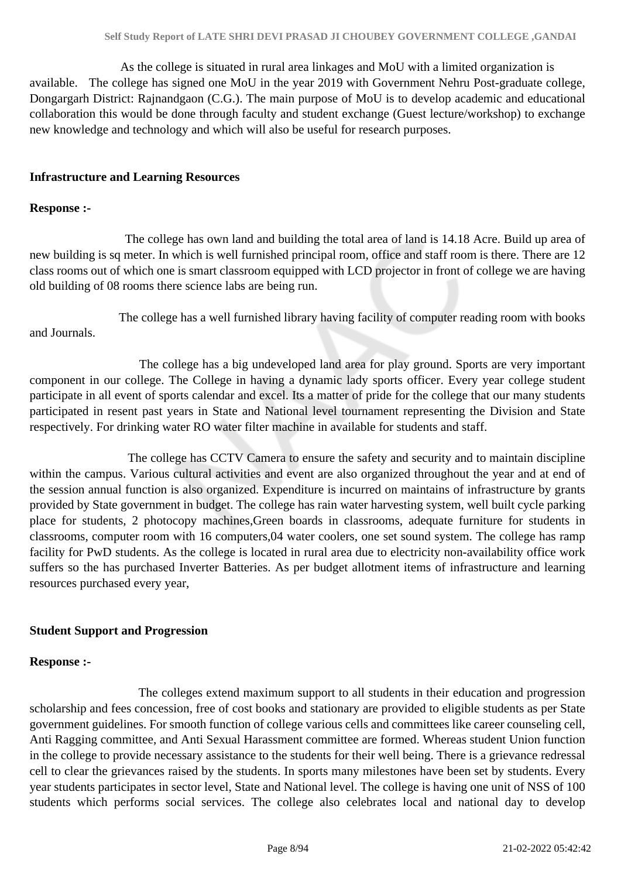As the college is situated in rural area linkages and MoU with a limited organization is available. The college has signed one MoU in the year 2019 with Government Nehru Post-graduate college, Dongargarh District: Rajnandgaon (C.G.). The main purpose of MoU is to develop academic and educational collaboration this would be done through faculty and student exchange (Guest lecture/workshop) to exchange new knowledge and technology and which will also be useful for research purposes.

**Infrastructure and Learning Resources**

**Response :-**

The college has own land and building the total area of land is 14.18 Acre. Build up area of new building is sq meter. In which is well furnished principal room, office and staff room is there. There are 12 class rooms out of which one is smart classroom equipped with LCD projector in front of college we are having old building of 08 rooms there science labs are being run.

The college has a well furnished library having facility of computer reading room with books and Journals.

The college has a big undeveloped land area for play ground. Sports are very important component in our college. The College in having a dynamic lady sports officer. Every year college student participate in all event of sports calendar and excel. Its a matter of pride for the college that our many students participated in resent past years in State and National level tournament representing the Division and State respectively. For drinking water RO water filter machine in available for students and staff.

The college has CCTV Camera to ensure the safety and security and to maintain discipline within the campus. Various cultural activities and event are also organized throughout the year and at end of the session annual function is also organized. Expenditure is incurred on maintains of infrastructure by grants provided by State government in budget. The college has rain water harvesting system, well built cycle parking place for students, 2 photocopy machines,Green boards in classrooms, adequate furniture for students in classrooms, computer room with 16 computers,04 water coolers, one set sound system. The college has ramp facility for PwD students. As the college is located in rural area due to electricity non-availability office work suffers so the has purchased Inverter Batteries. As per budget allotment items of infrastructure and learning resources purchased every year,

**Student Support and Progression**

**Response :-**

The colleges extend maximum support to all students in their education and progression scholarship and fees concession, free of cost books and stationary are provided to eligible students as per State government guidelines. For smooth function of college various cells and committees like career counseling cell, Anti Ragging committee, and Anti Sexual Harassment committee are formed. Whereas student Union function in the college to provide necessary assistance to the students for their well being. There is a grievance redressal cell to clear the grievances raised by the students. In sports many milestones have been set by students. Every year students participates in sector level, State and National level. The college is having one unit of NSS of 100 students which performs social services. The college also celebrates local and national day to develop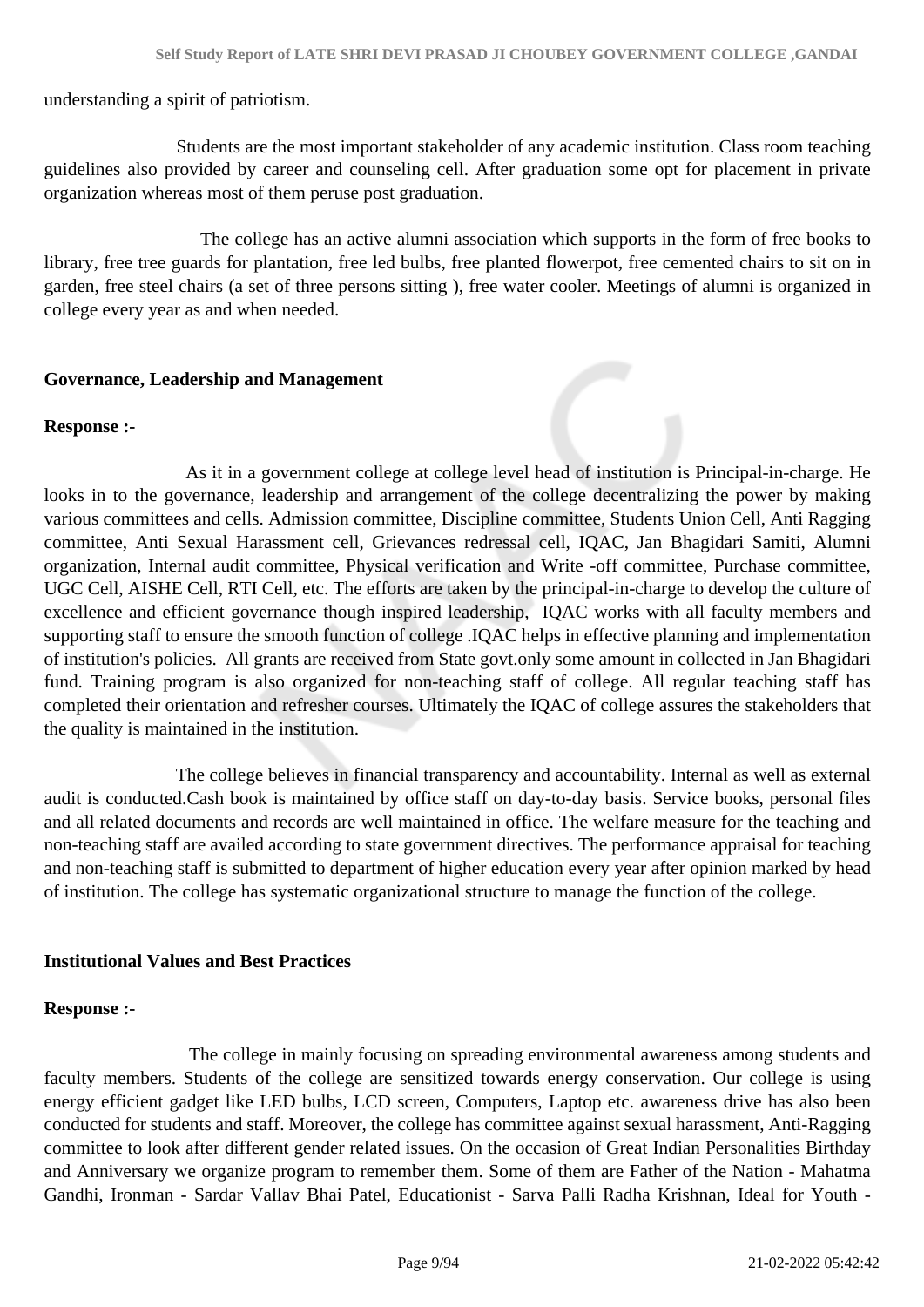understanding a spirit of patriotism.

Students are the most important stakeholder of any academic institution. Class room teaching guidelines also provided by career and counseling cell. After graduation some opt for placement in private organization whereas most of them peruse post graduation.

The college has an active alumni association which supports in the form of free books to library, free tree guards for plantation, free led bulbs, free planted flowerpot, free cemented chairs to sit on in garden, free steel chairs (a set of three persons sitting ), free water cooler. Meetings of alumni is organized in college every year as and when needed.

**Governance, Leadership and Management**

**Response :-**

As it in a government college at college level head of institution is Principal-in-charge. He looks in to the governance, leadership and arrangement of the college decentralizing the power by making various committees and cells. Admission committee, Discipline committee, Students Union Cell, Anti Ragging committee, Anti Sexual Harassment cell, Grievances redressal cell, IQAC, Jan Bhagidari Samiti, Alumni organization, Internal audit committee, Physical verification and Write -off committee, Purchase committee, UGC Cell, AISHE Cell, RTI Cell, etc. The efforts are taken by the principal-in-charge to develop the culture of excellence and efficient governance though inspired leadership, IQAC works with all faculty members and supporting staff to ensure the smooth function of college .IQAC helps in effective planning and implementation of institution's policies. All grants are received from State govt.only some amount in collected in Jan Bhagidari fund. Training program is also organized for non-teaching staff of college. All regular teaching staff has completed their orientation and refresher courses. Ultimately the IQAC of college assures the stakeholders that the quality is maintained in the institution.

The college believes in financial transparency and accountability. Internal as well as external audit is conducted.Cash book is maintained by office staff on day-to-day basis. Service books, personal files and all related documents and records are well maintained in office. The welfare measure for the teaching and non-teaching staff are availed according to state government directives. The performance appraisal for teaching and non-teaching staff is submitted to department of higher education every year after opinion marked by head of institution. The college has systematic organizational structure to manage the function of the college.

**Institutional Values and Best Practices**

**Response :-**

The college in mainly focusing on spreading environmental awareness among students and faculty members. Students of the college are sensitized towards energy conservation. Our college is using energy efficient gadget like LED bulbs, LCD screen, Computers, Laptop etc. awareness drive has also been conducted for students and staff. Moreover, the college has committee against sexual harassment, Anti-Ragging committee to look after different gender related issues. On the occasion of Great Indian Personalities Birthday and Anniversary we organize program to remember them. Some of them are Father of the Nation - Mahatma Gandhi, Ironman - Sardar Vallav Bhai Patel, Educationist - Sarva Palli Radha Krishnan, Ideal for Youth -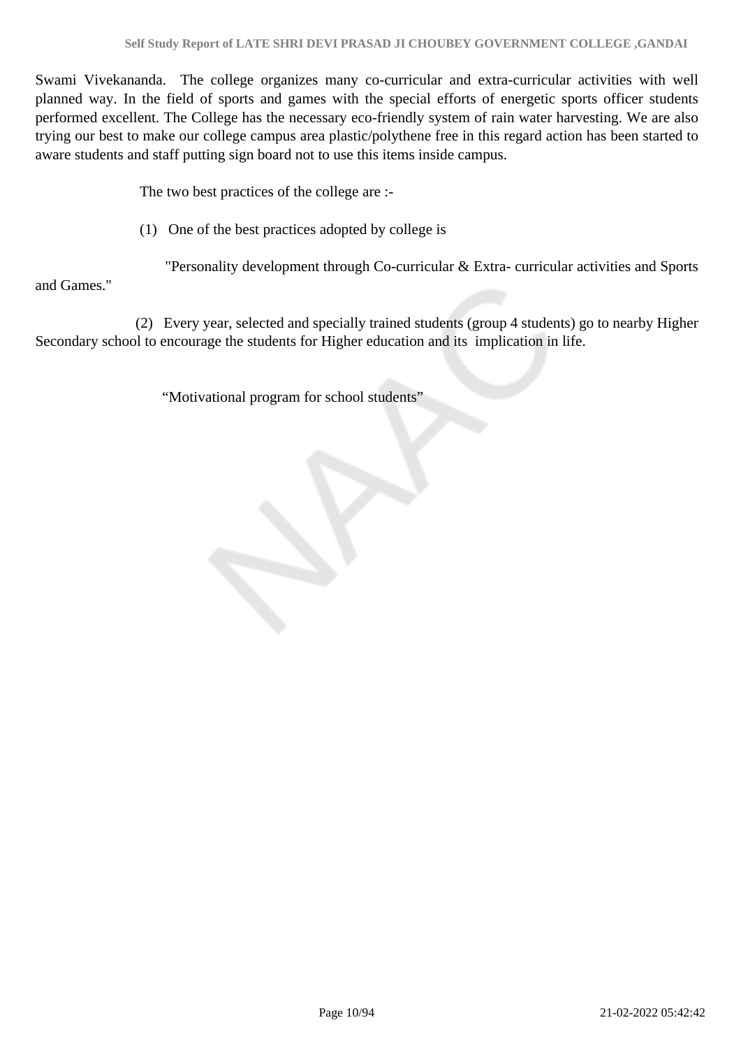Swami Vivekananda. The college organizes many co-curricular and extra-curricular activities with well planned way. In the field of sports and games with the special efforts of energetic sports officer students performed excellent. The College has the necessary eco-friendly system of rain water harvesting. We are also trying our best to make our college campus area plastic/polythene free in this regard action has been started to aware students and staff putting sign board not to use this items inside campus.

The two best practices of the college are :-

(1) One of the best practices adopted by college is

"Personality development through Co-curricular & Extra- curricular activities and Sports and Games."

(2) Every year, selected and specially trained students (group 4 students) go to nearby Higher Secondary school to encourage the students for Higher education and its implication in life.

"Motivational program for school students"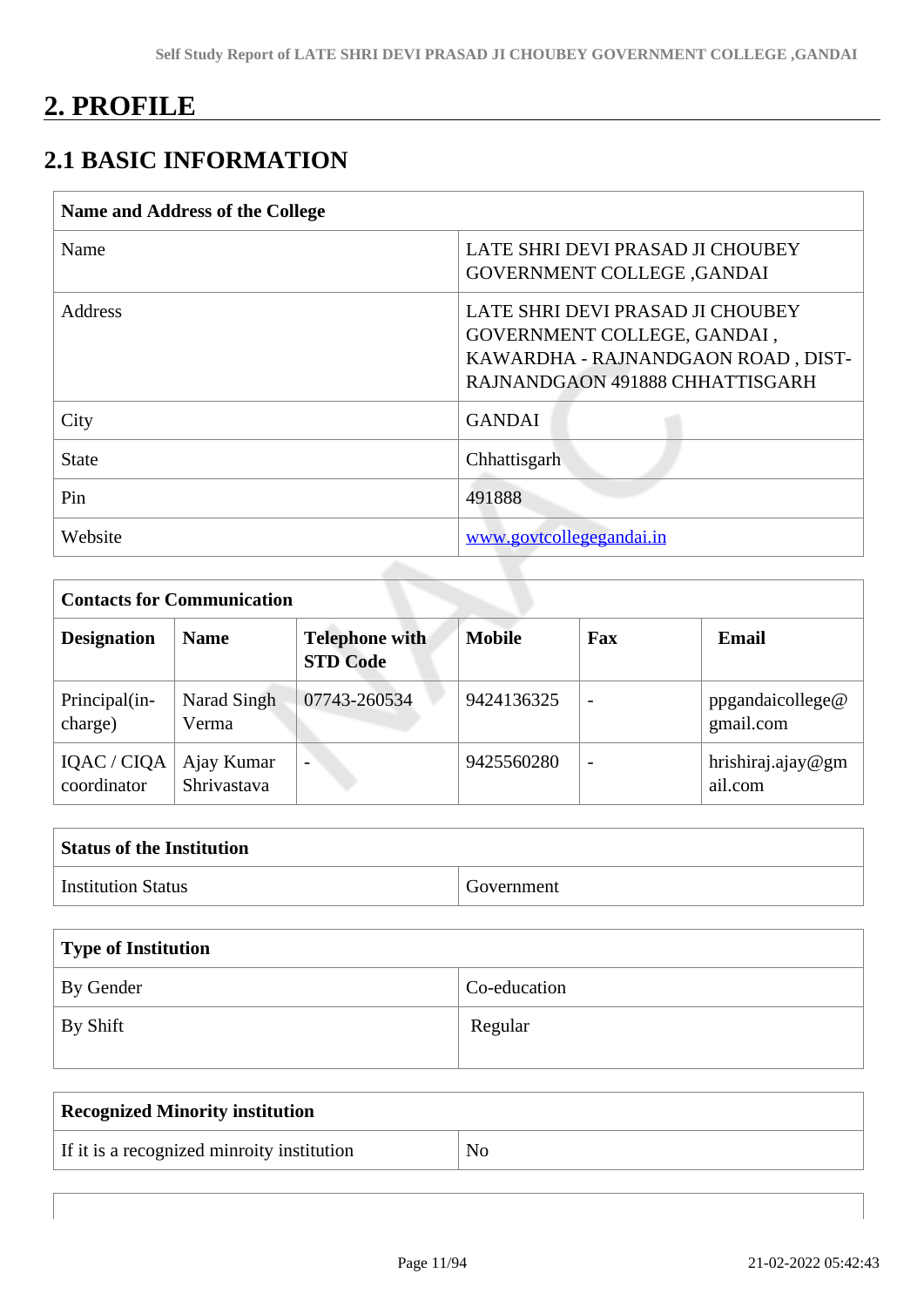# 2. PROFILE

## 2.1 BASIC INFORMATION

| Name and Address of the College | |
|---|---|
| Name | LATE SHRI DEVI PRASAD JI CHOUBEY GOVERNMENT COLLEGE ,GANDAI |
| Address | LATE SHRI DEVI PRASAD JI CHOUBEY GOVERNMENT COLLEGE, GANDAI , KAWARDHA - RAJNANDGAON ROAD , DIST-RAJNANDGAON 491888 CHHATTISGARH |
| City | GANDAI |
| State | Chhattisgarh |
| Pin | 491888 |
| Website | www.govtcollegegandai.in |

| Contacts for Communication | | | | | |
|---|---|---|---|---|---|
| **Designation** | **Name** | **Telephone with STD Code** | **Mobile** | **Fax** | **Email** |
| Principal(in-charge) | Narad Singh Verma | 07743-260534 | 9424136325 | - | ppgandaicollege@gmail.com |
| IQAC / CIQA coordinator | Ajay Kumar Shrivastava | - | 9425560280 | - | hrishiraj.ajay@gmail.com |

| Status of the Institution | |
|---|---|
| Institution Status | Government |

| Type of Institution | |
|---|---|
| By Gender | Co-education |
| By Shift | Regular |

| Recognized Minority institution | |
|---|---|
| If it is a recognized minroity institution | No |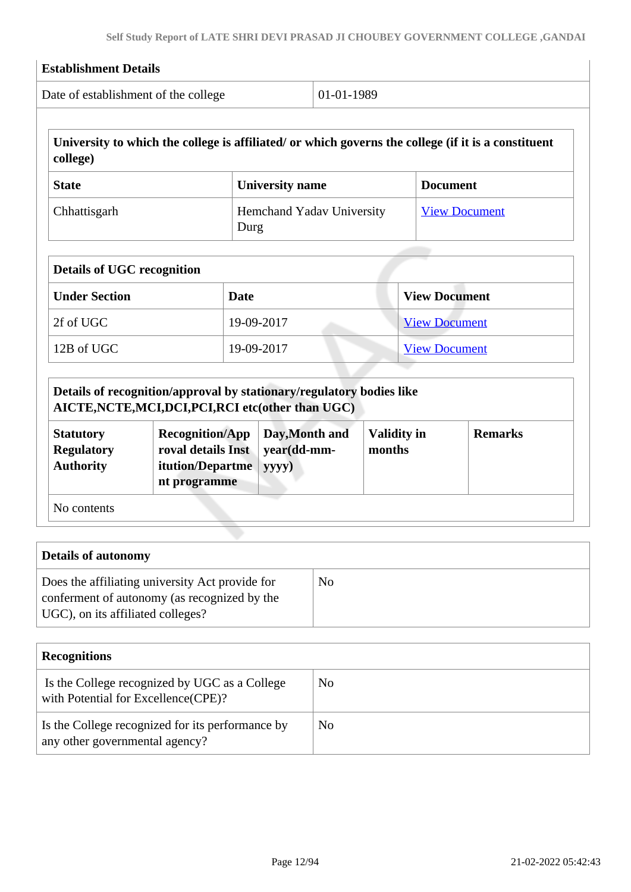| Establishment Details | |
|---|---|
| Date of establishment of the college | 01-01-1989 |

| University to which the college is affiliated/ or which governs the college (if it is a constituent college) | | |
|---|---|---|
| **State** | **University name** | **Document** |
| Chhattisgarh | Hemchand Yadav University Durg | View Document |

| Details of UGC recognition | | |
|---|---|---|
| **Under Section** | **Date** | **View Document** |
| 2f of UGC | 19-09-2017 | View Document |
| 12B of UGC | 19-09-2017 | View Document |

| Details of recognition/approval by stationary/regulatory bodies like AICTE,NCTE,MCI,DCI,PCI,RCI etc(other than UGC) | | | | |
|---|---|---|---|---|
| **Statutory Regulatory Authority** | **Recognition/Approval details Institution/Department programme** | **Day,Month and year(dd-mm-yyyy)** | **Validity in months** | **Remarks** |
| No contents | | | | |

| Details of autonomy | |
|---|---|
| Does the affiliating university Act provide for conferment of autonomy (as recognized by the UGC), on its affiliated colleges? | No |

| Recognitions | |
|---|---|
| Is the College recognized by UGC as a College with Potential for Excellence(CPE)? | No |
| Is the College recognized for its performance by any other governmental agency? | No |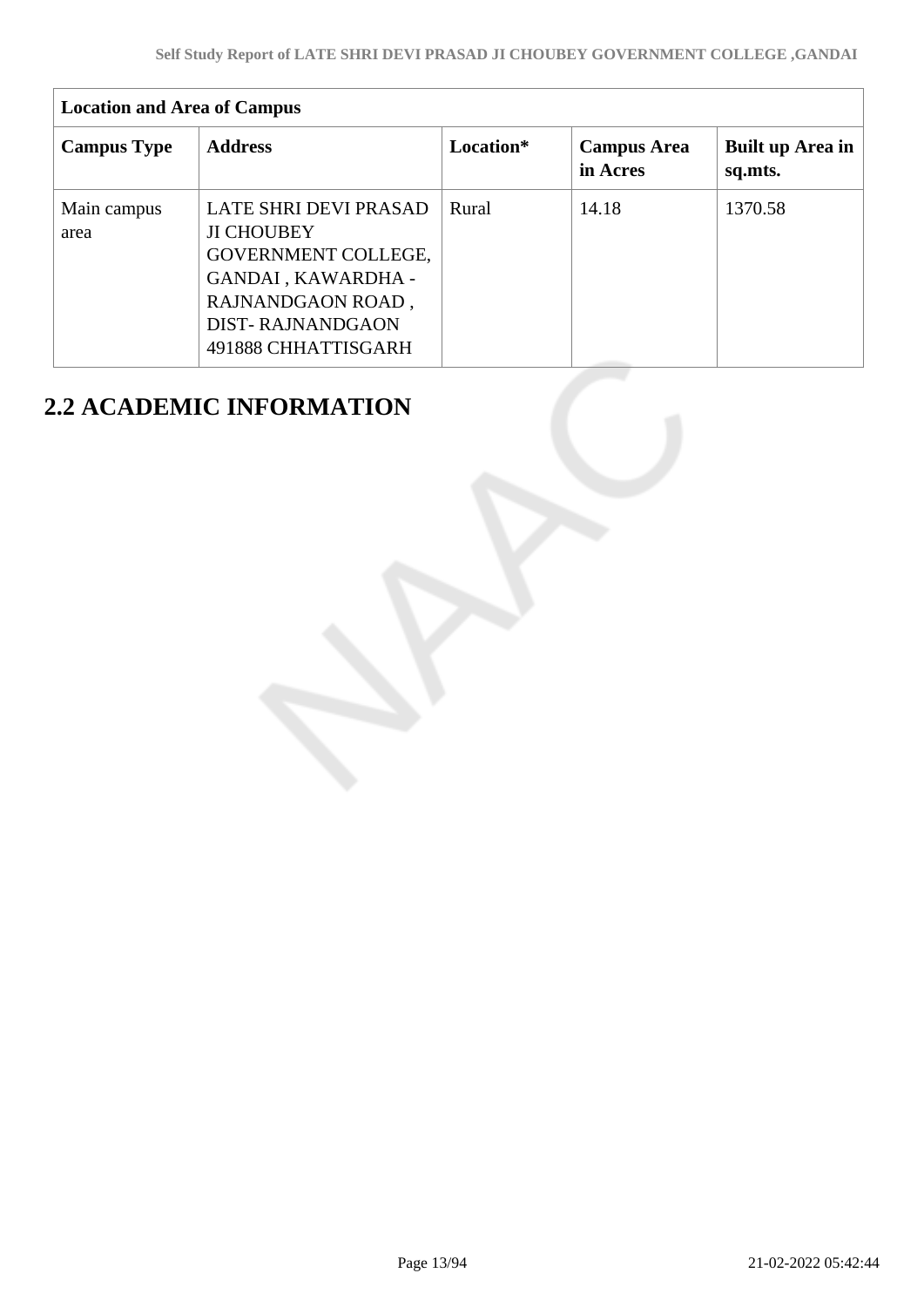| Location and Area of Campus | | | | |
|---|---|---|---|---|
| **Campus Type** | **Address** | **Location*** | **Campus Area in Acres** | **Built up Area in sq.mts.** |
| Main campus area | LATE SHRI DEVI PRASAD JI CHOUBEY GOVERNMENT COLLEGE, GANDAI , KAWARDHA - RAJNANDGAON ROAD , DIST- RAJNANDGAON 491888 CHHATTISGARH | Rural | 14.18 | 1370.58 |

# 2.2 ACADEMIC INFORMATION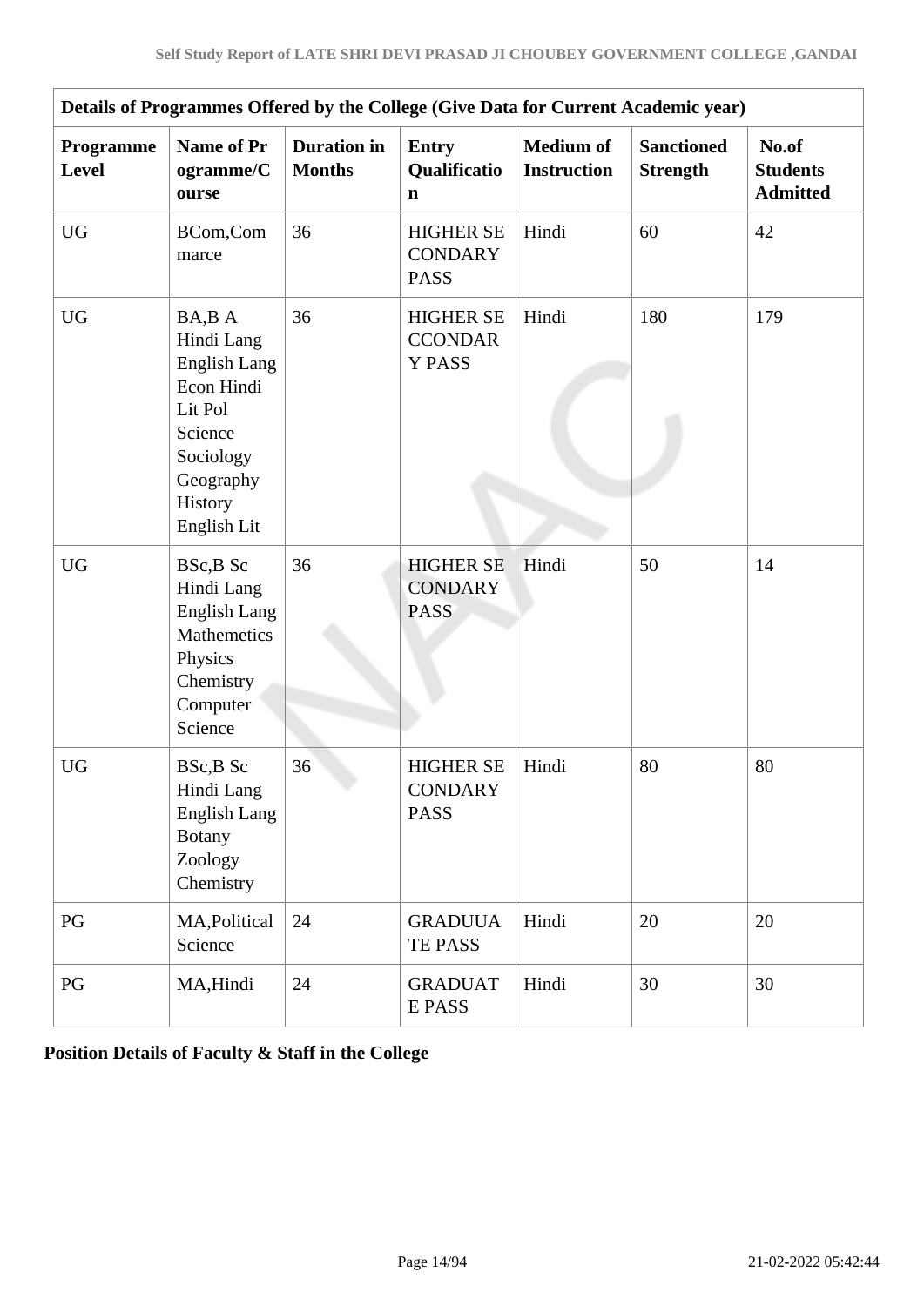| Details of Programmes Offered by the College (Give Data for Current Academic year) | | | | | | |
|---|---|---|---|---|---|---|
| **Programme Level** | **Name of Programme/Course** | **Duration in Months** | **Entry Qualification** | **Medium of Instruction** | **Sanctioned Strength** | **No.of Students Admitted** |
| UG | BCom,Commarce | 36 | HIGHER SECONDARY PASS | Hindi | 60 | 42 |
| UG | BA,B A Hindi Lang English Lang Econ Hindi Lit Pol Science Sociology Geography History English Lit | 36 | HIGHER SECCONDARY PASS | Hindi | 180 | 179 |
| UG | BSc,B Sc Hindi Lang English Lang Mathemetics Physics Chemistry Computer Science | 36 | HIGHER SECONDARY PASS | Hindi | 50 | 14 |
| UG | BSc,B Sc Hindi Lang English Lang Botany Zoology Chemistry | 36 | HIGHER SECONDARY PASS | Hindi | 80 | 80 |
| PG | MA,Political Science | 24 | GRADUUATE PASS | Hindi | 20 | 20 |
| PG | MA,Hindi | 24 | GRADUATE PASS | Hindi | 30 | 30 |

**Position Details of Faculty & Staff in the College**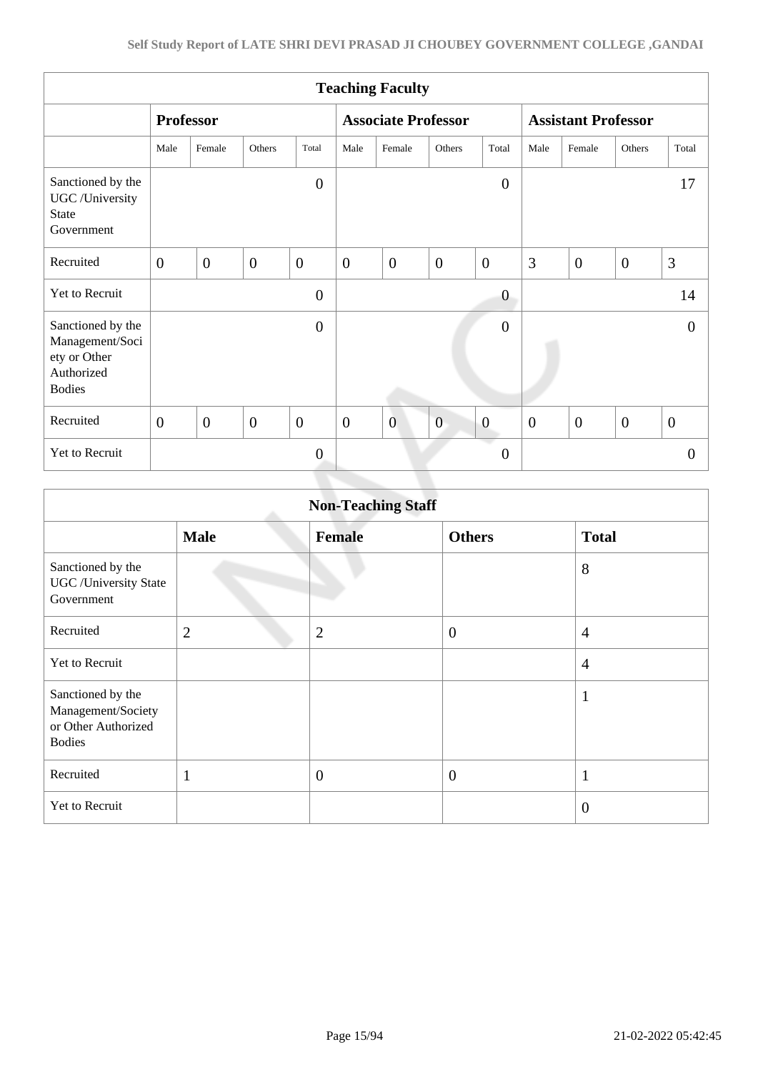| Teaching Faculty | | | | | | | | | | | | |
|---|---|---|---|---|---|---|---|---|---|---|---|---|
| | **Professor** | | | | **Associate Professor** | | | | **Assistant Professor** | | | |
| | Male | Female | Others | Total | Male | Female | Others | Total | Male | Female | Others | Total |
| Sanctioned by the UGC /University State Government | | | | 0 | | | | 0 | | | | 17 |
| Recruited | 0 | 0 | 0 | 0 | 0 | 0 | 0 | 0 | 3 | 0 | 0 | 3 |
| Yet to Recruit | | | | 0 | | | | 0 | | | | 14 |
| Sanctioned by the Management/Society or Other Authorized Bodies | | | | 0 | | | | 0 | | | | 0 |
| Recruited | 0 | 0 | 0 | 0 | 0 | 0 | 0 | 0 | 0 | 0 | 0 | 0 |
| Yet to Recruit | | | | 0 | | | | 0 | | | | 0 |

| Non-Teaching Staff | | | | |
|---|---|---|---|---|
| | **Male** | **Female** | **Others** | **Total** |
| Sanctioned by the UGC /University State Government | | | | 8 |
| Recruited | 2 | 2 | 0 | 4 |
| Yet to Recruit | | | | 4 |
| Sanctioned by the Management/Society or Other Authorized Bodies | | | | 1 |
| Recruited | 1 | 0 | 0 | 1 |
| Yet to Recruit | | | | 0 |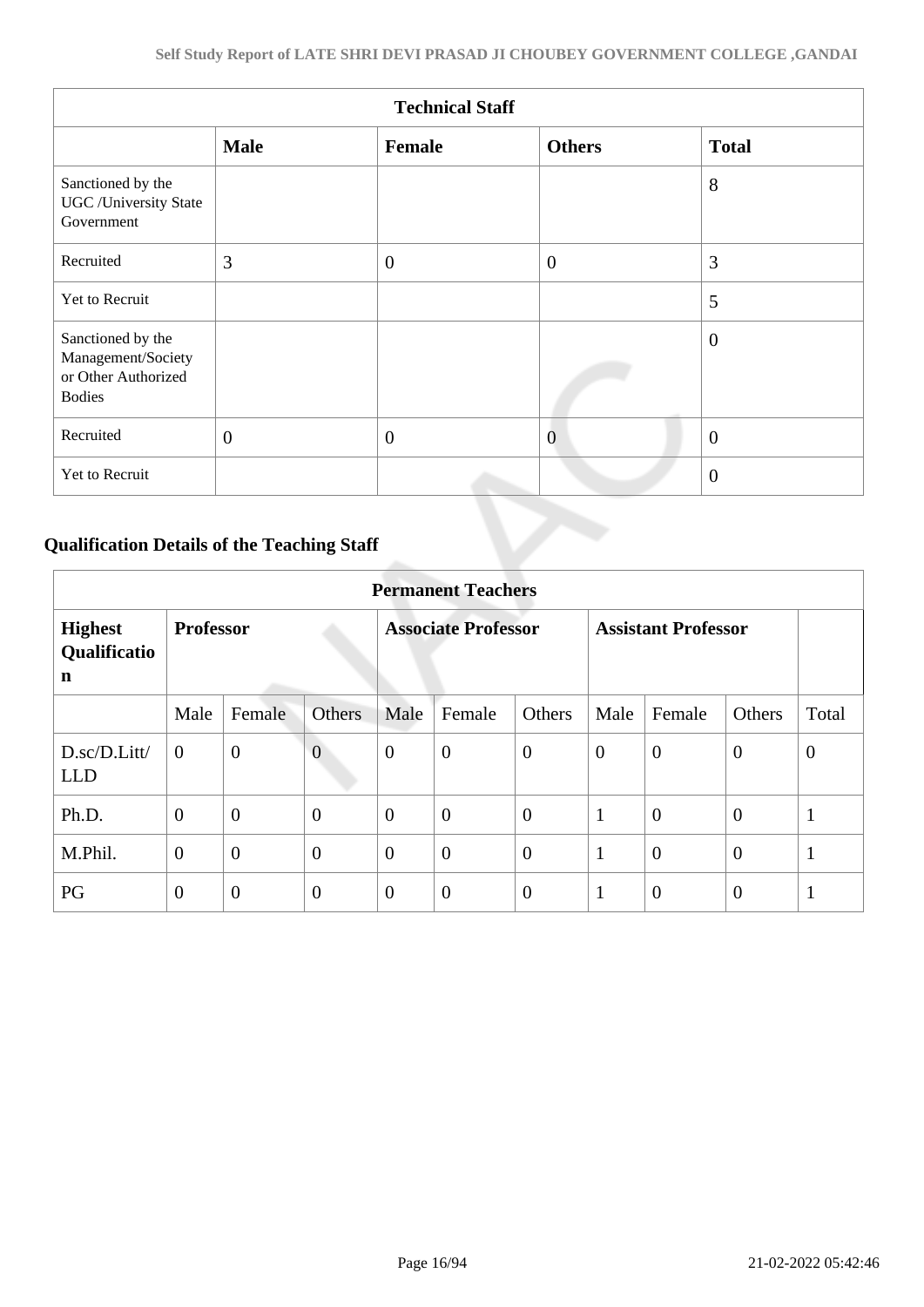| Technical Staff | | | | |
|---|---|---|---|---|
| | **Male** | **Female** | **Others** | **Total** |
| Sanctioned by the UGC /University State Government | | | | 8 |
| Recruited | 3 | 0 | 0 | 3 |
| Yet to Recruit | | | | 5 |
| Sanctioned by the Management/Society or Other Authorized Bodies | | | | 0 |
| Recruited | 0 | 0 | 0 | 0 |
| Yet to Recruit | | | | 0 |

## Qualification Details of the Teaching Staff

| Permanent Teachers | | | | | | | | | | |
|---|---|---|---|---|---|---|---|---|---|---|
| **Highest Qualification** | **Professor** | | | **Associate Professor** | | | **Assistant Professor** | | | |
| | Male | Female | Others | Male | Female | Others | Male | Female | Others | Total |
| D.sc/D.Litt/ LLD | 0 | 0 | 0 | 0 | 0 | 0 | 0 | 0 | 0 | 0 |
| Ph.D. | 0 | 0 | 0 | 0 | 0 | 0 | 1 | 0 | 0 | 1 |
| M.Phil. | 0 | 0 | 0 | 0 | 0 | 0 | 1 | 0 | 0 | 1 |
| PG | 0 | 0 | 0 | 0 | 0 | 0 | 1 | 0 | 0 | 1 |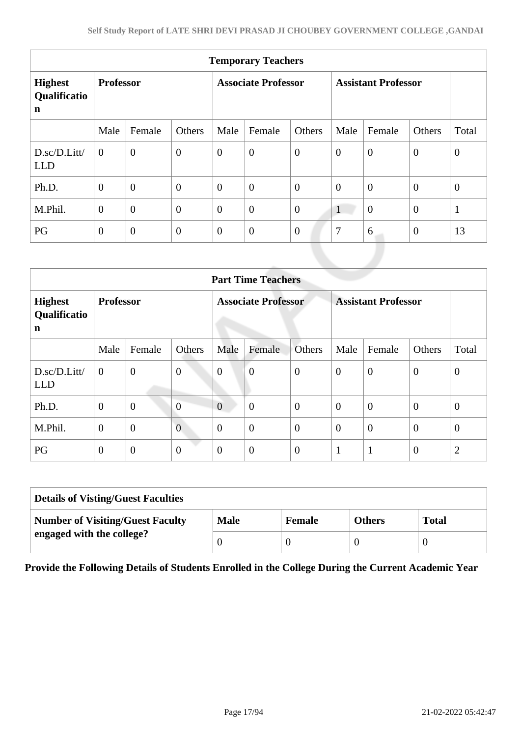| Temporary Teachers | | | | | | | | | | |
|---|---|---|---|---|---|---|---|---|---|---|
| **Highest Qualification** | **Professor** | | | **Associate Professor** | | | **Assistant Professor** | | | |
| | Male | Female | Others | Male | Female | Others | Male | Female | Others | Total |
| D.sc/D.Litt/ LLD | 0 | 0 | 0 | 0 | 0 | 0 | 0 | 0 | 0 | 0 |
| Ph.D. | 0 | 0 | 0 | 0 | 0 | 0 | 0 | 0 | 0 | 0 |
| M.Phil. | 0 | 0 | 0 | 0 | 0 | 0 | 1 | 0 | 0 | 1 |
| PG | 0 | 0 | 0 | 0 | 0 | 0 | 7 | 6 | 0 | 13 |

| Part Time Teachers | | | | | | | | | | |
|---|---|---|---|---|---|---|---|---|---|---|
| **Highest Qualification** | **Professor** | | | **Associate Professor** | | | **Assistant Professor** | | | |
| | Male | Female | Others | Male | Female | Others | Male | Female | Others | Total |
| D.sc/D.Litt/ LLD | 0 | 0 | 0 | 0 | 0 | 0 | 0 | 0 | 0 | 0 |
| Ph.D. | 0 | 0 | 0 | 0 | 0 | 0 | 0 | 0 | 0 | 0 |
| M.Phil. | 0 | 0 | 0 | 0 | 0 | 0 | 0 | 0 | 0 | 0 |
| PG | 0 | 0 | 0 | 0 | 0 | 0 | 1 | 1 | 0 | 2 |

| Details of Visting/Guest Faculties | | | | |
|---|---|---|---|---|
| **Number of Visiting/Guest Faculty engaged with the college?** | **Male** | **Female** | **Others** | **Total** |
| | 0 | 0 | 0 | 0 |

**Provide the Following Details of Students Enrolled in the College During the Current Academic Year**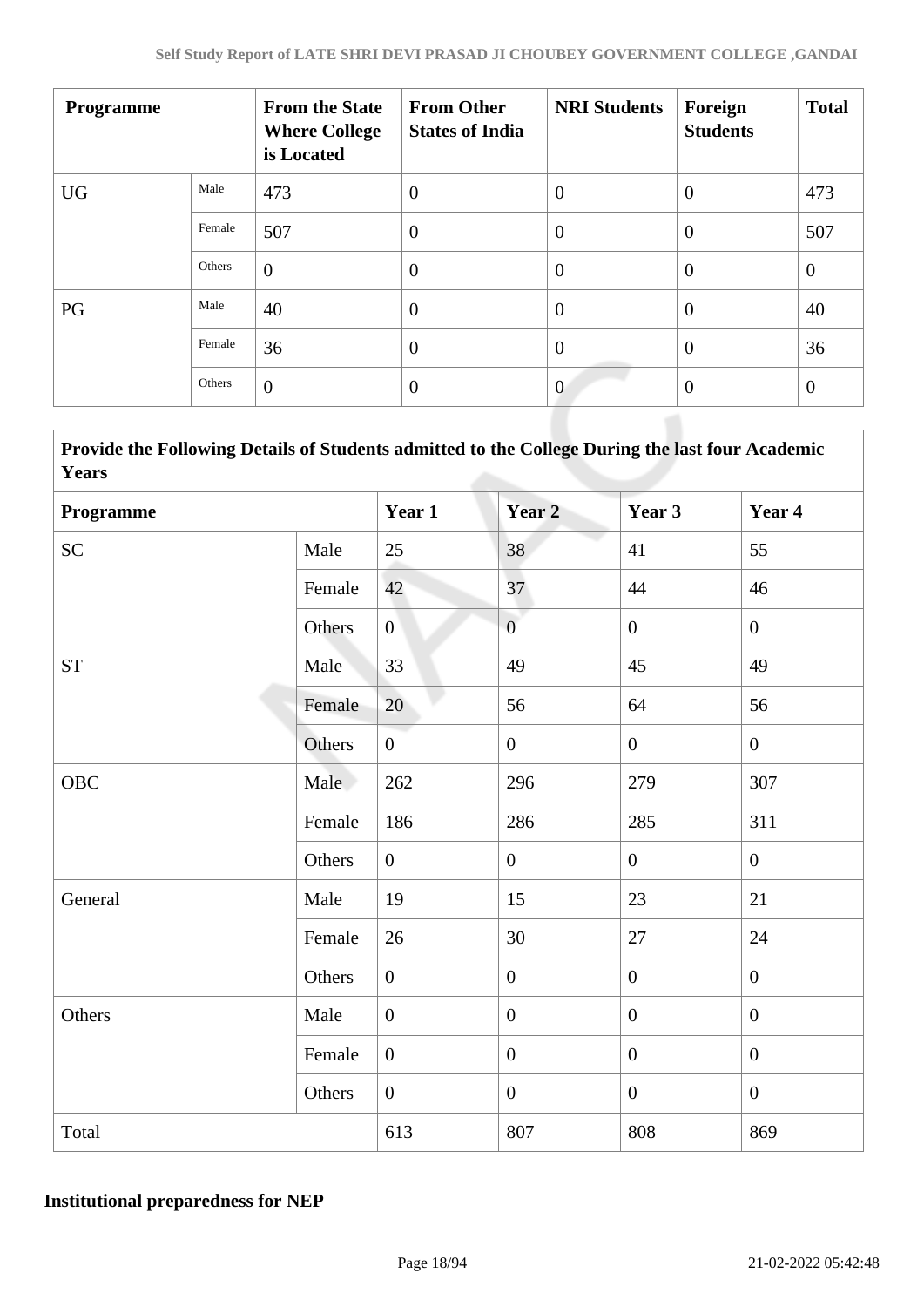| Programme | | From the State Where College is Located | From Other States of India | NRI Students | Foreign Students | Total |
|---|---|---|---|---|---|---|
| UG | Male | 473 | 0 | 0 | 0 | 473 |
| | Female | 507 | 0 | 0 | 0 | 507 |
| | Others | 0 | 0 | 0 | 0 | 0 |
| PG | Male | 40 | 0 | 0 | 0 | 40 |
| | Female | 36 | 0 | 0 | 0 | 36 |
| | Others | 0 | 0 | 0 | 0 | 0 |

| Provide the Following Details of Students admitted to the College During the last four Academic Years | | | | | |
|---|---|---|---|---|---|
| **Programme** | | **Year 1** | **Year 2** | **Year 3** | **Year 4** |
| SC | Male | 25 | 38 | 41 | 55 |
| | Female | 42 | 37 | 44 | 46 |
| | Others | 0 | 0 | 0 | 0 |
| ST | Male | 33 | 49 | 45 | 49 |
| | Female | 20 | 56 | 64 | 56 |
| | Others | 0 | 0 | 0 | 0 |
| OBC | Male | 262 | 296 | 279 | 307 |
| | Female | 186 | 286 | 285 | 311 |
| | Others | 0 | 0 | 0 | 0 |
| General | Male | 19 | 15 | 23 | 21 |
| | Female | 26 | 30 | 27 | 24 |
| | Others | 0 | 0 | 0 | 0 |
| Others | Male | 0 | 0 | 0 | 0 |
| | Female | 0 | 0 | 0 | 0 |
| | Others | 0 | 0 | 0 | 0 |
| Total | | 613 | 807 | 808 | 869 |

**Institutional preparedness for NEP**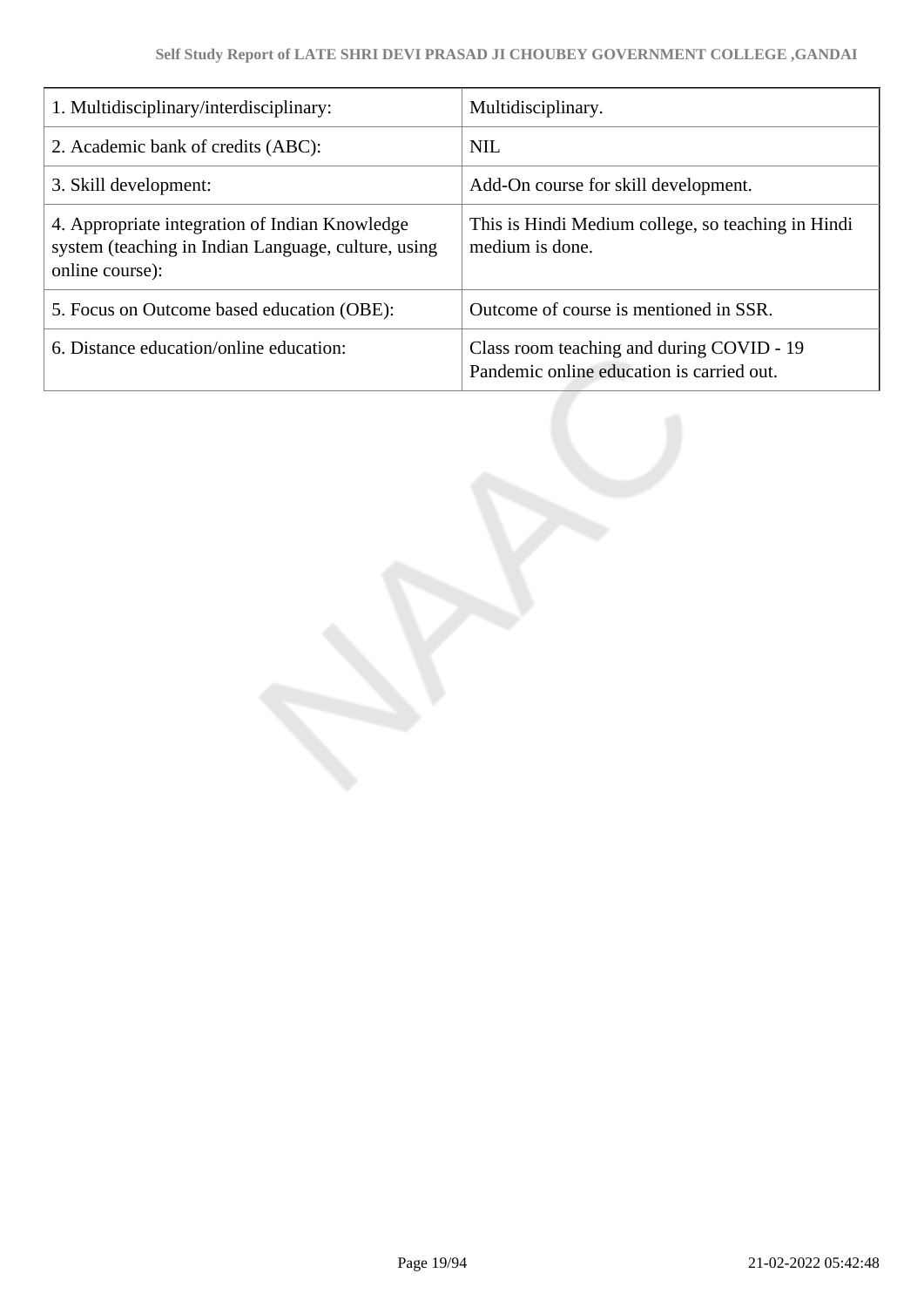| 1. Multidisciplinary/interdisciplinary: | Multidisciplinary. |
| --- | --- |
| 2. Academic bank of credits (ABC): | NIL |
| 3. Skill development: | Add-On course for skill development. |
| 4. Appropriate integration of Indian Knowledge system (teaching in Indian Language, culture, using online course): | This is Hindi Medium college, so teaching in Hindi medium is done. |
| 5. Focus on Outcome based education (OBE): | Outcome of course is mentioned in SSR. |
| 6. Distance education/online education: | Class room teaching and during COVID - 19 Pandemic online education is carried out. |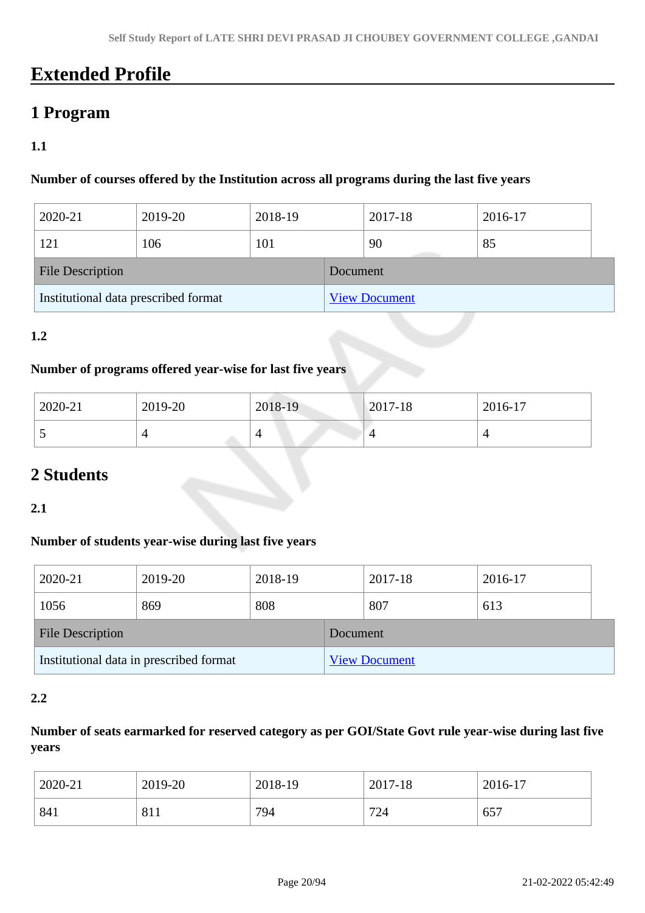# Extended Profile

## 1 Program

### 1.1

**Number of courses offered by the Institution across all programs during the last five years**

| 2020-21 | 2019-20 | 2018-19 | 2017-18 | 2016-17 |
|---|---|---|---|---|
| 121 | 106 | 101 | 90 | 85 |

| File Description | Document |
|---|---|
| Institutional data prescribed format | View Document |

### 1.2

**Number of programs offered year-wise for last five years**

| 2020-21 | 2019-20 | 2018-19 | 2017-18 | 2016-17 |
|---|---|---|---|---|
| 5 | 4 | 4 | 4 | 4 |

## 2 Students

### 2.1

**Number of students year-wise during last five years**

| 2020-21 | 2019-20 | 2018-19 | 2017-18 | 2016-17 |
|---|---|---|---|---|
| 1056 | 869 | 808 | 807 | 613 |

| File Description | Document |
|---|---|
| Institutional data in prescribed format | View Document |

### 2.2

**Number of seats earmarked for reserved category as per GOI/State Govt rule year-wise during last five years**

| 2020-21 | 2019-20 | 2018-19 | 2017-18 | 2016-17 |
|---|---|---|---|---|
| 841 | 811 | 794 | 724 | 657 |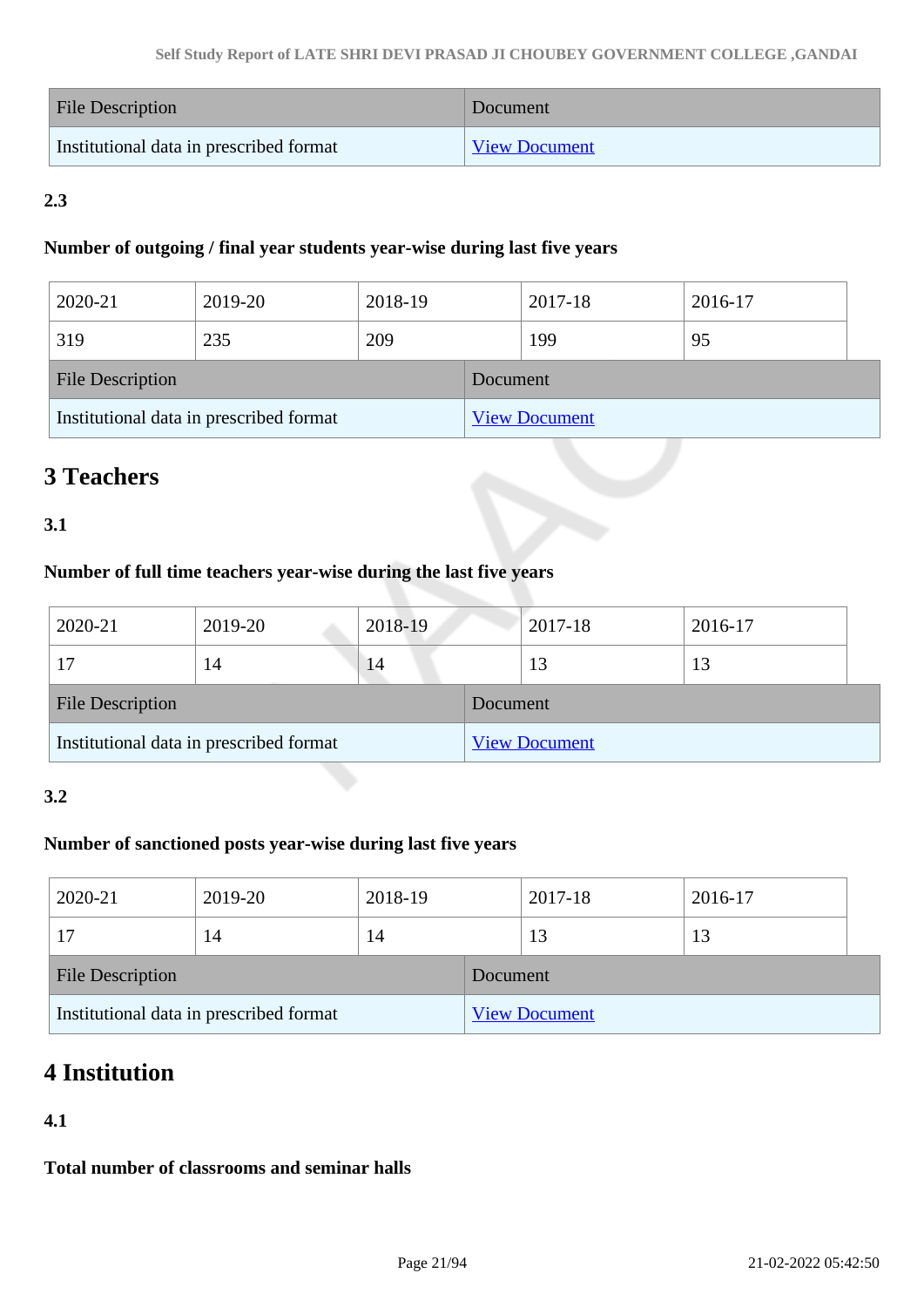| File Description | Document |
|---|---|
| Institutional data in prescribed format | View Document |

**2.3**

**Number of outgoing / final year students year-wise during last five years**

| 2020-21 | 2019-20 | 2018-19 | 2017-18 | 2016-17 |
|---|---|---|---|---|
| 319 | 235 | 209 | 199 | 95 |

| File Description | Document |
|---|---|
| Institutional data in prescribed format | View Document |

# 3 Teachers

**3.1**

**Number of full time teachers year-wise during the last five years**

| 2020-21 | 2019-20 | 2018-19 | 2017-18 | 2016-17 |
|---|---|---|---|---|
| 17 | 14 | 14 | 13 | 13 |

| File Description | Document |
|---|---|
| Institutional data in prescribed format | View Document |

**3.2**

**Number of sanctioned posts year-wise during last five years**

| 2020-21 | 2019-20 | 2018-19 | 2017-18 | 2016-17 |
|---|---|---|---|---|
| 17 | 14 | 14 | 13 | 13 |

| File Description | Document |
|---|---|
| Institutional data in prescribed format | View Document |

# 4 Institution

**4.1**

**Total number of classrooms and seminar halls**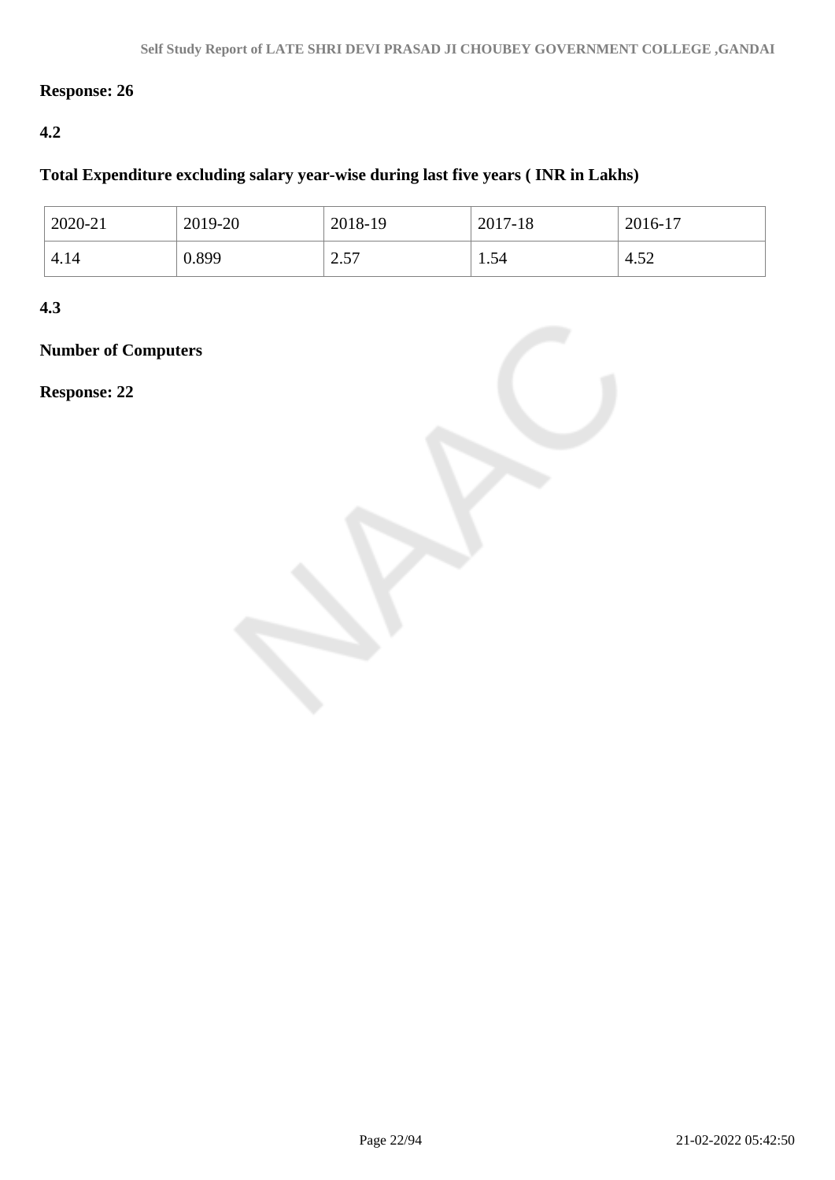**Response: 26**

**4.2**

**Total Expenditure excluding salary year-wise during last five years ( INR in Lakhs)**

| 2020-21 | 2019-20 | 2018-19 | 2017-18 | 2016-17 |
|---|---|---|---|---|
| 4.14 | 0.899 | 2.57 | 1.54 | 4.52 |

**4.3**

**Number of Computers**

**Response: 22**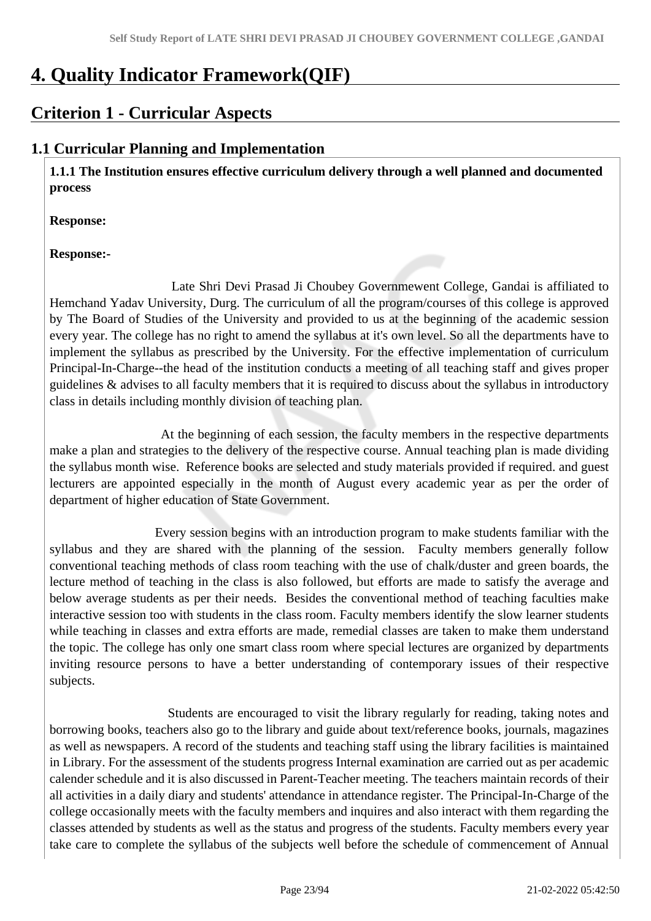# 4. Quality Indicator Framework(QIF)

## Criterion 1 - Curricular Aspects

### 1.1 Curricular Planning and Implementation

**1.1.1 The Institution ensures effective curriculum delivery through a well planned and documented process**

**Response:**

**Response:-**

Late Shri Devi Prasad Ji Choubey Governmewent College, Gandai is affiliated to Hemchand Yadav University, Durg. The curriculum of all the program/courses of this college is approved by The Board of Studies of the University and provided to us at the beginning of the academic session every year. The college has no right to amend the syllabus at it's own level. So all the departments have to implement the syllabus as prescribed by the University. For the effective implementation of curriculum Principal-In-Charge--the head of the institution conducts a meeting of all teaching staff and gives proper guidelines & advises to all faculty members that it is required to discuss about the syllabus in introductory class in details including monthly division of teaching plan.

At the beginning of each session, the faculty members in the respective departments make a plan and strategies to the delivery of the respective course. Annual teaching plan is made dividing the syllabus month wise. Reference books are selected and study materials provided if required. and guest lecturers are appointed especially in the month of August every academic year as per the order of department of higher education of State Government.

Every session begins with an introduction program to make students familiar with the syllabus and they are shared with the planning of the session. Faculty members generally follow conventional teaching methods of class room teaching with the use of chalk/duster and green boards, the lecture method of teaching in the class is also followed, but efforts are made to satisfy the average and below average students as per their needs. Besides the conventional method of teaching faculties make interactive session too with students in the class room. Faculty members identify the slow learner students while teaching in classes and extra efforts are made, remedial classes are taken to make them understand the topic. The college has only one smart class room where special lectures are organized by departments inviting resource persons to have a better understanding of contemporary issues of their respective subjects.

Students are encouraged to visit the library regularly for reading, taking notes and borrowing books, teachers also go to the library and guide about text/reference books, journals, magazines as well as newspapers. A record of the students and teaching staff using the library facilities is maintained in Library. For the assessment of the students progress Internal examination are carried out as per academic calender schedule and it is also discussed in Parent-Teacher meeting. The teachers maintain records of their all activities in a daily diary and students' attendance in attendance register. The Principal-In-Charge of the college occasionally meets with the faculty members and inquires and also interact with them regarding the classes attended by students as well as the status and progress of the students. Faculty members every year take care to complete the syllabus of the subjects well before the schedule of commencement of Annual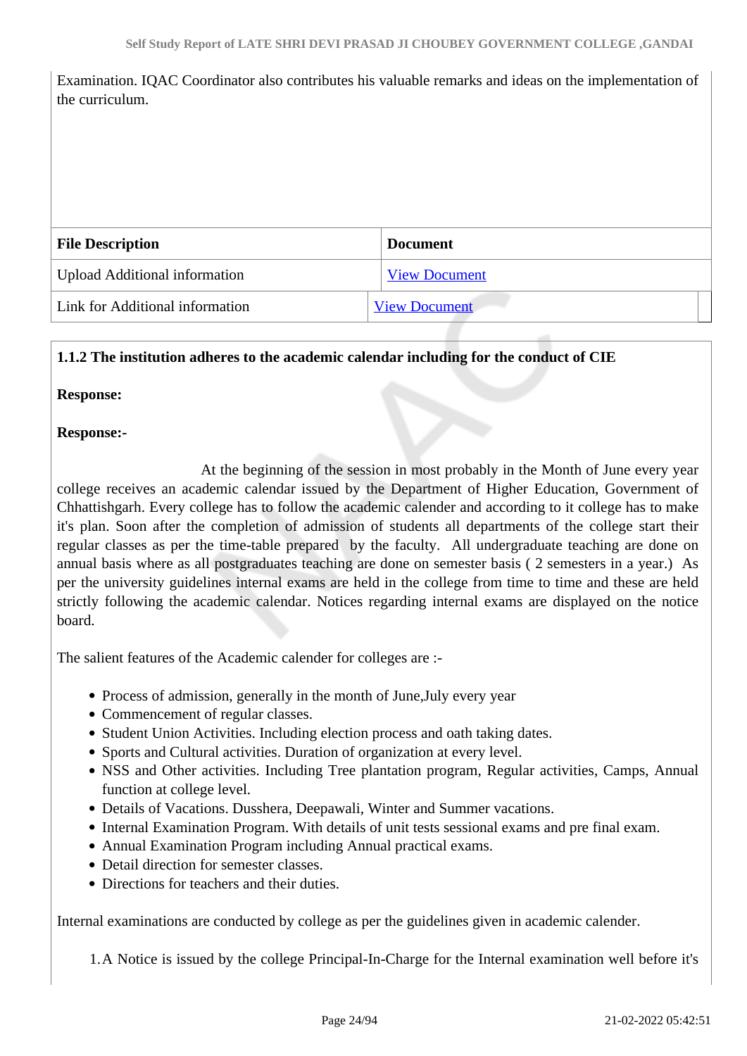Examination. IQAC Coordinator also contributes his valuable remarks and ideas on the implementation of the curriculum.

| File Description | Document |
|---|---|
| Upload Additional information | View Document |
| Link for Additional information | View Document |

**1.1.2 The institution adheres to the academic calendar including for the conduct of CIE**

**Response:**

**Response:-**

At the beginning of the session in most probably in the Month of June every year college receives an academic calendar issued by the Department of Higher Education, Government of Chhattishgarh. Every college has to follow the academic calender and according to it college has to make it's plan. Soon after the completion of admission of students all departments of the college start their regular classes as per the time-table prepared by the faculty. All undergraduate teaching are done on annual basis where as all postgraduates teaching are done on semester basis ( 2 semesters in a year.) As per the university guidelines internal exams are held in the college from time to time and these are held strictly following the academic calendar. Notices regarding internal exams are displayed on the notice board.

The salient features of the Academic calender for colleges are :-

- Process of admission, generally in the month of June,July every year
- Commencement of regular classes.
- Student Union Activities. Including election process and oath taking dates.
- Sports and Cultural activities. Duration of organization at every level.
- NSS and Other activities. Including Tree plantation program, Regular activities, Camps, Annual function at college level.
- Details of Vacations. Dusshera, Deepawali, Winter and Summer vacations.
- Internal Examination Program. With details of unit tests sessional exams and pre final exam.
- Annual Examination Program including Annual practical exams.
- Detail direction for semester classes.
- Directions for teachers and their duties.

Internal examinations are conducted by college as per the guidelines given in academic calender.

1. A Notice is issued by the college Principal-In-Charge for the Internal examination well before it's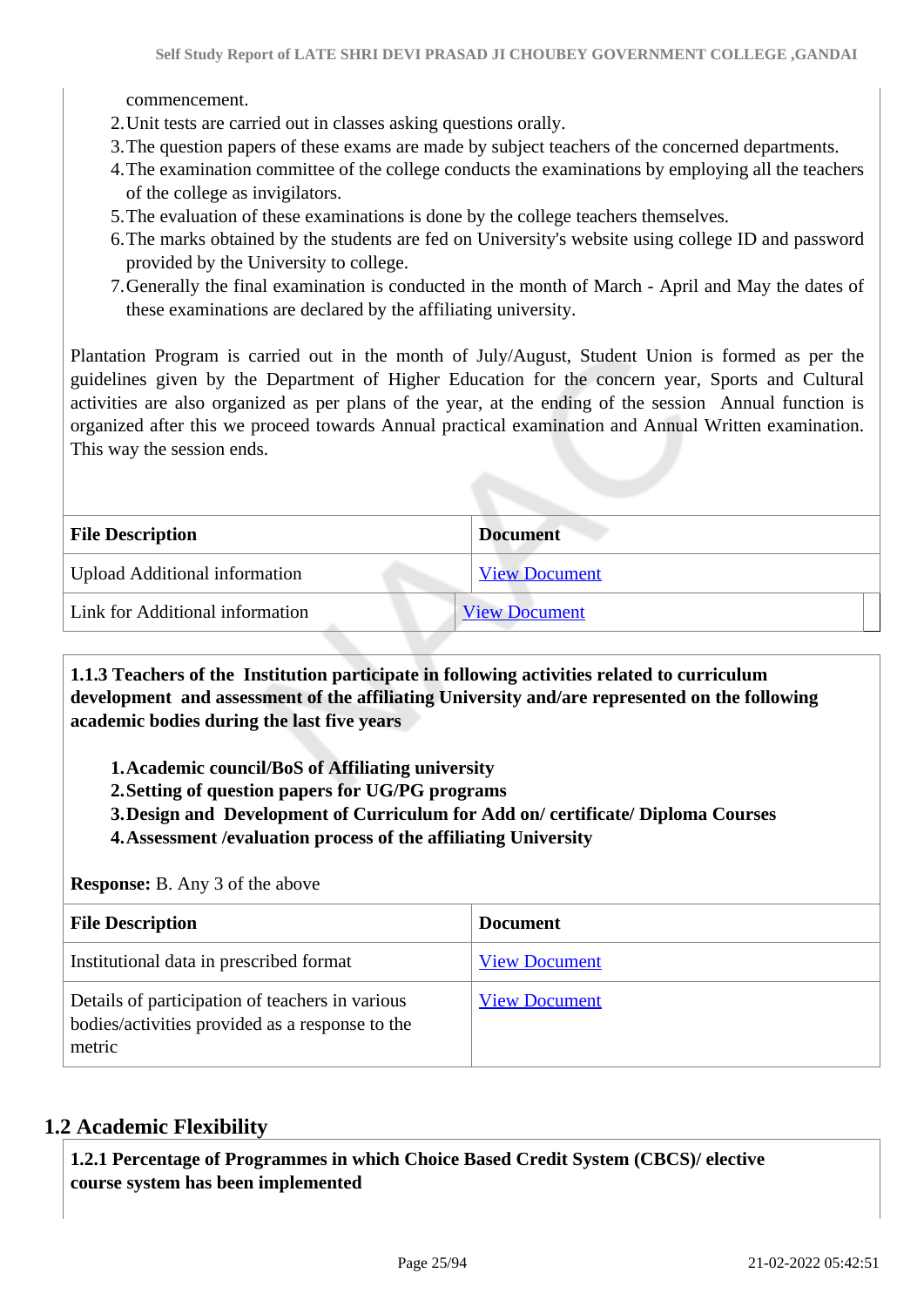commencement.

2. Unit tests are carried out in classes asking questions orally.
3. The question papers of these exams are made by subject teachers of the concerned departments.
4. The examination committee of the college conducts the examinations by employing all the teachers of the college as invigilators.
5. The evaluation of these examinations is done by the college teachers themselves.
6. The marks obtained by the students are fed on University's website using college ID and password provided by the University to college.
7. Generally the final examination is conducted in the month of March - April and May the dates of these examinations are declared by the affiliating university.

Plantation Program is carried out in the month of July/August, Student Union is formed as per the guidelines given by the Department of Higher Education for the concern year, Sports and Cultural activities are also organized as per plans of the year, at the ending of the session Annual function is organized after this we proceed towards Annual practical examination and Annual Written examination. This way the session ends.

| File Description | Document |
|---|---|
| Upload Additional information | View Document |
| Link for Additional information | View Document |

**1.1.3 Teachers of the Institution participate in following activities related to curriculum development and assessment of the affiliating University and/are represented on the following academic bodies during the last five years**

1. **Academic council/BoS of Affiliating university**
2. **Setting of question papers for UG/PG programs**
3. **Design and Development of Curriculum for Add on/ certificate/ Diploma Courses**
4. **Assessment /evaluation process of the affiliating University**

**Response:** B. Any 3 of the above

| File Description | Document |
|---|---|
| Institutional data in prescribed format | View Document |
| Details of participation of teachers in various bodies/activities provided as a response to the metric | View Document |

## 1.2 Academic Flexibility

**1.2.1 Percentage of Programmes in which Choice Based Credit System (CBCS)/ elective course system has been implemented**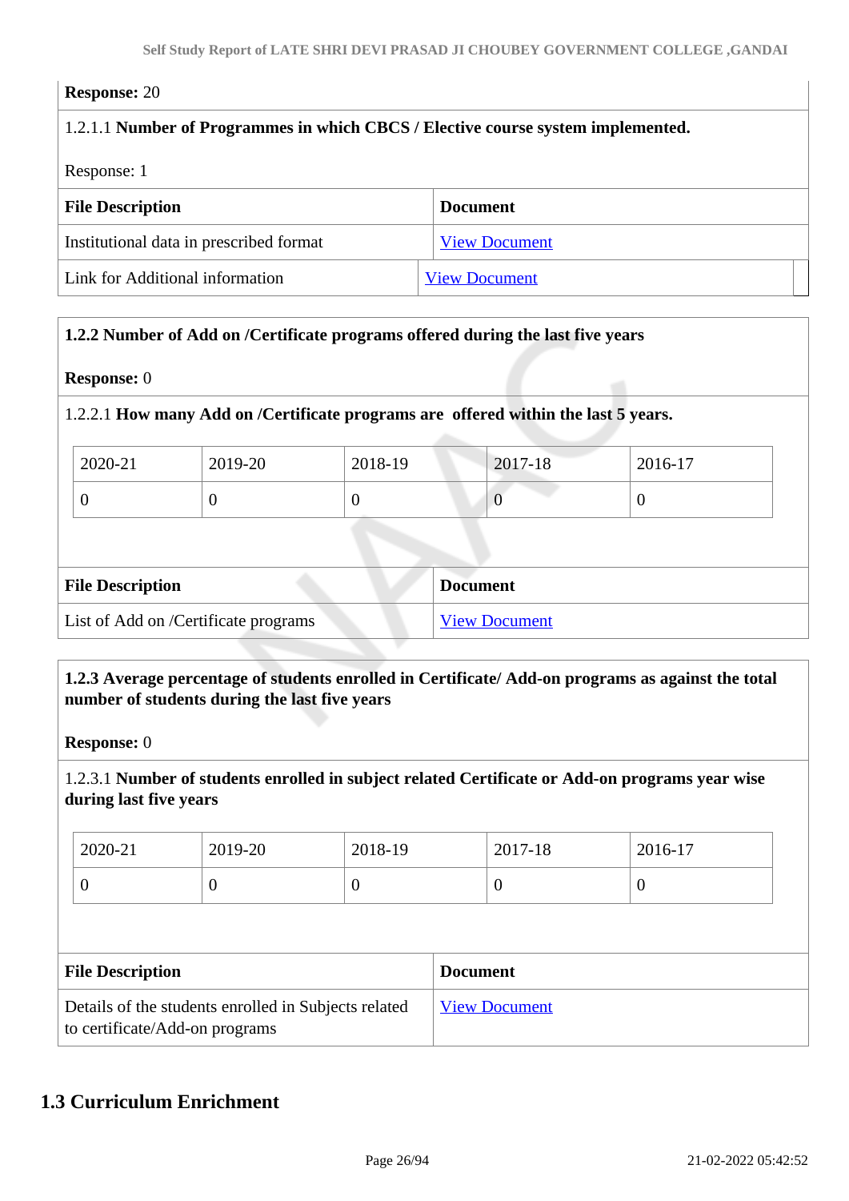**Response:** 20

1.2.1.1 **Number of Programmes in which CBCS / Elective course system implemented.**

Response: 1

| File Description | Document |
|---|---|
| Institutional data in prescribed format | View Document |
| Link for Additional information | View Document |

**1.2.2 Number of Add on /Certificate programs offered during the last five years**

**Response:** 0

1.2.2.1 **How many Add on /Certificate programs are offered within the last 5 years.**

| 2020-21 | 2019-20 | 2018-19 | 2017-18 | 2016-17 |
|---|---|---|---|---|
| 0 | 0 | 0 | 0 | 0 |

| File Description | Document |
|---|---|
| List of Add on /Certificate programs | View Document |

**1.2.3 Average percentage of students enrolled in Certificate/ Add-on programs as against the total number of students during the last five years**

**Response:** 0

1.2.3.1 **Number of students enrolled in subject related Certificate or Add-on programs year wise during last five years**

| 2020-21 | 2019-20 | 2018-19 | 2017-18 | 2016-17 |
|---|---|---|---|---|
| 0 | 0 | 0 | 0 | 0 |

| File Description | Document |
|---|---|
| Details of the students enrolled in Subjects related to certificate/Add-on programs | View Document |

## 1.3 Curriculum Enrichment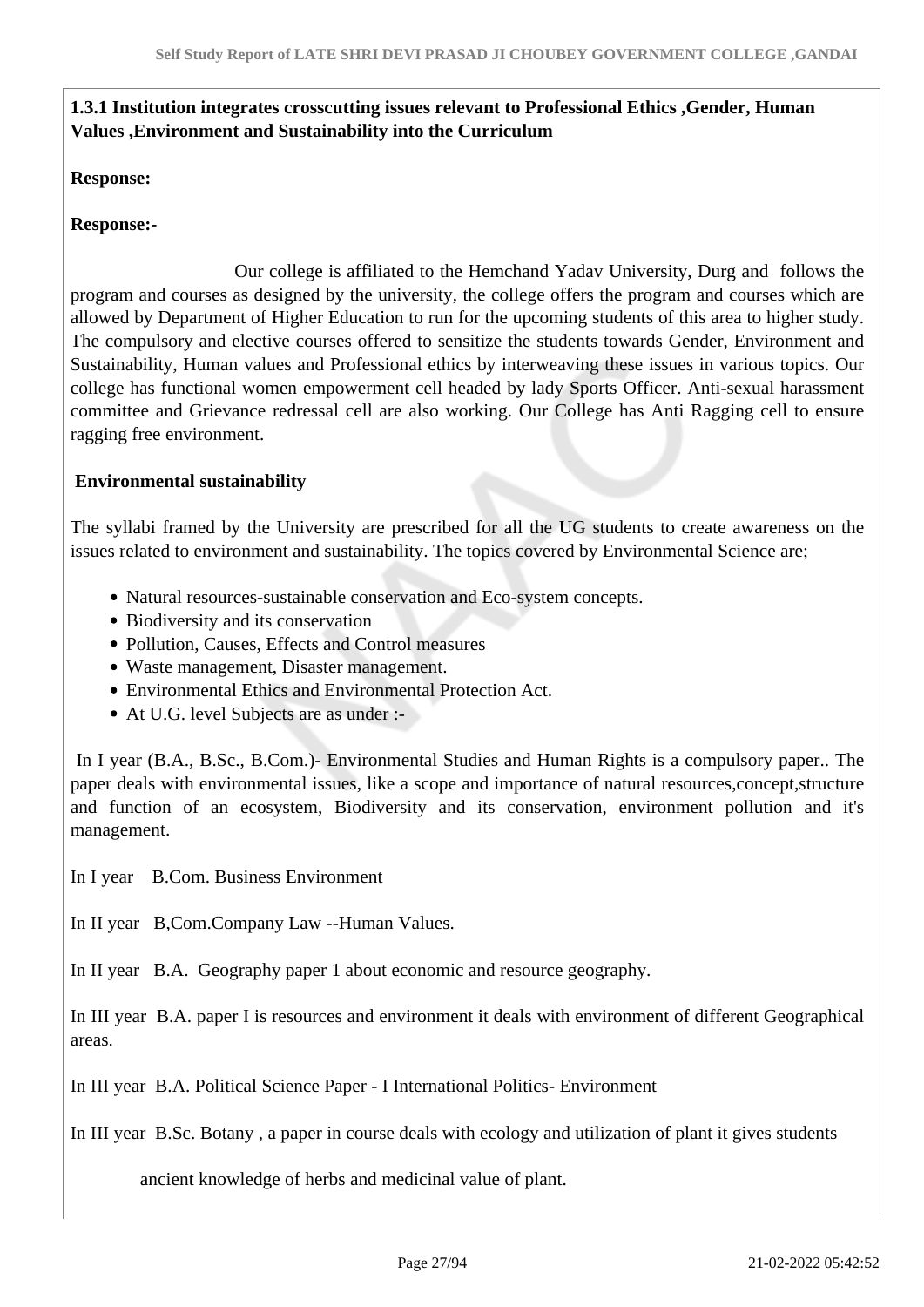**1.3.1 Institution integrates crosscutting issues relevant to Professional Ethics ,Gender, Human Values ,Environment and Sustainability into the Curriculum**

**Response:**

**Response:-**

Our college is affiliated to the Hemchand Yadav University, Durg and follows the program and courses as designed by the university, the college offers the program and courses which are allowed by Department of Higher Education to run for the upcoming students of this area to higher study. The compulsory and elective courses offered to sensitize the students towards Gender, Environment and Sustainability, Human values and Professional ethics by interweaving these issues in various topics. Our college has functional women empowerment cell headed by lady Sports Officer. Anti-sexual harassment committee and Grievance redressal cell are also working. Our College has Anti Ragging cell to ensure ragging free environment.

**Environmental sustainability**

The syllabi framed by the University are prescribed for all the UG students to create awareness on the issues related to environment and sustainability. The topics covered by Environmental Science are;

- Natural resources-sustainable conservation and Eco-system concepts.
- Biodiversity and its conservation
- Pollution, Causes, Effects and Control measures
- Waste management, Disaster management.
- Environmental Ethics and Environmental Protection Act.
- At U.G. level Subjects are as under :-

In I year (B.A., B.Sc., B.Com.)- Environmental Studies and Human Rights is a compulsory paper.. The paper deals with environmental issues, like a scope and importance of natural resources,concept,structure and function of an ecosystem, Biodiversity and its conservation, environment pollution and it's management.

In I year B.Com. Business Environment

In II year B,Com.Company Law --Human Values.

In II year B.A. Geography paper 1 about economic and resource geography.

In III year B.A. paper I is resources and environment it deals with environment of different Geographical areas.

In III year B.A. Political Science Paper - I International Politics- Environment

In III year B.Sc. Botany , a paper in course deals with ecology and utilization of plant it gives students

ancient knowledge of herbs and medicinal value of plant.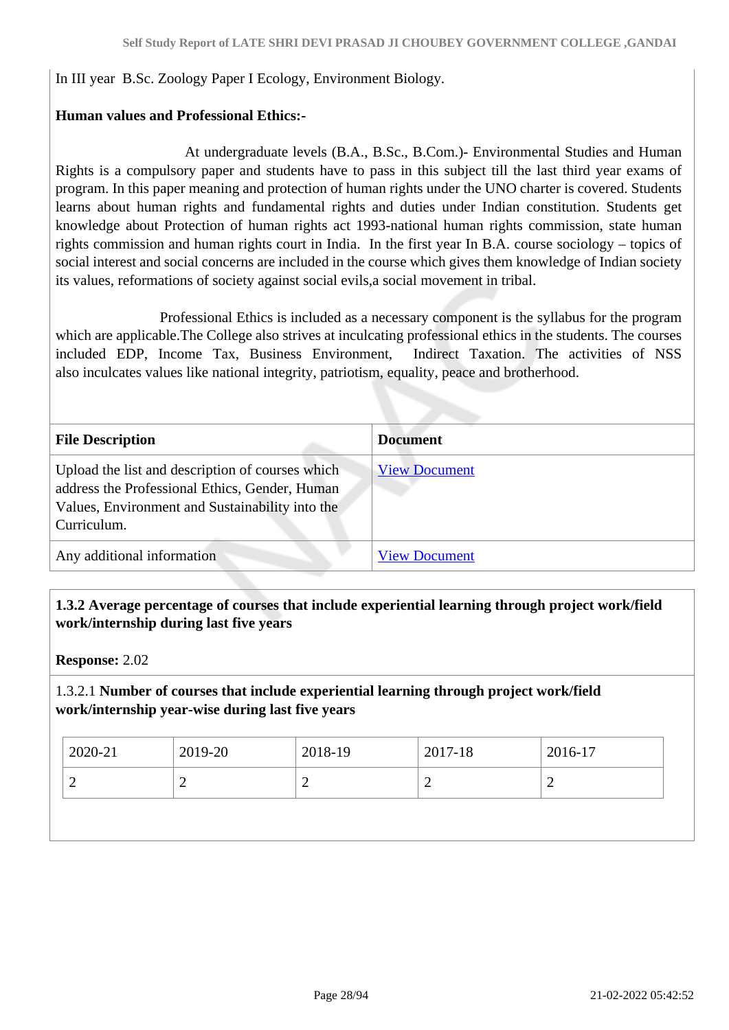In III year B.Sc. Zoology Paper I Ecology, Environment Biology.

**Human values and Professional Ethics:-**

At undergraduate levels (B.A., B.Sc., B.Com.)- Environmental Studies and Human Rights is a compulsory paper and students have to pass in this subject till the last third year exams of program. In this paper meaning and protection of human rights under the UNO charter is covered. Students learns about human rights and fundamental rights and duties under Indian constitution. Students get knowledge about Protection of human rights act 1993-national human rights commission, state human rights commission and human rights court in India. In the first year In B.A. course sociology – topics of social interest and social concerns are included in the course which gives them knowledge of Indian society its values, reformations of society against social evils,a social movement in tribal.

Professional Ethics is included as a necessary component is the syllabus for the program which are applicable.The College also strives at inculcating professional ethics in the students. The courses included EDP, Income Tax, Business Environment, Indirect Taxation. The activities of NSS also inculcates values like national integrity, patriotism, equality, peace and brotherhood.

| File Description | Document |
|---|---|
| Upload the list and description of courses which address the Professional Ethics, Gender, Human Values, Environment and Sustainability into the Curriculum. | View Document |
| Any additional information | View Document |

**1.3.2 Average percentage of courses that include experiential learning through project work/field work/internship during last five years**

**Response:** 2.02

1.3.2.1 **Number of courses that include experiential learning through project work/field work/internship year-wise during last five years**

| 2020-21 | 2019-20 | 2018-19 | 2017-18 | 2016-17 |
|---|---|---|---|---|
| 2 | 2 | 2 | 2 | 2 |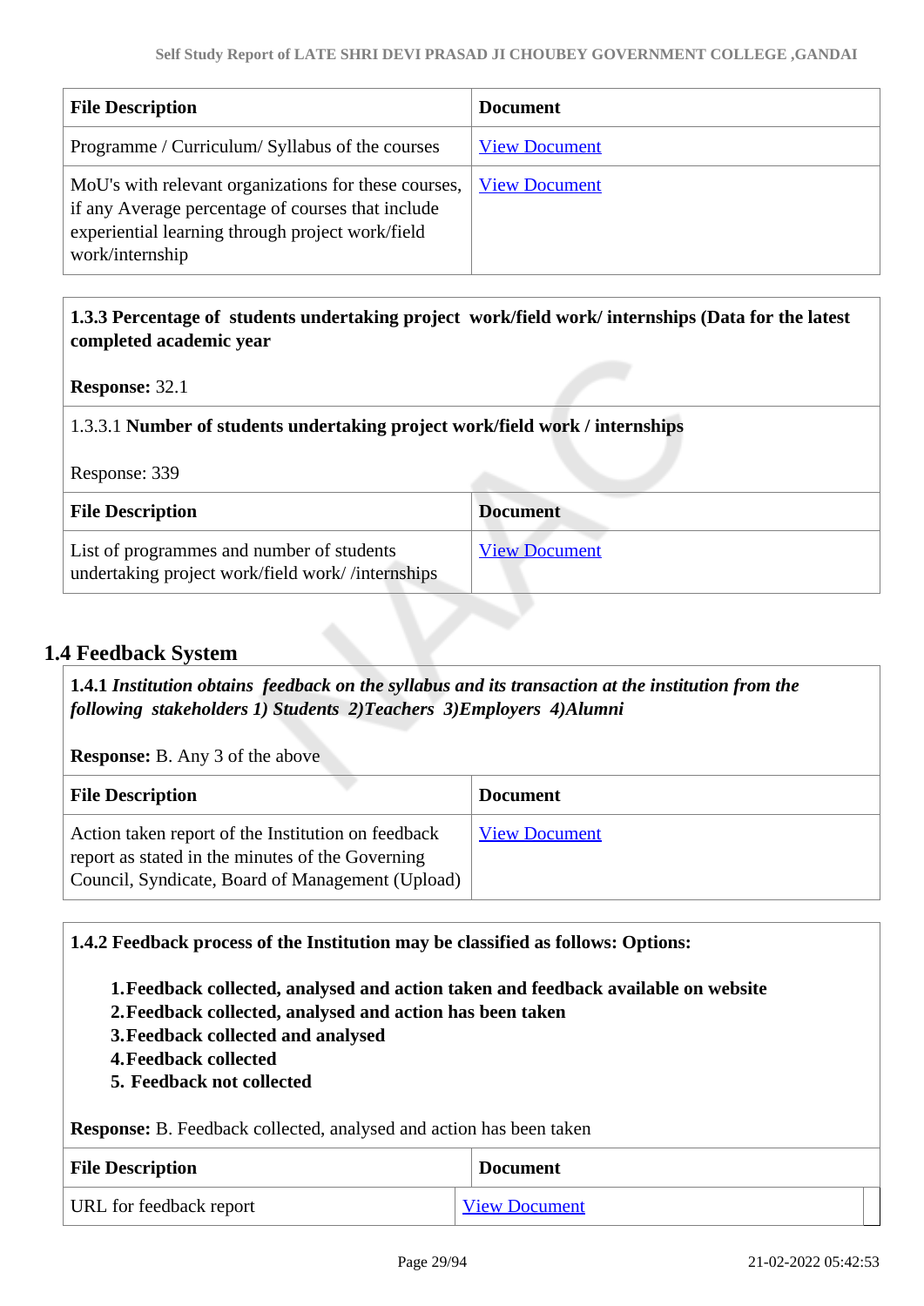| File Description | Document |
|---|---|
| Programme / Curriculum/ Syllabus of the courses | View Document |
| MoU's with relevant organizations for these courses, if any Average percentage of courses that include experiential learning through project work/field work/internship | View Document |

**1.3.3 Percentage of students undertaking project work/field work/ internships (Data for the latest completed academic year**

**Response:** 32.1

1.3.3.1 **Number of students undertaking project work/field work / internships**

Response: 339

| File Description | Document |
|---|---|
| List of programmes and number of students undertaking project work/field work/ /internships | View Document |

## 1.4 Feedback System

**1.4.1** ***Institution obtains feedback on the syllabus and its transaction at the institution from the following stakeholders 1) Students 2)Teachers 3)Employers 4)Alumni***

**Response:** B. Any 3 of the above

| File Description | Document |
|---|---|
| Action taken report of the Institution on feedback report as stated in the minutes of the Governing Council, Syndicate, Board of Management (Upload) | View Document |

**1.4.2 Feedback process of the Institution may be classified as follows: Options:**

1. **Feedback collected, analysed and action taken and feedback available on website**
2. **Feedback collected, analysed and action has been taken**
3. **Feedback collected and analysed**
4. **Feedback collected**
5. **Feedback not collected**

**Response:** B. Feedback collected, analysed and action has been taken

| File Description | Document |
|---|---|
| URL for feedback report | View Document |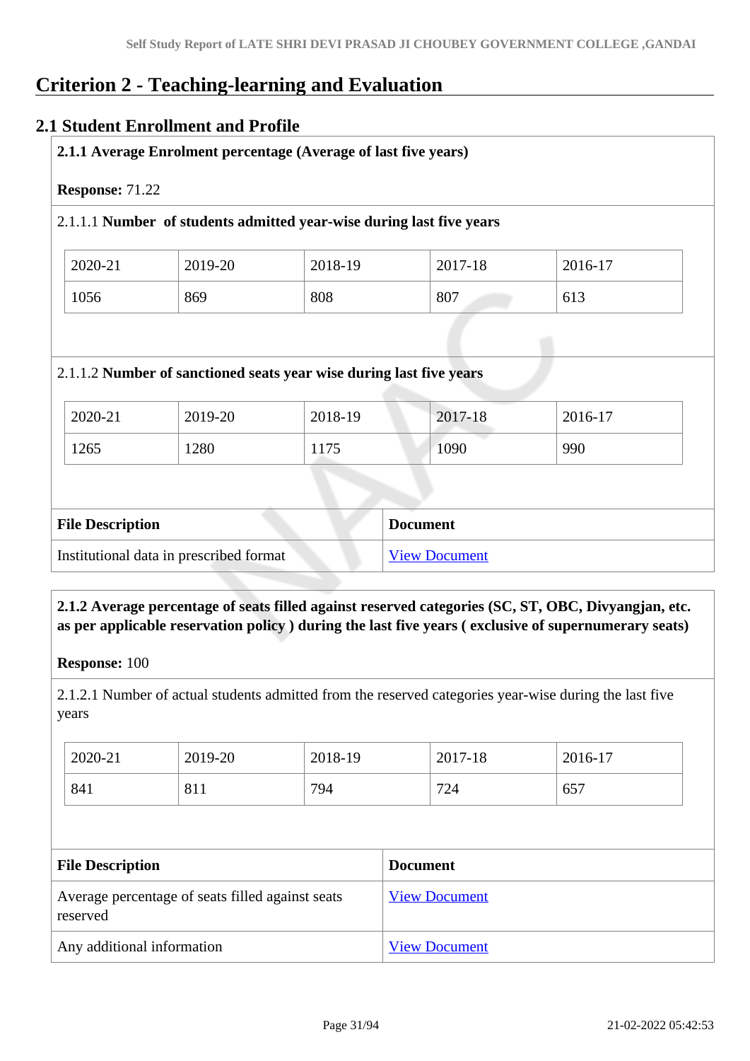# Criterion 2 - Teaching-learning and Evaluation

## 2.1 Student Enrollment and Profile

**2.1.1 Average Enrolment percentage (Average of last five years)**

**Response:** 71.22

2.1.1.1 **Number of students admitted year-wise during last five years**

| 2020-21 | 2019-20 | 2018-19 | 2017-18 | 2016-17 |
|---|---|---|---|---|
| 1056 | 869 | 808 | 807 | 613 |

2.1.1.2 **Number of sanctioned seats year wise during last five years**

| 2020-21 | 2019-20 | 2018-19 | 2017-18 | 2016-17 |
|---|---|---|---|---|
| 1265 | 1280 | 1175 | 1090 | 990 |

| File Description | Document |
|---|---|
| Institutional data in prescribed format | View Document |

**2.1.2 Average percentage of seats filled against reserved categories (SC, ST, OBC, Divyangjan, etc. as per applicable reservation policy ) during the last five years ( exclusive of supernumerary seats)**

**Response:** 100

2.1.2.1 Number of actual students admitted from the reserved categories year-wise during the last five years

| 2020-21 | 2019-20 | 2018-19 | 2017-18 | 2016-17 |
|---|---|---|---|---|
| 841 | 811 | 794 | 724 | 657 |

| File Description | Document |
|---|---|
| Average percentage of seats filled against seats reserved | View Document |
| Any additional information | View Document |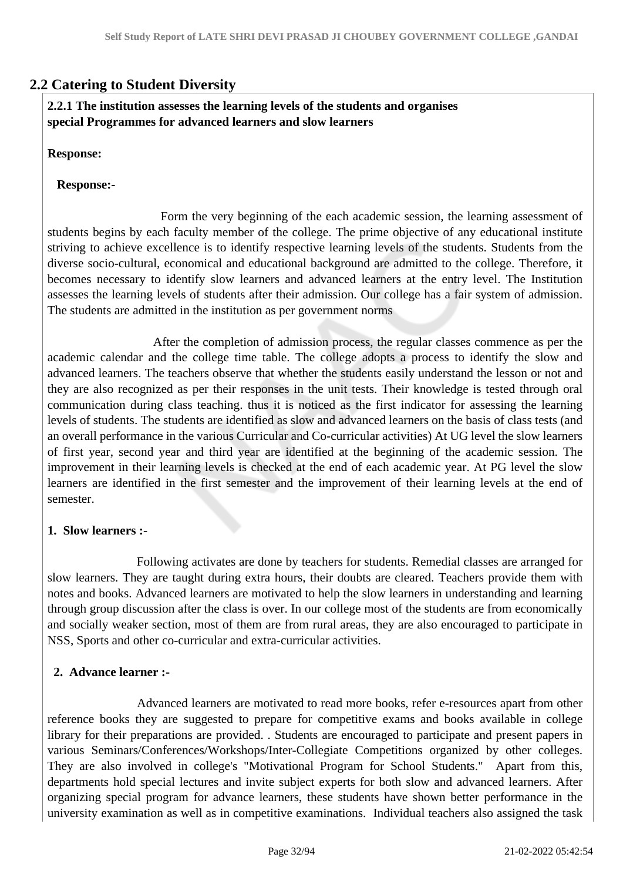## 2.2 Catering to Student Diversity

**2.2.1 The institution assesses the learning levels of the students and organises special Programmes for advanced learners and slow learners**

**Response:**

**Response:-**

Form the very beginning of the each academic session, the learning assessment of students begins by each faculty member of the college. The prime objective of any educational institute striving to achieve excellence is to identify respective learning levels of the students. Students from the diverse socio-cultural, economical and educational background are admitted to the college. Therefore, it becomes necessary to identify slow learners and advanced learners at the entry level. The Institution assesses the learning levels of students after their admission. Our college has a fair system of admission. The students are admitted in the institution as per government norms

After the completion of admission process, the regular classes commence as per the academic calendar and the college time table. The college adopts a process to identify the slow and advanced learners. The teachers observe that whether the students easily understand the lesson or not and they are also recognized as per their responses in the unit tests. Their knowledge is tested through oral communication during class teaching. thus it is noticed as the first indicator for assessing the learning levels of students. The students are identified as slow and advanced learners on the basis of class tests (and an overall performance in the various Curricular and Co-curricular activities) At UG level the slow learners of first year, second year and third year are identified at the beginning of the academic session. The improvement in their learning levels is checked at the end of each academic year. At PG level the slow learners are identified in the first semester and the improvement of their learning levels at the end of semester.

**1. Slow learners :-**

Following activates are done by teachers for students. Remedial classes are arranged for slow learners. They are taught during extra hours, their doubts are cleared. Teachers provide them with notes and books. Advanced learners are motivated to help the slow learners in understanding and learning through group discussion after the class is over. In our college most of the students are from economically and socially weaker section, most of them are from rural areas, they are also encouraged to participate in NSS, Sports and other co-curricular and extra-curricular activities.

**2. Advance learner :-**

Advanced learners are motivated to read more books, refer e-resources apart from other reference books they are suggested to prepare for competitive exams and books available in college library for their preparations are provided. . Students are encouraged to participate and present papers in various Seminars/Conferences/Workshops/Inter-Collegiate Competitions organized by other colleges. They are also involved in college's "Motivational Program for School Students." Apart from this, departments hold special lectures and invite subject experts for both slow and advanced learners. After organizing special program for advance learners, these students have shown better performance in the university examination as well as in competitive examinations. Individual teachers also assigned the task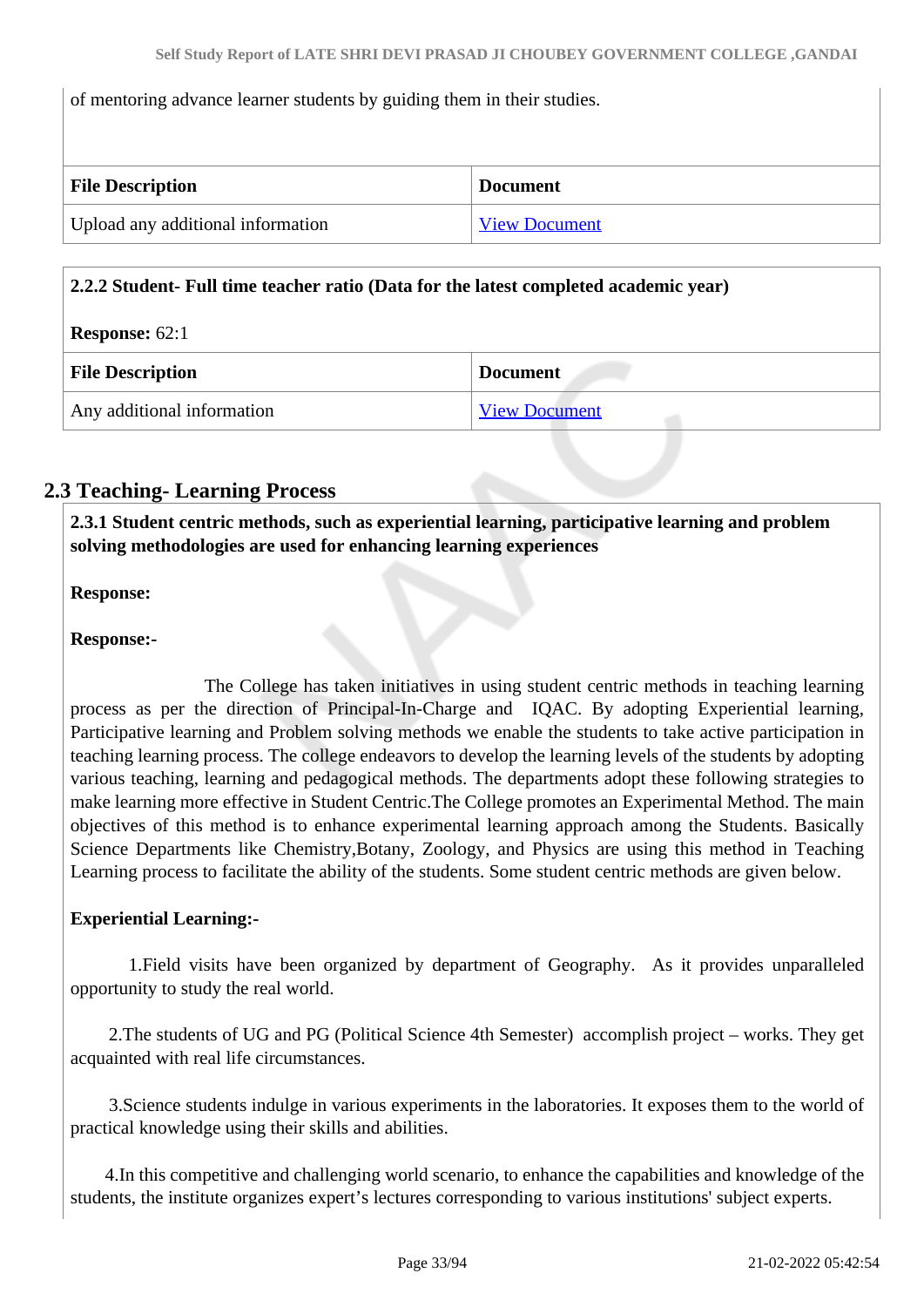of mentoring advance learner students by guiding them in their studies.

| File Description | Document |
|---|---|
| Upload any additional information | View Document |

**2.2.2 Student- Full time teacher ratio (Data for the latest completed academic year)**

**Response:** 62:1

| File Description | Document |
|---|---|
| Any additional information | View Document |

## 2.3 Teaching- Learning Process

**2.3.1 Student centric methods, such as experiential learning, participative learning and problem solving methodologies are used for enhancing learning experiences**

**Response:**

**Response:-**

The College has taken initiatives in using student centric methods in teaching learning process as per the direction of Principal-In-Charge and IQAC. By adopting Experiential learning, Participative learning and Problem solving methods we enable the students to take active participation in teaching learning process. The college endeavors to develop the learning levels of the students by adopting various teaching, learning and pedagogical methods. The departments adopt these following strategies to make learning more effective in Student Centric.The College promotes an Experimental Method. The main objectives of this method is to enhance experimental learning approach among the Students. Basically Science Departments like Chemistry,Botany, Zoology, and Physics are using this method in Teaching Learning process to facilitate the ability of the students. Some student centric methods are given below.

**Experiential Learning:-**

1.Field visits have been organized by department of Geography. As it provides unparalleled opportunity to study the real world.

2.The students of UG and PG (Political Science 4th Semester) accomplish project – works. They get acquainted with real life circumstances.

3.Science students indulge in various experiments in the laboratories. It exposes them to the world of practical knowledge using their skills and abilities.

4.In this competitive and challenging world scenario, to enhance the capabilities and knowledge of the students, the institute organizes expert's lectures corresponding to various institutions' subject experts.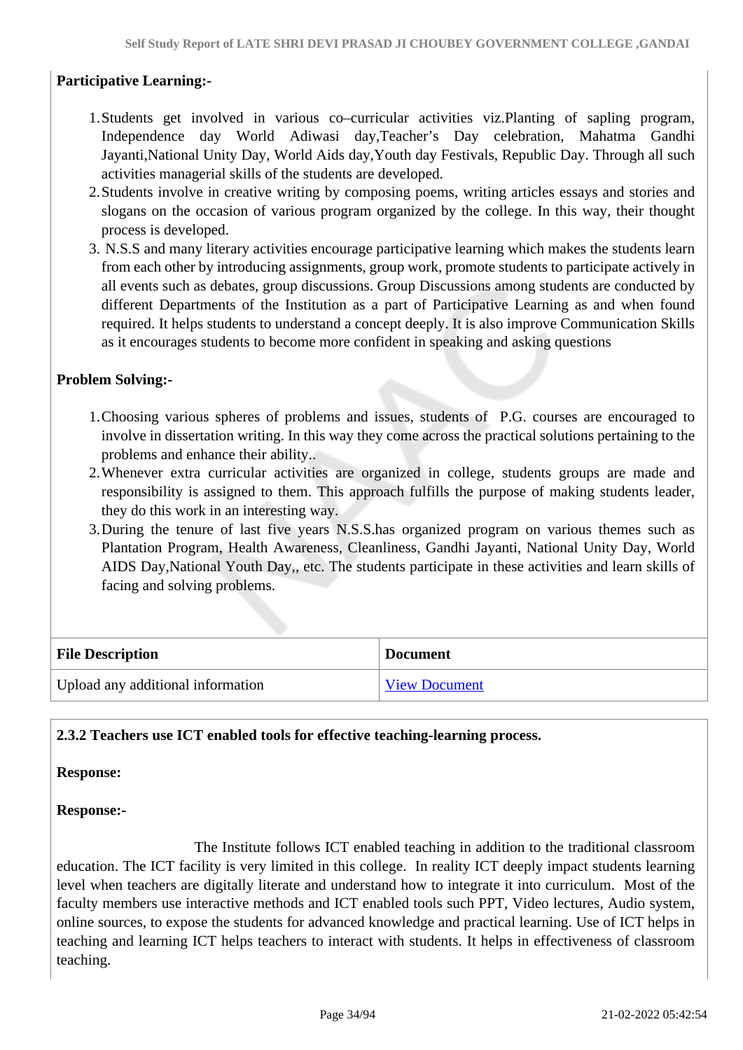**Participative Learning:-**

1. Students get involved in various co–curricular activities viz.Planting of sapling program, Independence day World Adiwasi day,Teacher's Day celebration, Mahatma Gandhi Jayanti,National Unity Day, World Aids day,Youth day Festivals, Republic Day. Through all such activities managerial skills of the students are developed.
2. Students involve in creative writing by composing poems, writing articles essays and stories and slogans on the occasion of various program organized by the college. In this way, their thought process is developed.
3. N.S.S and many literary activities encourage participative learning which makes the students learn from each other by introducing assignments, group work, promote students to participate actively in all events such as debates, group discussions. Group Discussions among students are conducted by different Departments of the Institution as a part of Participative Learning as and when found required. It helps students to understand a concept deeply. It is also improve Communication Skills as it encourages students to become more confident in speaking and asking questions

**Problem Solving:-**

1. Choosing various spheres of problems and issues, students of P.G. courses are encouraged to involve in dissertation writing. In this way they come across the practical solutions pertaining to the problems and enhance their ability..
2. Whenever extra curricular activities are organized in college, students groups are made and responsibility is assigned to them. This approach fulfills the purpose of making students leader, they do this work in an interesting way.
3. During the tenure of last five years N.S.S.has organized program on various themes such as Plantation Program, Health Awareness, Cleanliness, Gandhi Jayanti, National Unity Day, World AIDS Day,National Youth Day,, etc. The students participate in these activities and learn skills of facing and solving problems.

| File Description | Document |
|---|---|
| Upload any additional information | View Document |

**2.3.2 Teachers use ICT enabled tools for effective teaching-learning process.**

**Response:**

**Response:-**

The Institute follows ICT enabled teaching in addition to the traditional classroom education. The ICT facility is very limited in this college. In reality ICT deeply impact students learning level when teachers are digitally literate and understand how to integrate it into curriculum. Most of the faculty members use interactive methods and ICT enabled tools such PPT, Video lectures, Audio system, online sources, to expose the students for advanced knowledge and practical learning. Use of ICT helps in teaching and learning ICT helps teachers to interact with students. It helps in effectiveness of classroom teaching.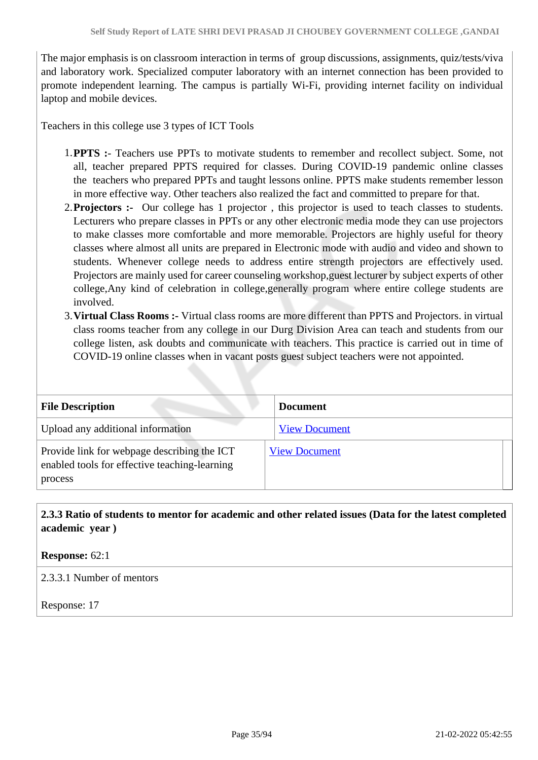The major emphasis is on classroom interaction in terms of group discussions, assignments, quiz/tests/viva and laboratory work. Specialized computer laboratory with an internet connection has been provided to promote independent learning. The campus is partially Wi-Fi, providing internet facility on individual laptop and mobile devices.

Teachers in this college use 3 types of ICT Tools

1. **PPTS :-** Teachers use PPTs to motivate students to remember and recollect subject. Some, not all, teacher prepared PPTS required for classes. During COVID-19 pandemic online classes the teachers who prepared PPTs and taught lessons online. PPTS make students remember lesson in more effective way. Other teachers also realized the fact and committed to prepare for that.
2. **Projectors :-** Our college has 1 projector , this projector is used to teach classes to students. Lecturers who prepare classes in PPTs or any other electronic media mode they can use projectors to make classes more comfortable and more memorable. Projectors are highly useful for theory classes where almost all units are prepared in Electronic mode with audio and video and shown to students. Whenever college needs to address entire strength projectors are effectively used. Projectors are mainly used for career counseling workshop,guest lecturer by subject experts of other college,Any kind of celebration in college,generally program where entire college students are involved.
3. **Virtual Class Rooms :-** Virtual class rooms are more different than PPTS and Projectors. in virtual class rooms teacher from any college in our Durg Division Area can teach and students from our college listen, ask doubts and communicate with teachers. This practice is carried out in time of COVID-19 online classes when in vacant posts guest subject teachers were not appointed.

| File Description | Document |
|---|---|
| Upload any additional information | View Document |
| Provide link for webpage describing the ICT enabled tools for effective teaching-learning process | View Document |

**2.3.3 Ratio of students to mentor for academic and other related issues (Data for the latest completed academic year )**

**Response:** 62:1

2.3.3.1 Number of mentors

Response: 17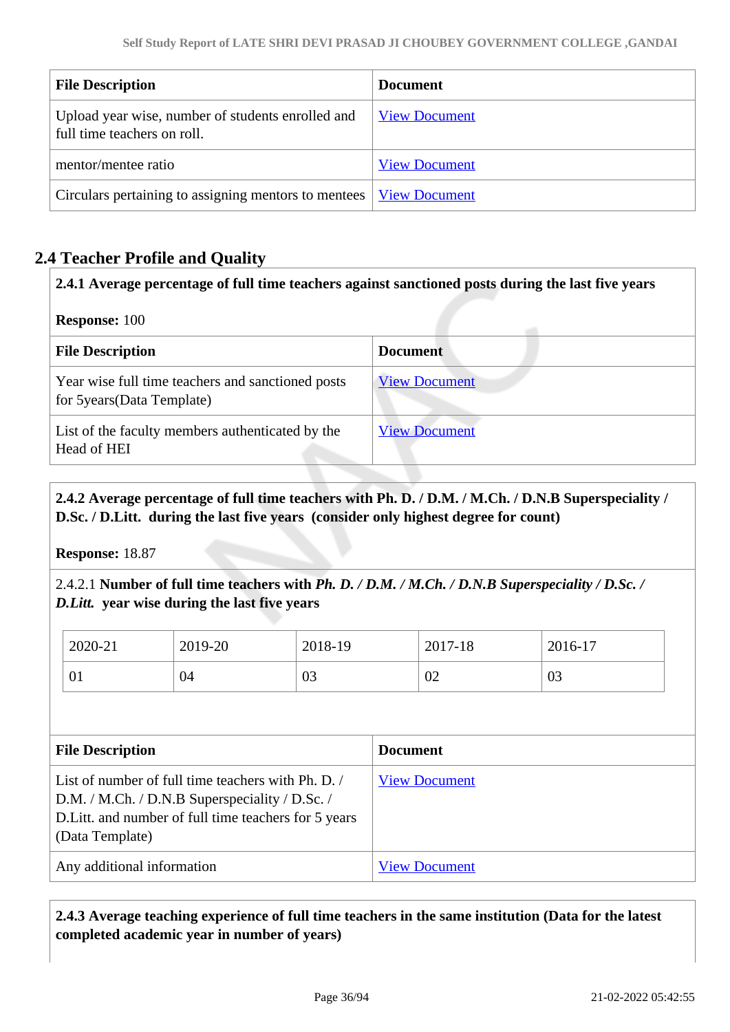| File Description | Document |
|---|---|
| Upload year wise, number of students enrolled and full time teachers on roll. | View Document |
| mentor/mentee ratio | View Document |
| Circulars pertaining to assigning mentors to mentees | View Document |

## 2.4 Teacher Profile and Quality

**2.4.1 Average percentage of full time teachers against sanctioned posts during the last five years**

**Response:** 100

| File Description | Document |
|---|---|
| Year wise full time teachers and sanctioned posts for 5years(Data Template) | View Document |
| List of the faculty members authenticated by the Head of HEI | View Document |

**2.4.2 Average percentage of full time teachers with Ph. D. / D.M. / M.Ch. / D.N.B Superspeciality / D.Sc. / D.Litt. during the last five years (consider only highest degree for count)**

**Response:** 18.87

2.4.2.1 **Number of full time teachers with *Ph. D. / D.M. / M.Ch. / D.N.B Superspeciality / D.Sc. / D.Litt.* year wise during the last five years**

| 2020-21 | 2019-20 | 2018-19 | 2017-18 | 2016-17 |
|---|---|---|---|---|
| 01 | 04 | 03 | 02 | 03 |

| File Description | Document |
|---|---|
| List of number of full time teachers with Ph. D. / D.M. / M.Ch. / D.N.B Superspeciality / D.Sc. / D.Litt. and number of full time teachers for 5 years (Data Template) | View Document |
| Any additional information | View Document |

**2.4.3 Average teaching experience of full time teachers in the same institution (Data for the latest completed academic year in number of years)**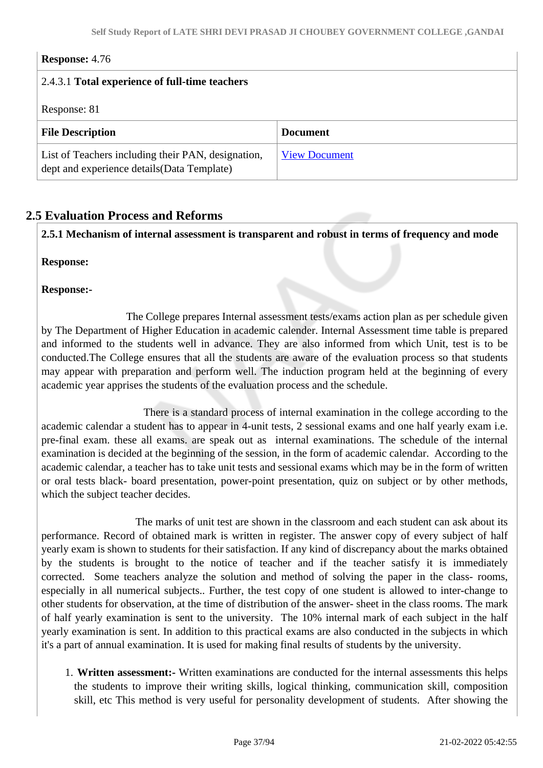**Response:** 4.76

2.4.3.1 **Total experience of full-time teachers**

Response: 81

| File Description | Document |
|---|---|
| List of Teachers including their PAN, designation, dept and experience details(Data Template) | View Document |

## 2.5 Evaluation Process and Reforms

**2.5.1 Mechanism of internal assessment is transparent and robust in terms of frequency and mode**

**Response:**

**Response:-**

The College prepares Internal assessment tests/exams action plan as per schedule given by The Department of Higher Education in academic calender. Internal Assessment time table is prepared and informed to the students well in advance. They are also informed from which Unit, test is to be conducted.The College ensures that all the students are aware of the evaluation process so that students may appear with preparation and perform well. The induction program held at the beginning of every academic year apprises the students of the evaluation process and the schedule.

There is a standard process of internal examination in the college according to the academic calendar a student has to appear in 4-unit tests, 2 sessional exams and one half yearly exam i.e. pre-final exam. these all exams. are speak out as internal examinations. The schedule of the internal examination is decided at the beginning of the session, in the form of academic calendar. According to the academic calendar, a teacher has to take unit tests and sessional exams which may be in the form of written or oral tests black- board presentation, power-point presentation, quiz on subject or by other methods, which the subject teacher decides.

The marks of unit test are shown in the classroom and each student can ask about its performance. Record of obtained mark is written in register. The answer copy of every subject of half yearly exam is shown to students for their satisfaction. If any kind of discrepancy about the marks obtained by the students is brought to the notice of teacher and if the teacher satisfy it is immediately corrected. Some teachers analyze the solution and method of solving the paper in the class- rooms, especially in all numerical subjects.. Further, the test copy of one student is allowed to inter-change to other students for observation, at the time of distribution of the answer- sheet in the class rooms. The mark of half yearly examination is sent to the university. The 10% internal mark of each subject in the half yearly examination is sent. In addition to this practical exams are also conducted in the subjects in which it's a part of annual examination. It is used for making final results of students by the university.

1. **Written assessment:-** Written examinations are conducted for the internal assessments this helps the students to improve their writing skills, logical thinking, communication skill, composition skill, etc This method is very useful for personality development of students. After showing the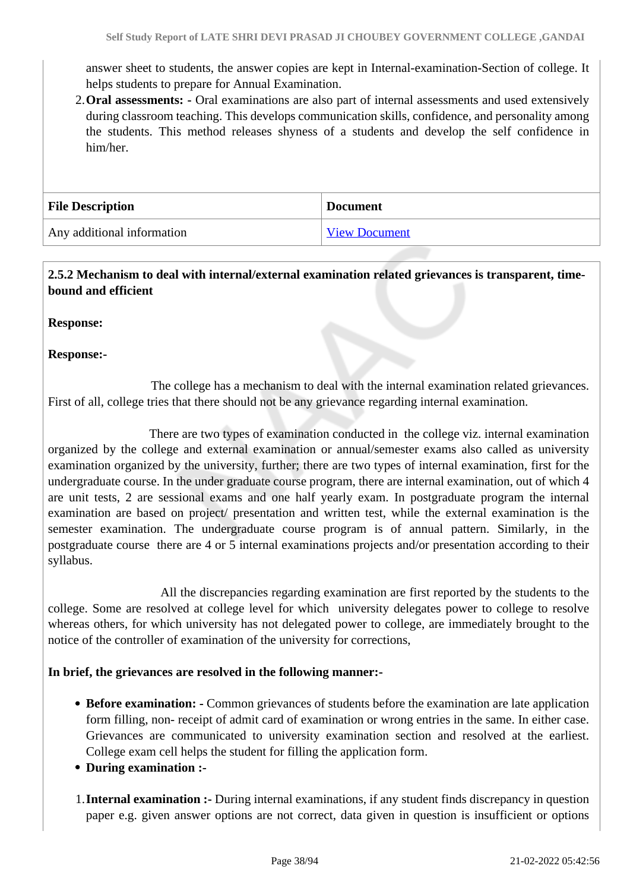answer sheet to students, the answer copies are kept in Internal-examination-Section of college. It helps students to prepare for Annual Examination.

2. **Oral assessments: -** Oral examinations are also part of internal assessments and used extensively during classroom teaching. This develops communication skills, confidence, and personality among the students. This method releases shyness of a students and develop the self confidence in him/her.

| File Description | Document |
|---|---|
| Any additional information | View Document |

**2.5.2 Mechanism to deal with internal/external examination related grievances is transparent, time-bound and efficient**

**Response:**

**Response:-**

The college has a mechanism to deal with the internal examination related grievances. First of all, college tries that there should not be any grievance regarding internal examination.

There are two types of examination conducted in the college viz. internal examination organized by the college and external examination or annual/semester exams also called as university examination organized by the university, further; there are two types of internal examination, first for the undergraduate course. In the under graduate course program, there are internal examination, out of which 4 are unit tests, 2 are sessional exams and one half yearly exam. In postgraduate program the internal examination are based on project/ presentation and written test, while the external examination is the semester examination. The undergraduate course program is of annual pattern. Similarly, in the postgraduate course there are 4 or 5 internal examinations projects and/or presentation according to their syllabus.

All the discrepancies regarding examination are first reported by the students to the college. Some are resolved at college level for which university delegates power to college to resolve whereas others, for which university has not delegated power to college, are immediately brought to the notice of the controller of examination of the university for corrections,

**In brief, the grievances are resolved in the following manner:-**

- **Before examination: -** Common grievances of students before the examination are late application form filling, non- receipt of admit card of examination or wrong entries in the same. In either case. Grievances are communicated to university examination section and resolved at the earliest. College exam cell helps the student for filling the application form.
- **During examination :-**

1. **Internal examination :-** During internal examinations, if any student finds discrepancy in question paper e.g. given answer options are not correct, data given in question is insufficient or options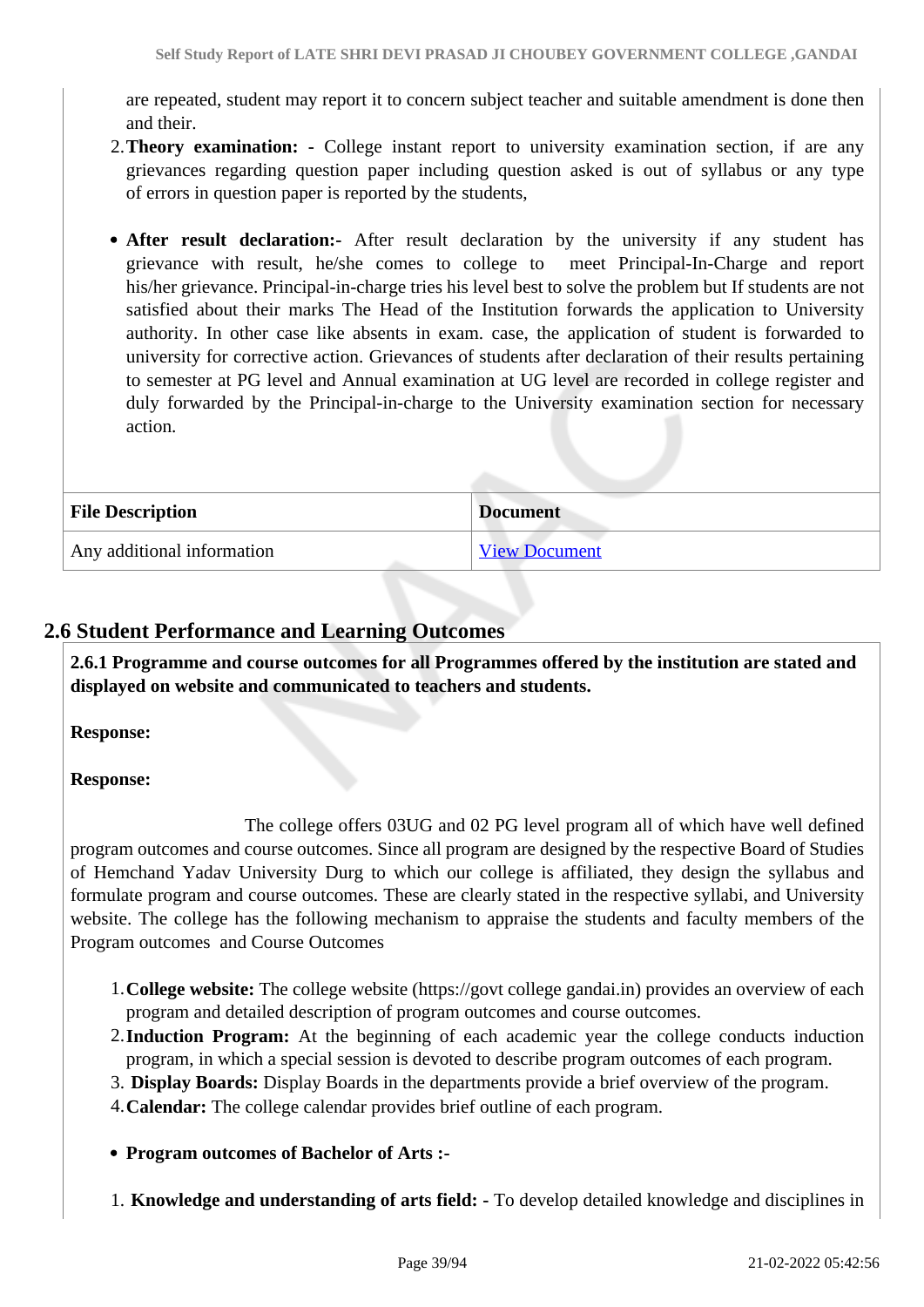are repeated, student may report it to concern subject teacher and suitable amendment is done then and their.

2. **Theory examination: -** College instant report to university examination section, if are any grievances regarding question paper including question asked is out of syllabus or any type of errors in question paper is reported by the students,

- **After result declaration:-** After result declaration by the university if any student has grievance with result, he/she comes to college to meet Principal-In-Charge and report his/her grievance. Principal-in-charge tries his level best to solve the problem but If students are not satisfied about their marks The Head of the Institution forwards the application to University authority. In other case like absents in exam. case, the application of student is forwarded to university for corrective action. Grievances of students after declaration of their results pertaining to semester at PG level and Annual examination at UG level are recorded in college register and duly forwarded by the Principal-in-charge to the University examination section for necessary action.

| File Description | Document |
|---|---|
| Any additional information | View Document |

## 2.6 Student Performance and Learning Outcomes

**2.6.1 Programme and course outcomes for all Programmes offered by the institution are stated and displayed on website and communicated to teachers and students.**

**Response:**

**Response:**

The college offers 03UG and 02 PG level program all of which have well defined program outcomes and course outcomes. Since all program are designed by the respective Board of Studies of Hemchand Yadav University Durg to which our college is affiliated, they design the syllabus and formulate program and course outcomes. These are clearly stated in the respective syllabi, and University website. The college has the following mechanism to appraise the students and faculty members of the Program outcomes and Course Outcomes

1. **College website:** The college website (https://govt college gandai.in) provides an overview of each program and detailed description of program outcomes and course outcomes.
2. **Induction Program:** At the beginning of each academic year the college conducts induction program, in which a special session is devoted to describe program outcomes of each program.
3. **Display Boards:** Display Boards in the departments provide a brief overview of the program.
4. **Calendar:** The college calendar provides brief outline of each program.

- **Program outcomes of Bachelor of Arts :-**

1. **Knowledge and understanding of arts field:** - To develop detailed knowledge and disciplines in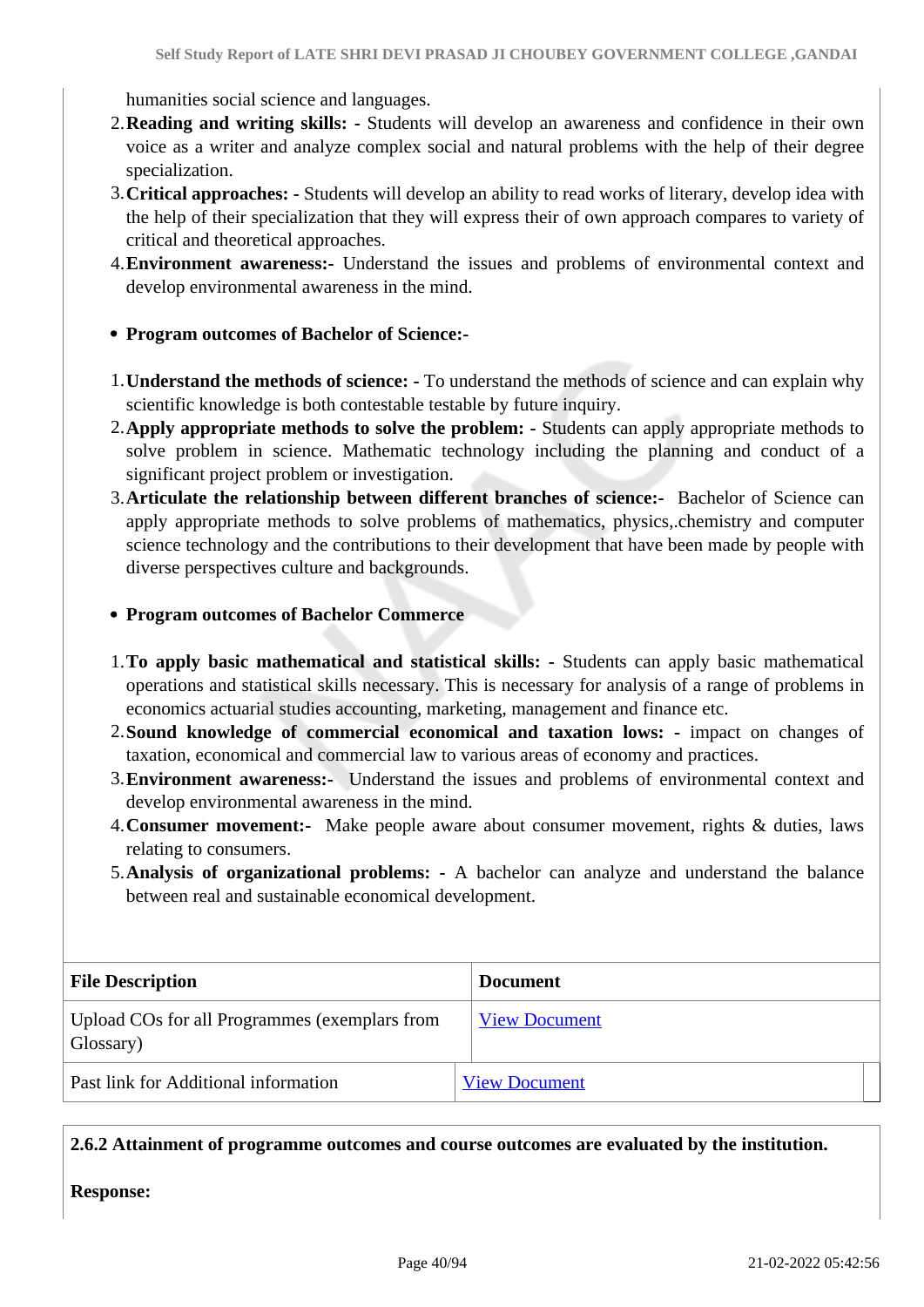humanities social science and languages.
2. **Reading and writing skills: -** Students will develop an awareness and confidence in their own voice as a writer and analyze complex social and natural problems with the help of their degree specialization.
3. **Critical approaches: -** Students will develop an ability to read works of literary, develop idea with the help of their specialization that they will express their of own approach compares to variety of critical and theoretical approaches.
4. **Environment awareness:-** Understand the issues and problems of environmental context and develop environmental awareness in the mind.

- **Program outcomes of Bachelor of Science:-**

1. **Understand the methods of science: -** To understand the methods of science and can explain why scientific knowledge is both contestable testable by future inquiry.
2. **Apply appropriate methods to solve the problem: -** Students can apply appropriate methods to solve problem in science. Mathematic technology including the planning and conduct of a significant project problem or investigation.
3. **Articulate the relationship between different branches of science:-** Bachelor of Science can apply appropriate methods to solve problems of mathematics, physics,.chemistry and computer science technology and the contributions to their development that have been made by people with diverse perspectives culture and backgrounds.

- **Program outcomes of Bachelor Commerce**

1. **To apply basic mathematical and statistical skills: -** Students can apply basic mathematical operations and statistical skills necessary. This is necessary for analysis of a range of problems in economics actuarial studies accounting, marketing, management and finance etc.
2. **Sound knowledge of commercial economical and taxation lows: -** impact on changes of taxation, economical and commercial law to various areas of economy and practices.
3. **Environment awareness:-** Understand the issues and problems of environmental context and develop environmental awareness in the mind.
4. **Consumer movement:-** Make people aware about consumer movement, rights & duties, laws relating to consumers.
5. **Analysis of organizational problems: -** A bachelor can analyze and understand the balance between real and sustainable economical development.

| File Description | Document |
|---|---|
| Upload COs for all Programmes (exemplars from Glossary) | View Document |
| Past link for Additional information | View Document |

**2.6.2 Attainment of programme outcomes and course outcomes are evaluated by the institution.**

**Response:**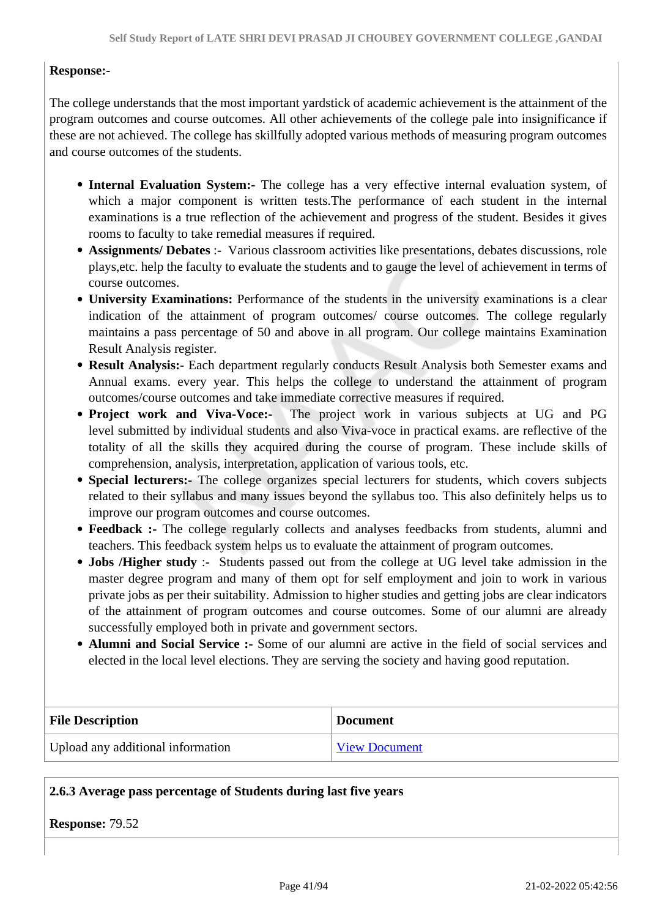**Response:-**

The college understands that the most important yardstick of academic achievement is the attainment of the program outcomes and course outcomes. All other achievements of the college pale into insignificance if these are not achieved. The college has skillfully adopted various methods of measuring program outcomes and course outcomes of the students.

- **Internal Evaluation System:-** The college has a very effective internal evaluation system, of which a major component is written tests.The performance of each student in the internal examinations is a true reflection of the achievement and progress of the student. Besides it gives rooms to faculty to take remedial measures if required.
- **Assignments/ Debates** :- Various classroom activities like presentations, debates discussions, role plays,etc. help the faculty to evaluate the students and to gauge the level of achievement in terms of course outcomes.
- **University Examinations:** Performance of the students in the university examinations is a clear indication of the attainment of program outcomes/ course outcomes. The college regularly maintains a pass percentage of 50 and above in all program. Our college maintains Examination Result Analysis register.
- **Result Analysis:-** Each department regularly conducts Result Analysis both Semester exams and Annual exams. every year. This helps the college to understand the attainment of program outcomes/course outcomes and take immediate corrective measures if required.
- **Project work and Viva-Voce:-** The project work in various subjects at UG and PG level submitted by individual students and also Viva-voce in practical exams. are reflective of the totality of all the skills they acquired during the course of program. These include skills of comprehension, analysis, interpretation, application of various tools, etc.
- **Special lecturers:-** The college organizes special lecturers for students, which covers subjects related to their syllabus and many issues beyond the syllabus too. This also definitely helps us to improve our program outcomes and course outcomes.
- **Feedback :-** The college regularly collects and analyses feedbacks from students, alumni and teachers. This feedback system helps us to evaluate the attainment of program outcomes.
- **Jobs /Higher study** :- Students passed out from the college at UG level take admission in the master degree program and many of them opt for self employment and join to work in various private jobs as per their suitability. Admission to higher studies and getting jobs are clear indicators of the attainment of program outcomes and course outcomes. Some of our alumni are already successfully employed both in private and government sectors.
- **Alumni and Social Service :-** Some of our alumni are active in the field of social services and elected in the local level elections. They are serving the society and having good reputation.

| File Description | Document |
|---|---|
| Upload any additional information | View Document |

**2.6.3 Average pass percentage of Students during last five years**

**Response:** 79.52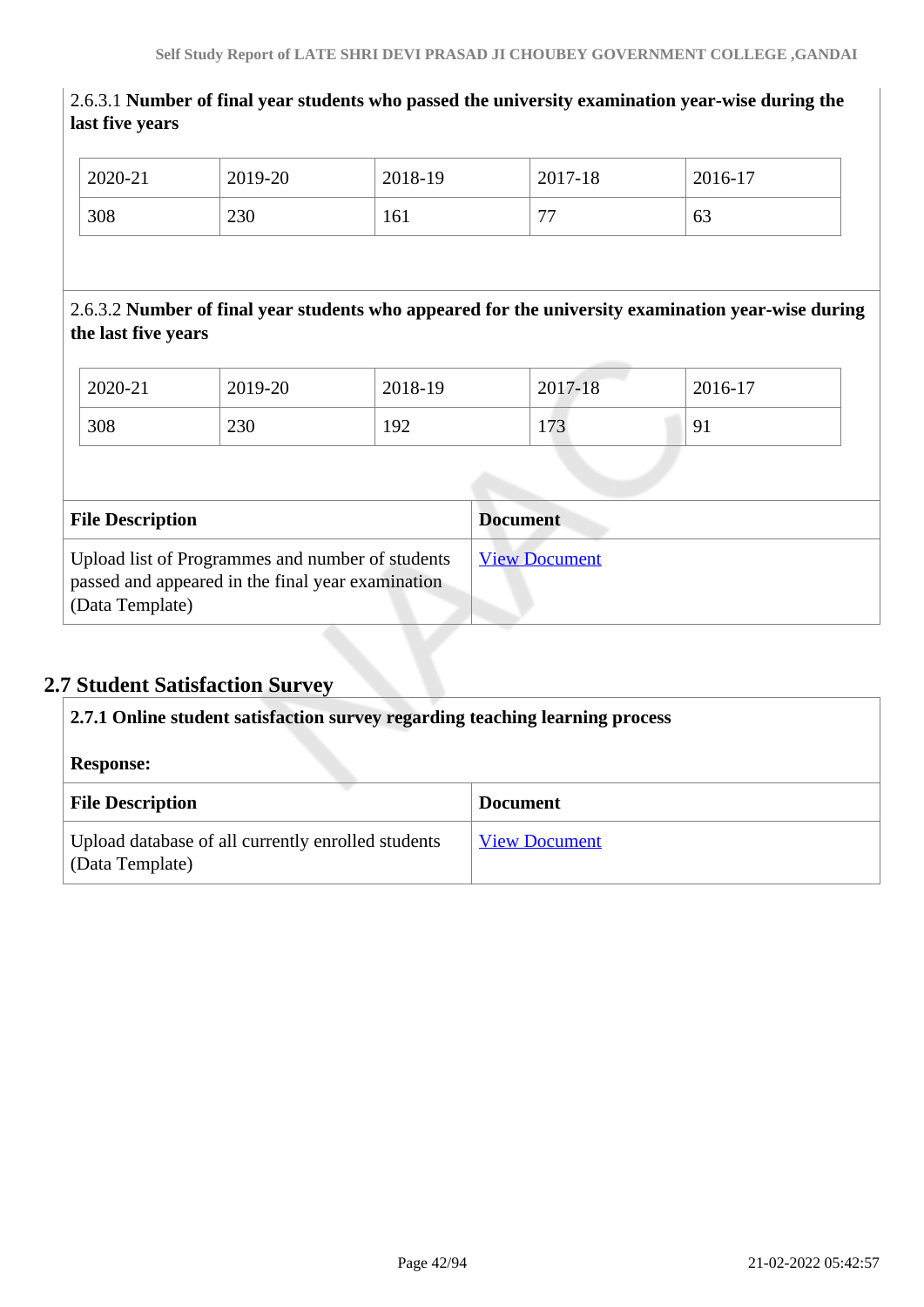2.6.3.1 **Number of final year students who passed the university examination year-wise during the last five years**

| 2020-21 | 2019-20 | 2018-19 | 2017-18 | 2016-17 |
|---|---|---|---|---|
| 308 | 230 | 161 | 77 | 63 |

2.6.3.2 **Number of final year students who appeared for the university examination year-wise during the last five years**

| 2020-21 | 2019-20 | 2018-19 | 2017-18 | 2016-17 |
|---|---|---|---|---|
| 308 | 230 | 192 | 173 | 91 |

| File Description | Document |
|---|---|
| Upload list of Programmes and number of students passed and appeared in the final year examination (Data Template) | View Document |

## 2.7 Student Satisfaction Survey

**2.7.1 Online student satisfaction survey regarding teaching learning process**

**Response:**

| File Description | Document |
|---|---|
| Upload database of all currently enrolled students (Data Template) | View Document |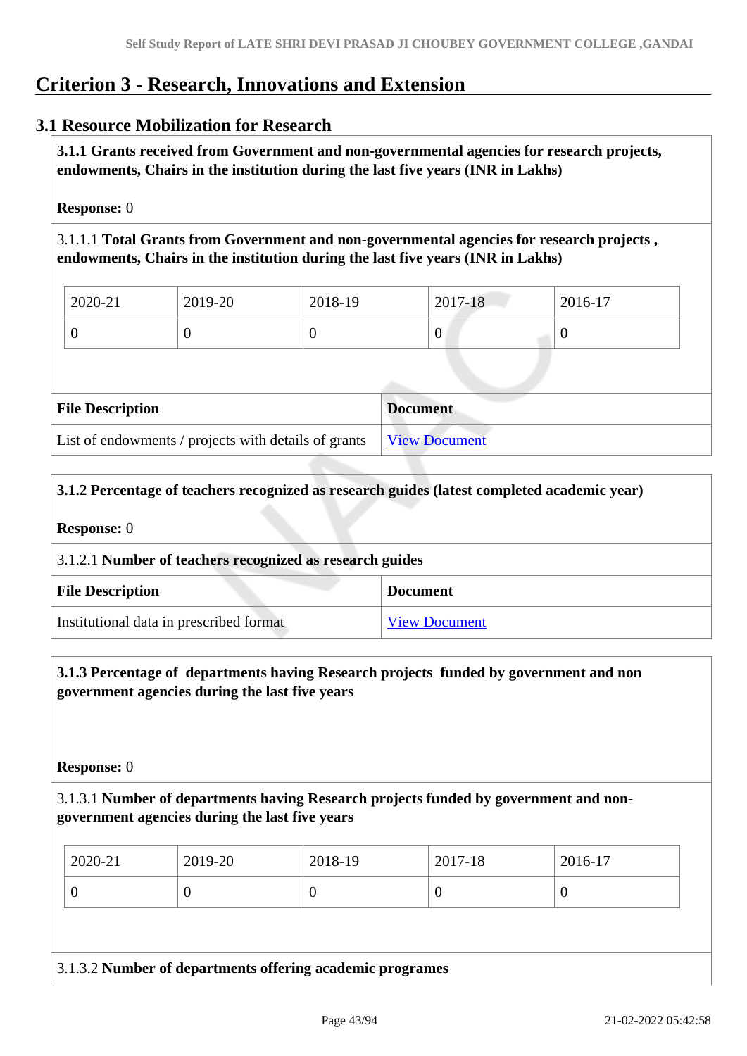# Criterion 3 - Research, Innovations and Extension

## 3.1 Resource Mobilization for Research

**3.1.1 Grants received from Government and non-governmental agencies for research projects, endowments, Chairs in the institution during the last five years (INR in Lakhs)**

**Response:** 0

3.1.1.1 **Total Grants from Government and non-governmental agencies for research projects , endowments, Chairs in the institution during the last five years (INR in Lakhs)**

| 2020-21 | 2019-20 | 2018-19 | 2017-18 | 2016-17 |
|---|---|---|---|---|
| 0 | 0 | 0 | 0 | 0 |

| File Description | Document |
|---|---|
| List of endowments / projects with details of grants | View Document |

**3.1.2 Percentage of teachers recognized as research guides (latest completed academic year)**

**Response:** 0

3.1.2.1 **Number of teachers recognized as research guides**

| File Description | Document |
|---|---|
| Institutional data in prescribed format | View Document |

**3.1.3 Percentage of departments having Research projects funded by government and non government agencies during the last five years**

**Response:** 0

3.1.3.1 **Number of departments having Research projects funded by government and non-government agencies during the last five years**

| 2020-21 | 2019-20 | 2018-19 | 2017-18 | 2016-17 |
|---|---|---|---|---|
| 0 | 0 | 0 | 0 | 0 |

3.1.3.2 **Number of departments offering academic programes**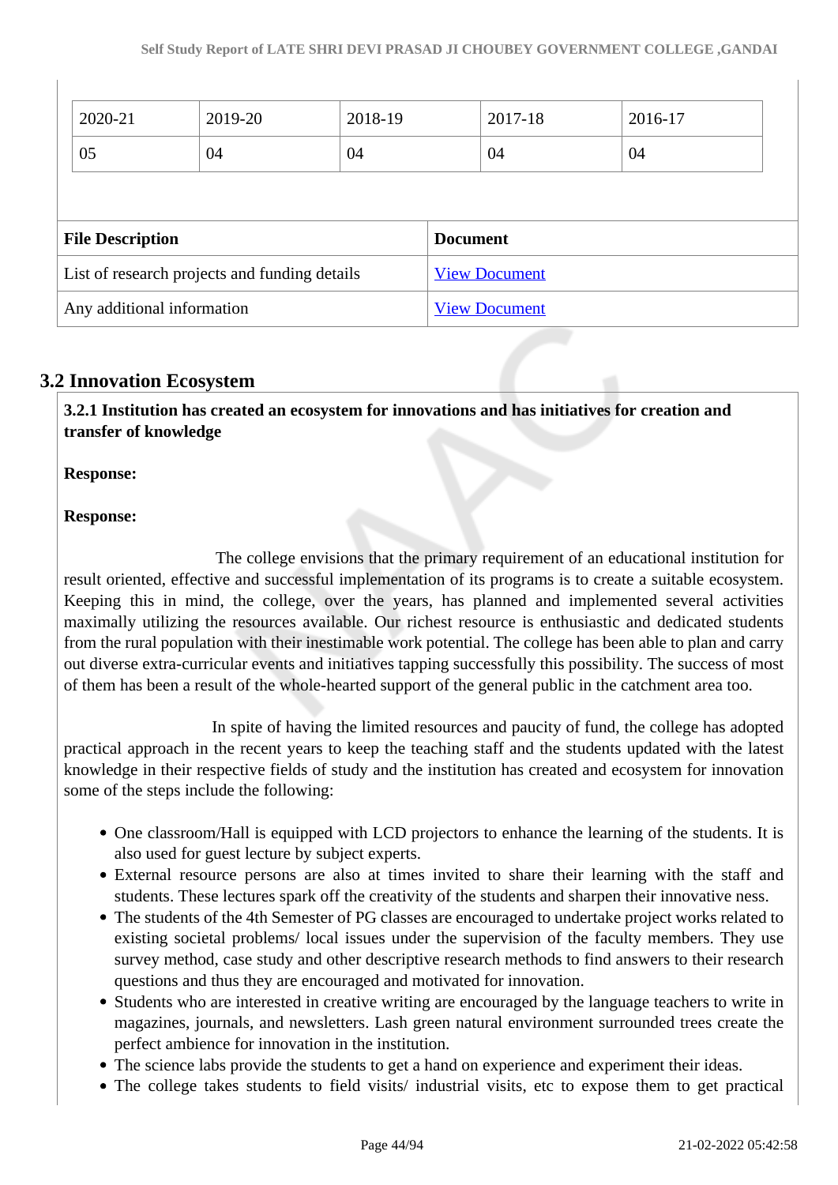| 2020-21 | 2019-20 | 2018-19 | 2017-18 | 2016-17 |
|---|---|---|---|---|
| 05 | 04 | 04 | 04 | 04 |

| File Description | Document |
|---|---|
| List of research projects and funding details | View Document |
| Any additional information | View Document |

## 3.2 Innovation Ecosystem

**3.2.1 Institution has created an ecosystem for innovations and has initiatives for creation and transfer of knowledge**

**Response:**

**Response:**

The college envisions that the primary requirement of an educational institution for result oriented, effective and successful implementation of its programs is to create a suitable ecosystem. Keeping this in mind, the college, over the years, has planned and implemented several activities maximally utilizing the resources available. Our richest resource is enthusiastic and dedicated students from the rural population with their inestimable work potential. The college has been able to plan and carry out diverse extra-curricular events and initiatives tapping successfully this possibility. The success of most of them has been a result of the whole-hearted support of the general public in the catchment area too.

In spite of having the limited resources and paucity of fund, the college has adopted practical approach in the recent years to keep the teaching staff and the students updated with the latest knowledge in their respective fields of study and the institution has created and ecosystem for innovation some of the steps include the following:

- One classroom/Hall is equipped with LCD projectors to enhance the learning of the students. It is also used for guest lecture by subject experts.
- External resource persons are also at times invited to share their learning with the staff and students. These lectures spark off the creativity of the students and sharpen their innovative ness.
- The students of the 4th Semester of PG classes are encouraged to undertake project works related to existing societal problems/ local issues under the supervision of the faculty members. They use survey method, case study and other descriptive research methods to find answers to their research questions and thus they are encouraged and motivated for innovation.
- Students who are interested in creative writing are encouraged by the language teachers to write in magazines, journals, and newsletters. Lash green natural environment surrounded trees create the perfect ambience for innovation in the institution.
- The science labs provide the students to get a hand on experience and experiment their ideas.
- The college takes students to field visits/ industrial visits, etc to expose them to get practical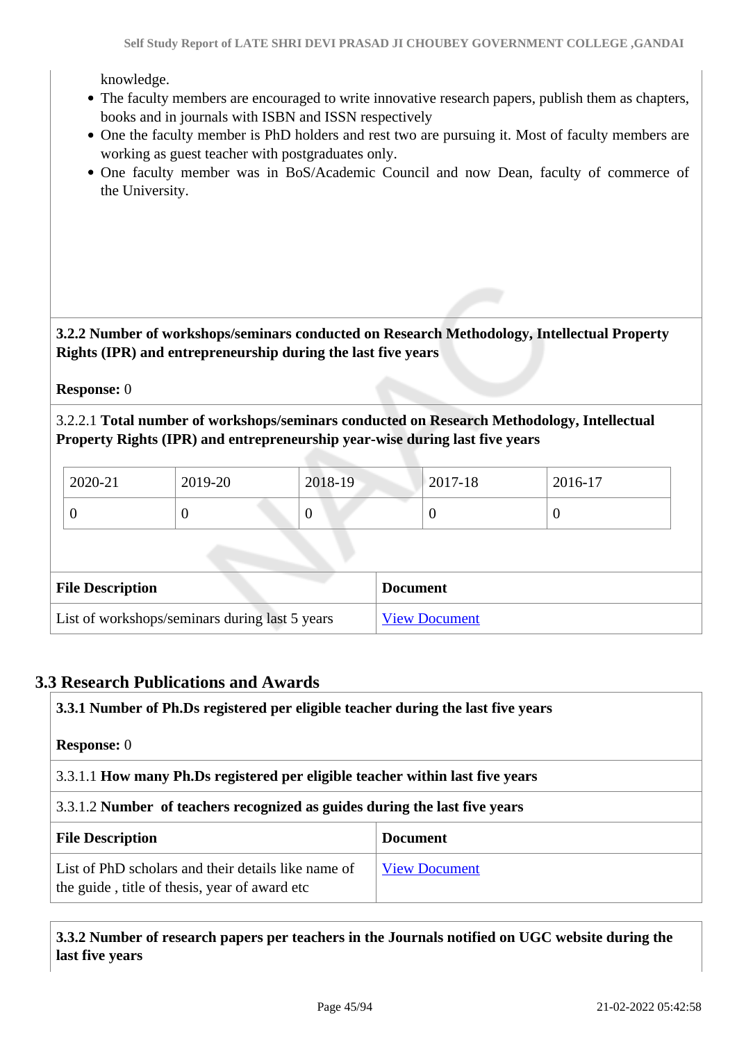knowledge.

- The faculty members are encouraged to write innovative research papers, publish them as chapters, books and in journals with ISBN and ISSN respectively
- One the faculty member is PhD holders and rest two are pursuing it. Most of faculty members are working as guest teacher with postgraduates only.
- One faculty member was in BoS/Academic Council and now Dean, faculty of commerce of the University.

**3.2.2 Number of workshops/seminars conducted on Research Methodology, Intellectual Property Rights (IPR) and entrepreneurship during the last five years**

**Response:** 0

3.2.2.1 **Total number of workshops/seminars conducted on Research Methodology, Intellectual Property Rights (IPR) and entrepreneurship year-wise during last five years**

| 2020-21 | 2019-20 | 2018-19 | 2017-18 | 2016-17 |
|---|---|---|---|---|
| 0 | 0 | 0 | 0 | 0 |

| File Description | Document |
|---|---|
| List of workshops/seminars during last 5 years | View Document |

## 3.3 Research Publications and Awards

**3.3.1 Number of Ph.Ds registered per eligible teacher during the last five years**

**Response:** 0

3.3.1.1 **How many Ph.Ds registered per eligible teacher within last five years**

3.3.1.2 **Number of teachers recognized as guides during the last five years**

| File Description | Document |
|---|---|
| List of PhD scholars and their details like name of the guide , title of thesis, year of award etc | View Document |

**3.3.2 Number of research papers per teachers in the Journals notified on UGC website during the last five years**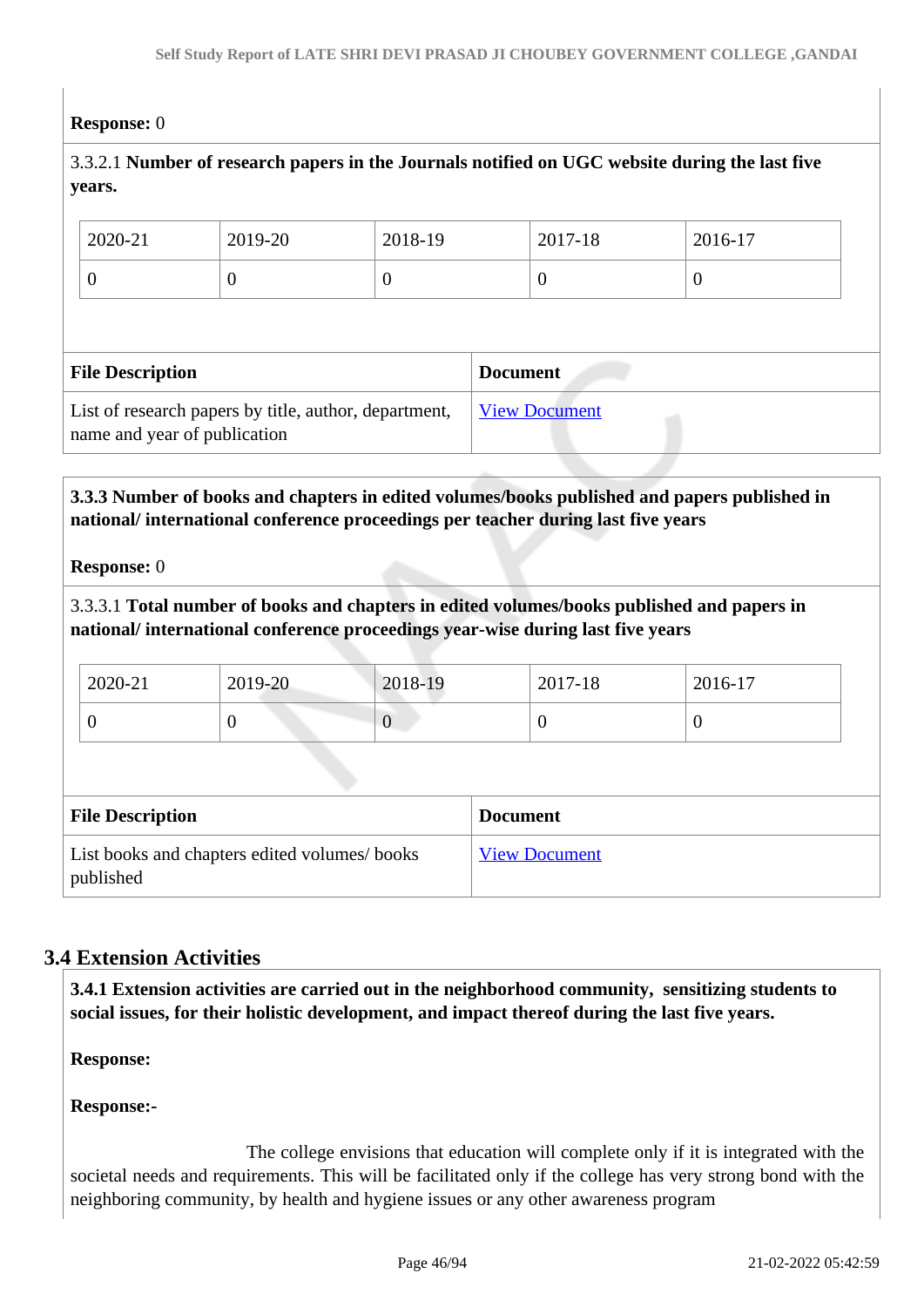**Response:** 0

3.3.2.1 **Number of research papers in the Journals notified on UGC website during the last five years.**

| 2020-21 | 2019-20 | 2018-19 | 2017-18 | 2016-17 |
|---|---|---|---|---|
| 0 | 0 | 0 | 0 | 0 |

| File Description | Document |
|---|---|
| List of research papers by title, author, department, name and year of publication | View Document |

**3.3.3 Number of books and chapters in edited volumes/books published and papers published in national/ international conference proceedings per teacher during last five years**

**Response:** 0

3.3.3.1 **Total number of books and chapters in edited volumes/books published and papers in national/ international conference proceedings year-wise during last five years**

| 2020-21 | 2019-20 | 2018-19 | 2017-18 | 2016-17 |
|---|---|---|---|---|
| 0 | 0 | 0 | 0 | 0 |

| File Description | Document |
|---|---|
| List books and chapters edited volumes/ books published | View Document |

## 3.4 Extension Activities

**3.4.1 Extension activities are carried out in the neighborhood community, sensitizing students to social issues, for their holistic development, and impact thereof during the last five years.**

**Response:**

**Response:-**

The college envisions that education will complete only if it is integrated with the societal needs and requirements. This will be facilitated only if the college has very strong bond with the neighboring community, by health and hygiene issues or any other awareness program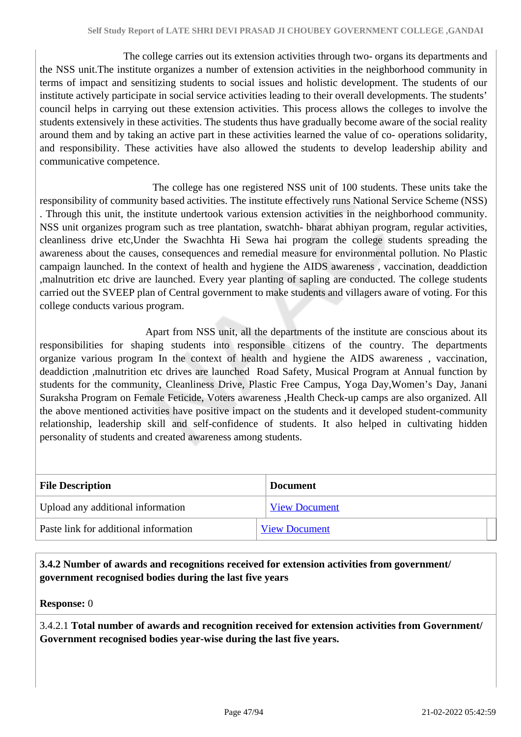The college carries out its extension activities through two- organs its departments and the NSS unit.The institute organizes a number of extension activities in the neighborhood community in terms of impact and sensitizing students to social issues and holistic development. The students of our institute actively participate in social service activities leading to their overall developments. The students' council helps in carrying out these extension activities. This process allows the colleges to involve the students extensively in these activities. The students thus have gradually become aware of the social reality around them and by taking an active part in these activities learned the value of co- operations solidarity, and responsibility. These activities have also allowed the students to develop leadership ability and communicative competence.

The college has one registered NSS unit of 100 students. These units take the responsibility of community based activities. The institute effectively runs National Service Scheme (NSS) . Through this unit, the institute undertook various extension activities in the neighborhood community. NSS unit organizes program such as tree plantation, swatchh- bharat abhiyan program, regular activities, cleanliness drive etc,Under the Swachhta Hi Sewa hai program the college students spreading the awareness about the causes, consequences and remedial measure for environmental pollution. No Plastic campaign launched. In the context of health and hygiene the AIDS awareness , vaccination, deaddiction ,malnutrition etc drive are launched. Every year planting of sapling are conducted. The college students carried out the SVEEP plan of Central government to make students and villagers aware of voting. For this college conducts various program.

Apart from NSS unit, all the departments of the institute are conscious about its responsibilities for shaping students into responsible citizens of the country. The departments organize various program In the context of health and hygiene the AIDS awareness , vaccination, deaddiction ,malnutrition etc drives are launched Road Safety, Musical Program at Annual function by students for the community, Cleanliness Drive, Plastic Free Campus, Yoga Day,Women's Day, Janani Suraksha Program on Female Feticide, Voters awareness ,Health Check-up camps are also organized. All the above mentioned activities have positive impact on the students and it developed student-community relationship, leadership skill and self-confidence of students. It also helped in cultivating hidden personality of students and created awareness among students.

| File Description | Document |
|---|---|
| Upload any additional information | View Document |
| Paste link for additional information | View Document |

**3.4.2 Number of awards and recognitions received for extension activities from government/ government recognised bodies during the last five years**

**Response:** 0

3.4.2.1 **Total number of awards and recognition received for extension activities from Government/ Government recognised bodies year-wise during the last five years.**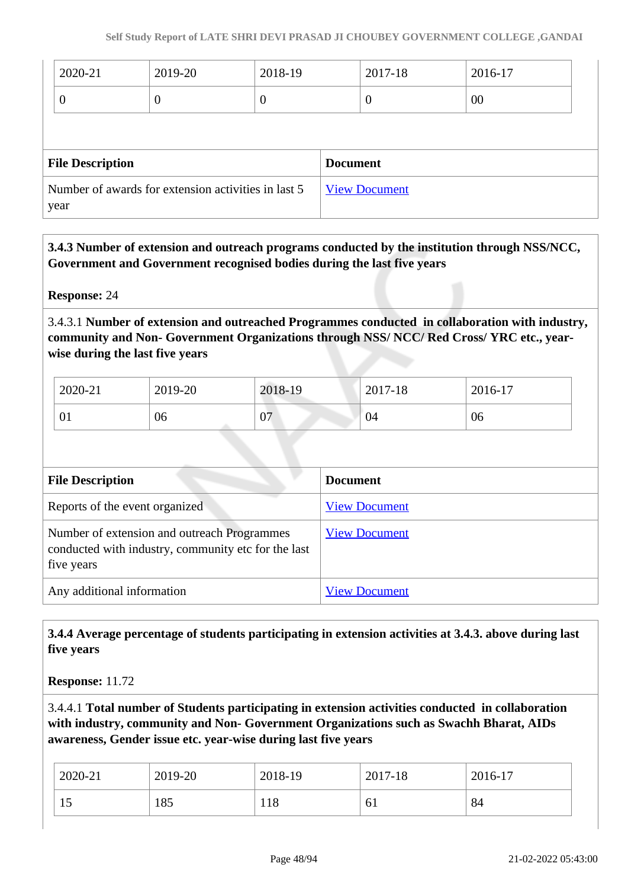| 2020-21 | 2019-20 | 2018-19 | 2017-18 | 2016-17 |
|---|---|---|---|---|
| 0 | 0 | 0 | 0 | 00 |

| File Description | Document |
|---|---|
| Number of awards for extension activities in last 5 year | View Document |

**3.4.3 Number of extension and outreach programs conducted by the institution through NSS/NCC, Government and Government recognised bodies during the last five years**

**Response:** 24

3.4.3.1 **Number of extension and outreached Programmes conducted in collaboration with industry, community and Non- Government Organizations through NSS/ NCC/ Red Cross/ YRC etc., year-wise during the last five years**

| 2020-21 | 2019-20 | 2018-19 | 2017-18 | 2016-17 |
|---|---|---|---|---|
| 01 | 06 | 07 | 04 | 06 |

| File Description | Document |
|---|---|
| Reports of the event organized | View Document |
| Number of extension and outreach Programmes conducted with industry, community etc for the last five years | View Document |
| Any additional information | View Document |

**3.4.4 Average percentage of students participating in extension activities at 3.4.3. above during last five years**

**Response:** 11.72

3.4.4.1 **Total number of Students participating in extension activities conducted in collaboration with industry, community and Non- Government Organizations such as Swachh Bharat, AIDs awareness, Gender issue etc. year-wise during last five years**

| 2020-21 | 2019-20 | 2018-19 | 2017-18 | 2016-17 |
|---|---|---|---|---|
| 15 | 185 | 118 | 61 | 84 |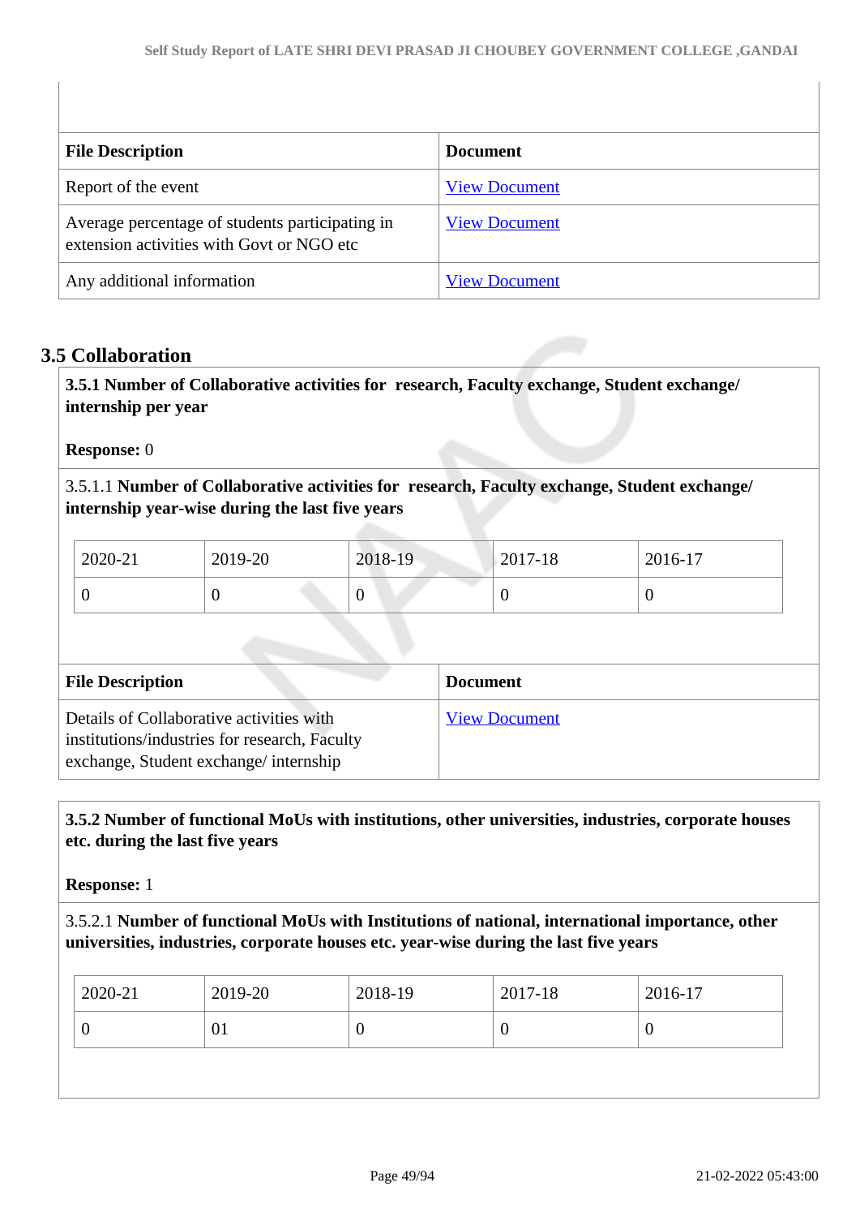| File Description | Document |
|---|---|
| Report of the event | View Document |
| Average percentage of students participating in extension activities with Govt or NGO etc | View Document |
| Any additional information | View Document |

## 3.5 Collaboration

**3.5.1 Number of Collaborative activities for research, Faculty exchange, Student exchange/ internship per year**

**Response:** 0

3.5.1.1 **Number of Collaborative activities for research, Faculty exchange, Student exchange/ internship year-wise during the last five years**

| 2020-21 | 2019-20 | 2018-19 | 2017-18 | 2016-17 |
|---|---|---|---|---|
| 0 | 0 | 0 | 0 | 0 |

| File Description | Document |
|---|---|
| Details of Collaborative activities with institutions/industries for research, Faculty exchange, Student exchange/ internship | View Document |

**3.5.2 Number of functional MoUs with institutions, other universities, industries, corporate houses etc. during the last five years**

**Response:** 1

3.5.2.1 **Number of functional MoUs with Institutions of national, international importance, other universities, industries, corporate houses etc. year-wise during the last five years**

| 2020-21 | 2019-20 | 2018-19 | 2017-18 | 2016-17 |
|---|---|---|---|---|
| 0 | 01 | 0 | 0 | 0 |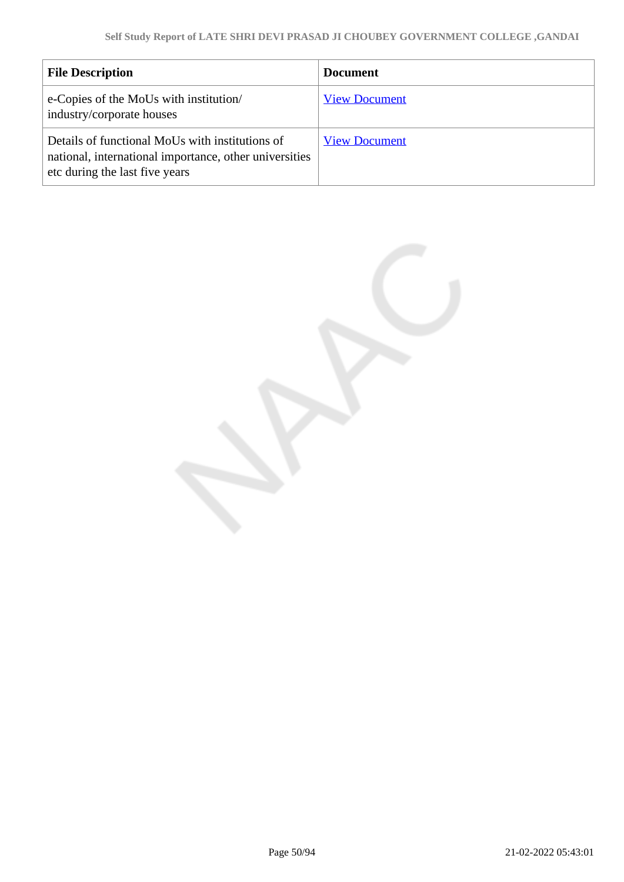| File Description | Document |
|---|---|
| e-Copies of the MoUs with institution/ industry/corporate houses | View Document |
| Details of functional MoUs with institutions of national, international importance, other universities etc during the last five years | View Document |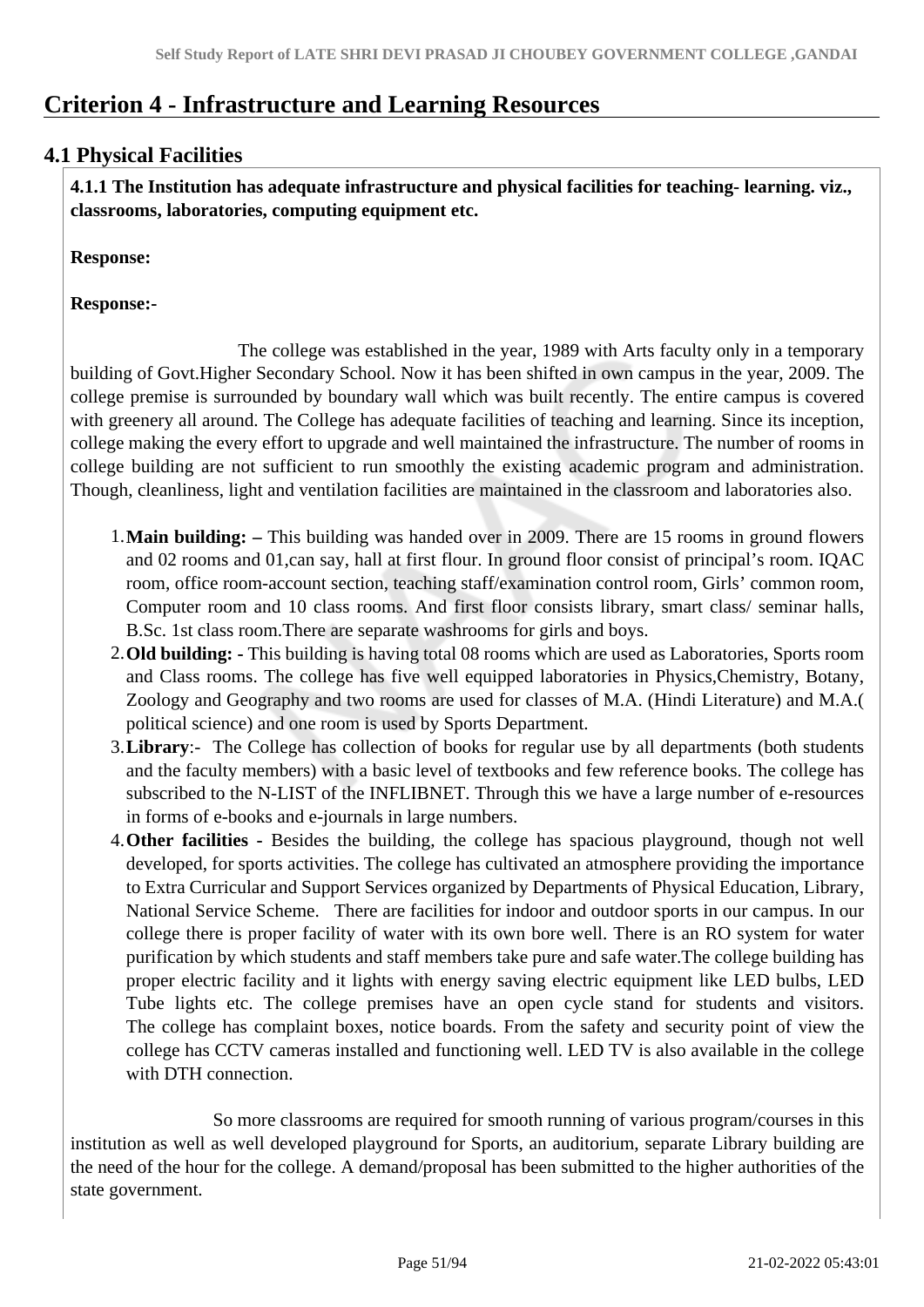# Criterion 4 - Infrastructure and Learning Resources

## 4.1 Physical Facilities

**4.1.1 The Institution has adequate infrastructure and physical facilities for teaching- learning. viz., classrooms, laboratories, computing equipment etc.**

**Response:**

**Response:-**

The college was established in the year, 1989 with Arts faculty only in a temporary building of Govt.Higher Secondary School. Now it has been shifted in own campus in the year, 2009. The college premise is surrounded by boundary wall which was built recently. The entire campus is covered with greenery all around. The College has adequate facilities of teaching and learning. Since its inception, college making the every effort to upgrade and well maintained the infrastructure. The number of rooms in college building are not sufficient to run smoothly the existing academic program and administration. Though, cleanliness, light and ventilation facilities are maintained in the classroom and laboratories also.

1. **Main building: –** This building was handed over in 2009. There are 15 rooms in ground flowers and 02 rooms and 01,can say, hall at first flour. In ground floor consist of principal's room. IQAC room, office room-account section, teaching staff/examination control room, Girls' common room, Computer room and 10 class rooms. And first floor consists library, smart class/ seminar halls, B.Sc. 1st class room.There are separate washrooms for girls and boys.
2. **Old building: -** This building is having total 08 rooms which are used as Laboratories, Sports room and Class rooms. The college has five well equipped laboratories in Physics,Chemistry, Botany, Zoology and Geography and two rooms are used for classes of M.A. (Hindi Literature) and M.A.( political science) and one room is used by Sports Department.
3. **Library**:- The College has collection of books for regular use by all departments (both students and the faculty members) with a basic level of textbooks and few reference books. The college has subscribed to the N-LIST of the INFLIBNET. Through this we have a large number of e-resources in forms of e-books and e-journals in large numbers.
4. **Other facilities** - Besides the building, the college has spacious playground, though not well developed, for sports activities. The college has cultivated an atmosphere providing the importance to Extra Curricular and Support Services organized by Departments of Physical Education, Library, National Service Scheme. There are facilities for indoor and outdoor sports in our campus. In our college there is proper facility of water with its own bore well. There is an RO system for water purification by which students and staff members take pure and safe water.The college building has proper electric facility and it lights with energy saving electric equipment like LED bulbs, LED Tube lights etc. The college premises have an open cycle stand for students and visitors. The college has complaint boxes, notice boards. From the safety and security point of view the college has CCTV cameras installed and functioning well. LED TV is also available in the college with DTH connection.

So more classrooms are required for smooth running of various program/courses in this institution as well as well developed playground for Sports, an auditorium, separate Library building are the need of the hour for the college. A demand/proposal has been submitted to the higher authorities of the state government.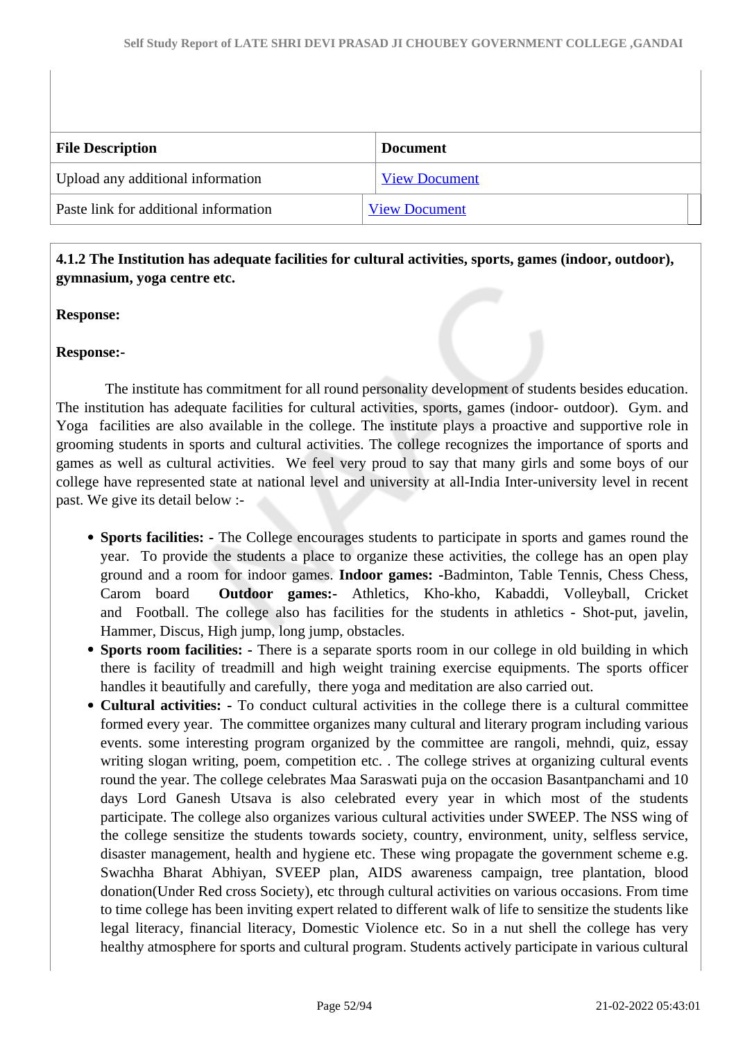| File Description | Document |
|---|---|
| Upload any additional information | View Document |
| Paste link for additional information | View Document |

**4.1.2 The Institution has adequate facilities for cultural activities, sports, games (indoor, outdoor), gymnasium, yoga centre etc.**

**Response:**

**Response:-**

The institute has commitment for all round personality development of students besides education. The institution has adequate facilities for cultural activities, sports, games (indoor- outdoor). Gym. and Yoga facilities are also available in the college. The institute plays a proactive and supportive role in grooming students in sports and cultural activities. The college recognizes the importance of sports and games as well as cultural activities. We feel very proud to say that many girls and some boys of our college have represented state at national level and university at all-India Inter-university level in recent past. We give its detail below :-

- **Sports facilities: -** The College encourages students to participate in sports and games round the year. To provide the students a place to organize these activities, the college has an open play ground and a room for indoor games. **Indoor games: -**Badminton, Table Tennis, Chess Chess, Carom board **Outdoor games:-** Athletics, Kho-kho, Kabaddi, Volleyball, Cricket and Football. The college also has facilities for the students in athletics - Shot-put, javelin, Hammer, Discus, High jump, long jump, obstacles.
- **Sports room facilities: -** There is a separate sports room in our college in old building in which there is facility of treadmill and high weight training exercise equipments. The sports officer handles it beautifully and carefully, there yoga and meditation are also carried out.
- **Cultural activities: -** To conduct cultural activities in the college there is a cultural committee formed every year. The committee organizes many cultural and literary program including various events. some interesting program organized by the committee are rangoli, mehndi, quiz, essay writing slogan writing, poem, competition etc. . The college strives at organizing cultural events round the year. The college celebrates Maa Saraswati puja on the occasion Basantpanchami and 10 days Lord Ganesh Utsava is also celebrated every year in which most of the students participate. The college also organizes various cultural activities under SWEEP. The NSS wing of the college sensitize the students towards society, country, environment, unity, selfless service, disaster management, health and hygiene etc. These wing propagate the government scheme e.g. Swachha Bharat Abhiyan, SVEEP plan, AIDS awareness campaign, tree plantation, blood donation(Under Red cross Society), etc through cultural activities on various occasions. From time to time college has been inviting expert related to different walk of life to sensitize the students like legal literacy, financial literacy, Domestic Violence etc. So in a nut shell the college has very healthy atmosphere for sports and cultural program. Students actively participate in various cultural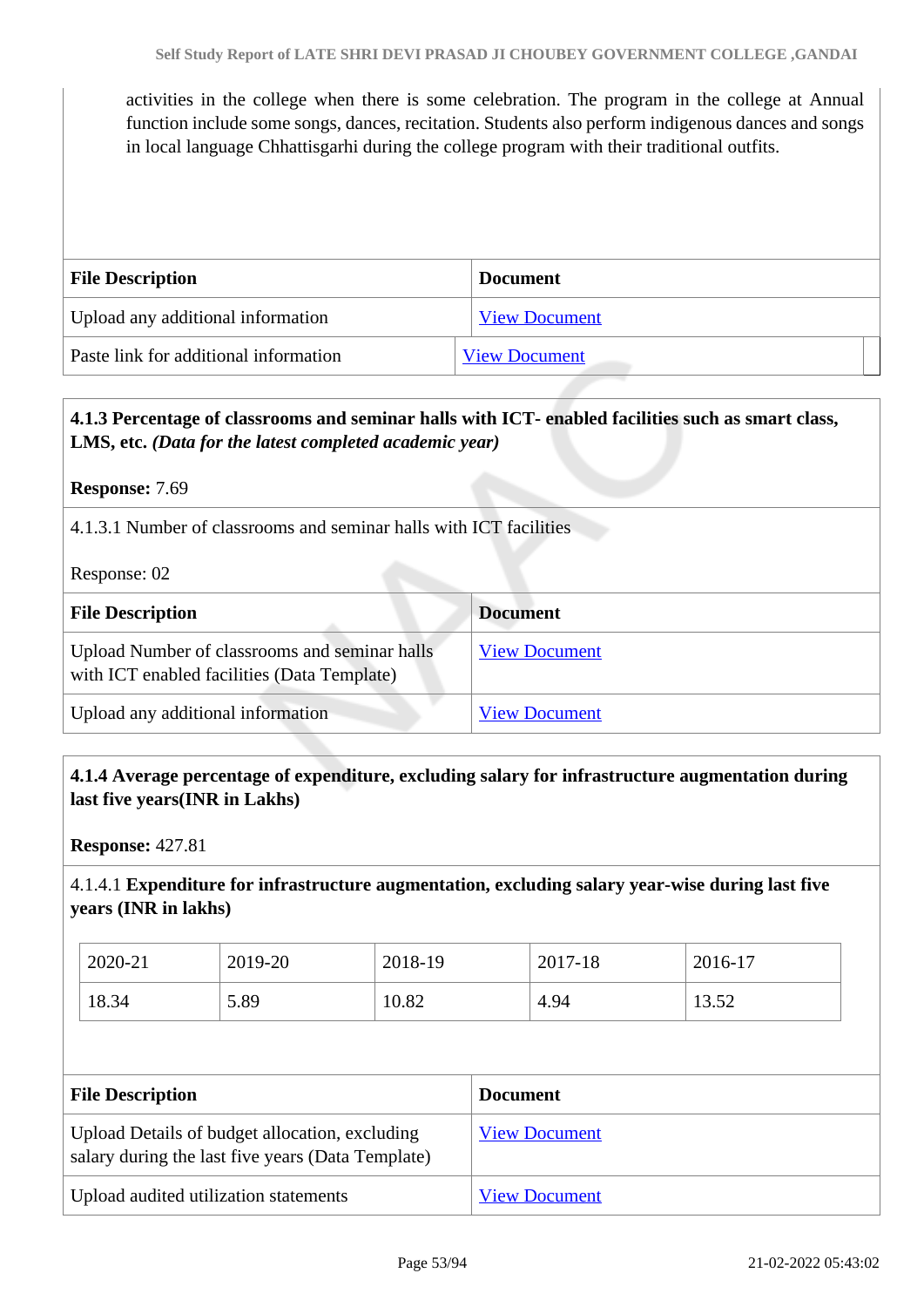activities in the college when there is some celebration. The program in the college at Annual function include some songs, dances, recitation. Students also perform indigenous dances and songs in local language Chhattisgarhi during the college program with their traditional outfits.

| File Description | Document |
|---|---|
| Upload any additional information | View Document |
| Paste link for additional information | View Document |

**4.1.3 Percentage of classrooms and seminar halls with ICT- enabled facilities such as smart class, LMS, etc.** ***(Data for the latest completed academic year)***

**Response:** 7.69

4.1.3.1 Number of classrooms and seminar halls with ICT facilities

Response: 02

| File Description | Document |
|---|---|
| Upload Number of classrooms and seminar halls with ICT enabled facilities (Data Template) | View Document |
| Upload any additional information | View Document |

**4.1.4 Average percentage of expenditure, excluding salary for infrastructure augmentation during last five years(INR in Lakhs)**

**Response:** 427.81

4.1.4.1 **Expenditure for infrastructure augmentation, excluding salary year-wise during last five years (INR in lakhs)**

| 2020-21 | 2019-20 | 2018-19 | 2017-18 | 2016-17 |
|---|---|---|---|---|
| 18.34 | 5.89 | 10.82 | 4.94 | 13.52 |

| File Description | Document |
|---|---|
| Upload Details of budget allocation, excluding salary during the last five years (Data Template) | View Document |
| Upload audited utilization statements | View Document |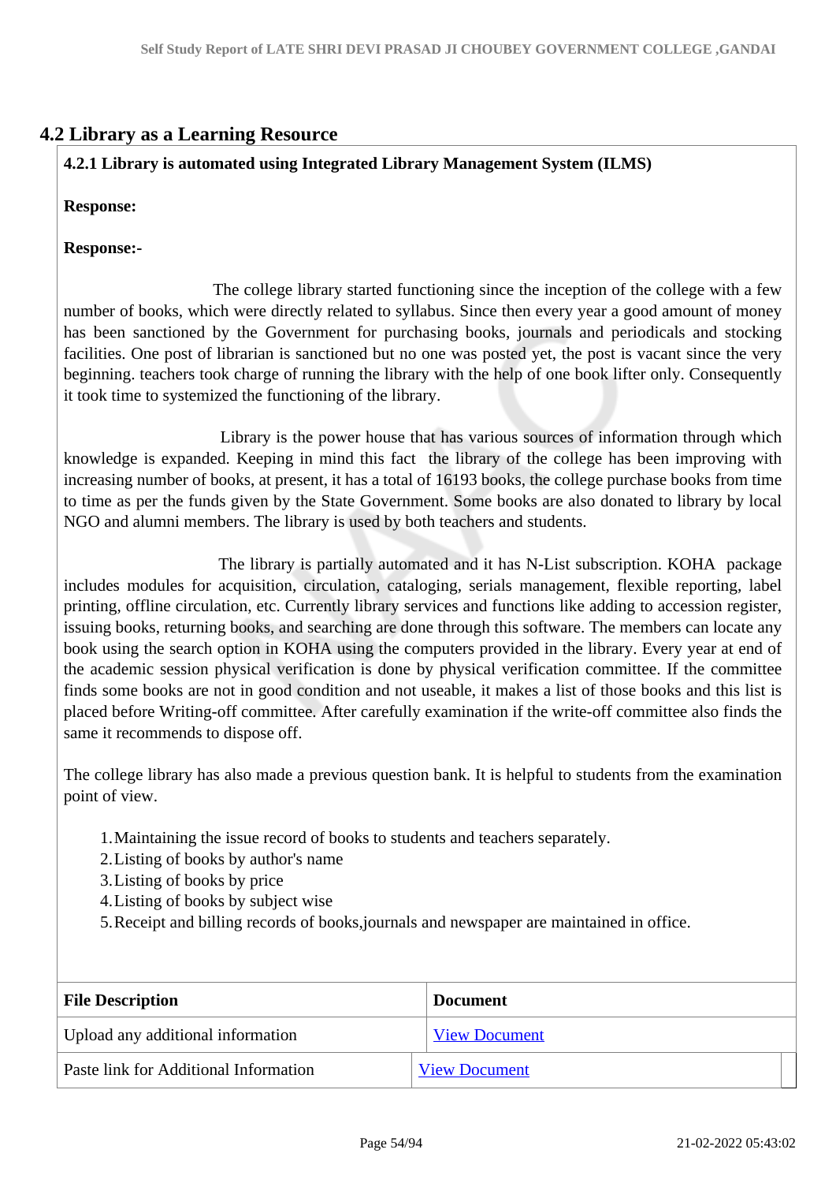## 4.2 Library as a Learning Resource

**4.2.1 Library is automated using Integrated Library Management System (ILMS)**

**Response:**

**Response:-**

The college library started functioning since the inception of the college with a few number of books, which were directly related to syllabus. Since then every year a good amount of money has been sanctioned by the Government for purchasing books, journals and periodicals and stocking facilities. One post of librarian is sanctioned but no one was posted yet, the post is vacant since the very beginning. teachers took charge of running the library with the help of one book lifter only. Consequently it took time to systemized the functioning of the library.

Library is the power house that has various sources of information through which knowledge is expanded. Keeping in mind this fact the library of the college has been improving with increasing number of books, at present, it has a total of 16193 books, the college purchase books from time to time as per the funds given by the State Government. Some books are also donated to library by local NGO and alumni members. The library is used by both teachers and students.

The library is partially automated and it has N-List subscription. KOHA package includes modules for acquisition, circulation, cataloging, serials management, flexible reporting, label printing, offline circulation, etc. Currently library services and functions like adding to accession register, issuing books, returning books, and searching are done through this software. The members can locate any book using the search option in KOHA using the computers provided in the library. Every year at end of the academic session physical verification is done by physical verification committee. If the committee finds some books are not in good condition and not useable, it makes a list of those books and this list is placed before Writing-off committee. After carefully examination if the write-off committee also finds the same it recommends to dispose off.

The college library has also made a previous question bank. It is helpful to students from the examination point of view.

1. Maintaining the issue record of books to students and teachers separately.
2. Listing of books by author's name
3. Listing of books by price
4. Listing of books by subject wise
5. Receipt and billing records of books,journals and newspaper are maintained in office.

| File Description | Document |
| --- | --- |
| Upload any additional information | View Document |
| Paste link for Additional Information | View Document |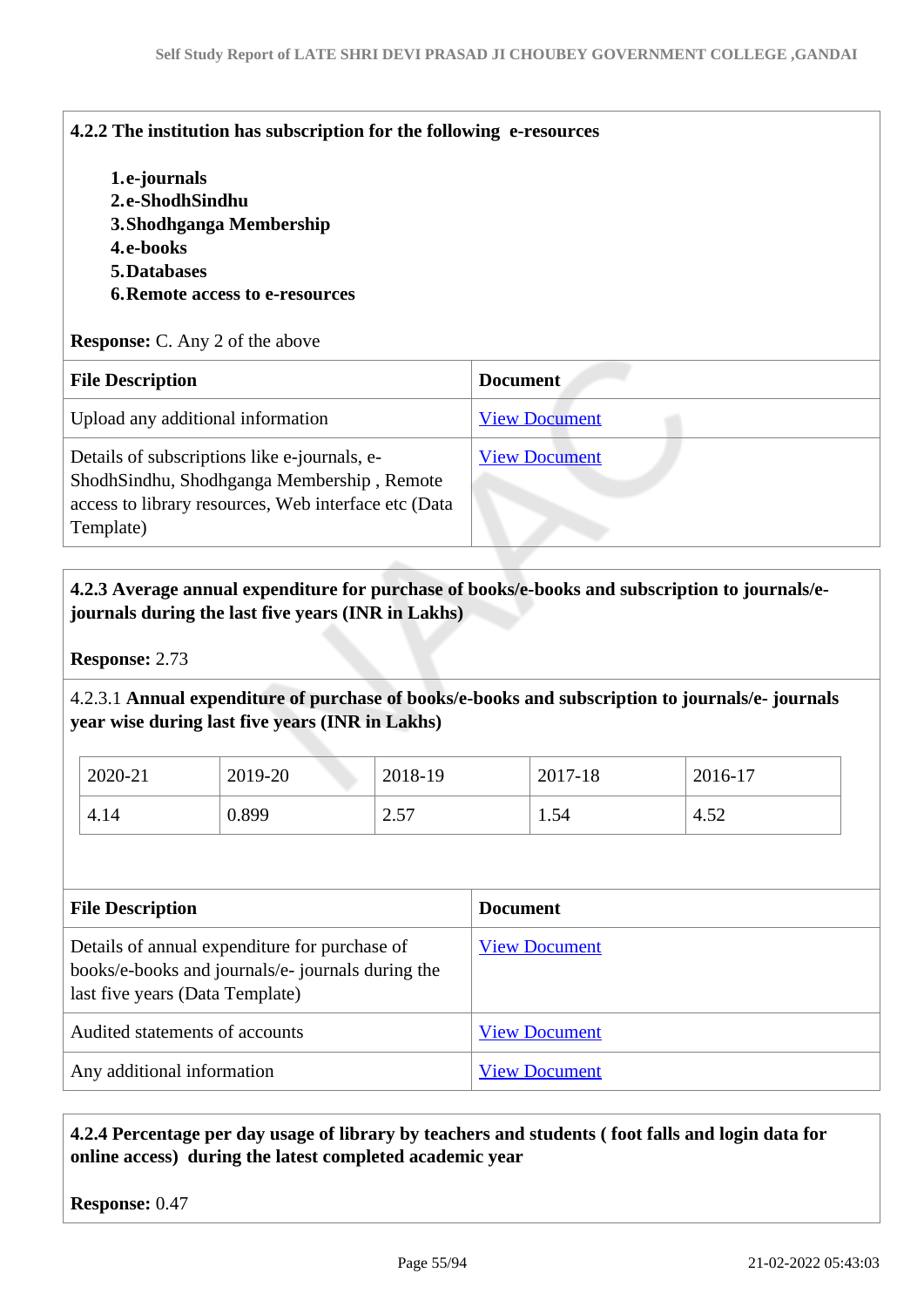**4.2.2 The institution has subscription for the following e-resources**

1. **e-journals**
2. **e-ShodhSindhu**
3. **Shodhganga Membership**
4. **e-books**
5. **Databases**
6. **Remote access to e-resources**

**Response:** C. Any 2 of the above

| File Description | Document |
|---|---|
| Upload any additional information | View Document |
| Details of subscriptions like e-journals, e-ShodhSindhu, Shodhganga Membership , Remote access to library resources, Web interface etc (Data Template) | View Document |

**4.2.3 Average annual expenditure for purchase of books/e-books and subscription to journals/e-journals during the last five years (INR in Lakhs)**

**Response:** 2.73

4.2.3.1 **Annual expenditure of purchase of books/e-books and subscription to journals/e- journals year wise during last five years (INR in Lakhs)**

| 2020-21 | 2019-20 | 2018-19 | 2017-18 | 2016-17 |
|---|---|---|---|---|
| 4.14 | 0.899 | 2.57 | 1.54 | 4.52 |

| File Description | Document |
|---|---|
| Details of annual expenditure for purchase of books/e-books and journals/e- journals during the last five years (Data Template) | View Document |
| Audited statements of accounts | View Document |
| Any additional information | View Document |

**4.2.4 Percentage per day usage of library by teachers and students ( foot falls and login data for online access) during the latest completed academic year**

**Response:** 0.47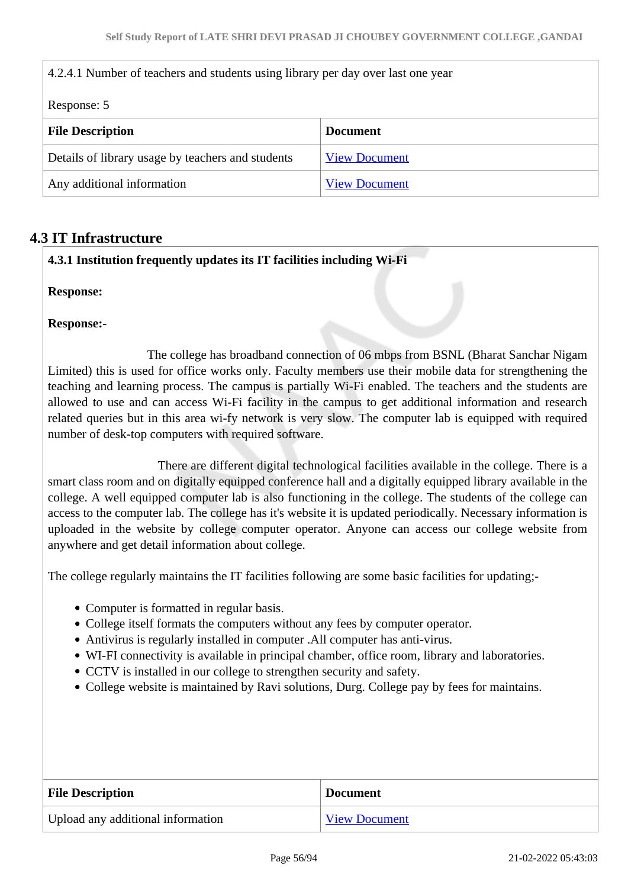4.2.4.1 Number of teachers and students using library per day over last one year

Response: 5

| File Description | Document |
|---|---|
| Details of library usage by teachers and students | View Document |
| Any additional information | View Document |

## 4.3 IT Infrastructure

**4.3.1 Institution frequently updates its IT facilities including Wi-Fi**

**Response:**

**Response:-**

The college has broadband connection of 06 mbps from BSNL (Bharat Sanchar Nigam Limited) this is used for office works only. Faculty members use their mobile data for strengthening the teaching and learning process. The campus is partially Wi-Fi enabled. The teachers and the students are allowed to use and can access Wi-Fi facility in the campus to get additional information and research related queries but in this area wi-fy network is very slow. The computer lab is equipped with required number of desk-top computers with required software.

There are different digital technological facilities available in the college. There is a smart class room and on digitally equipped conference hall and a digitally equipped library available in the college. A well equipped computer lab is also functioning in the college. The students of the college can access to the computer lab. The college has it's website it is updated periodically. Necessary information is uploaded in the website by college computer operator. Anyone can access our college website from anywhere and get detail information about college.

The college regularly maintains the IT facilities following are some basic facilities for updating;-

- Computer is formatted in regular basis.
- College itself formats the computers without any fees by computer operator.
- Antivirus is regularly installed in computer .All computer has anti-virus.
- WI-FI connectivity is available in principal chamber, office room, library and laboratories.
- CCTV is installed in our college to strengthen security and safety.
- College website is maintained by Ravi solutions, Durg. College pay by fees for maintains.

| File Description | Document |
|---|---|
| Upload any additional information | View Document |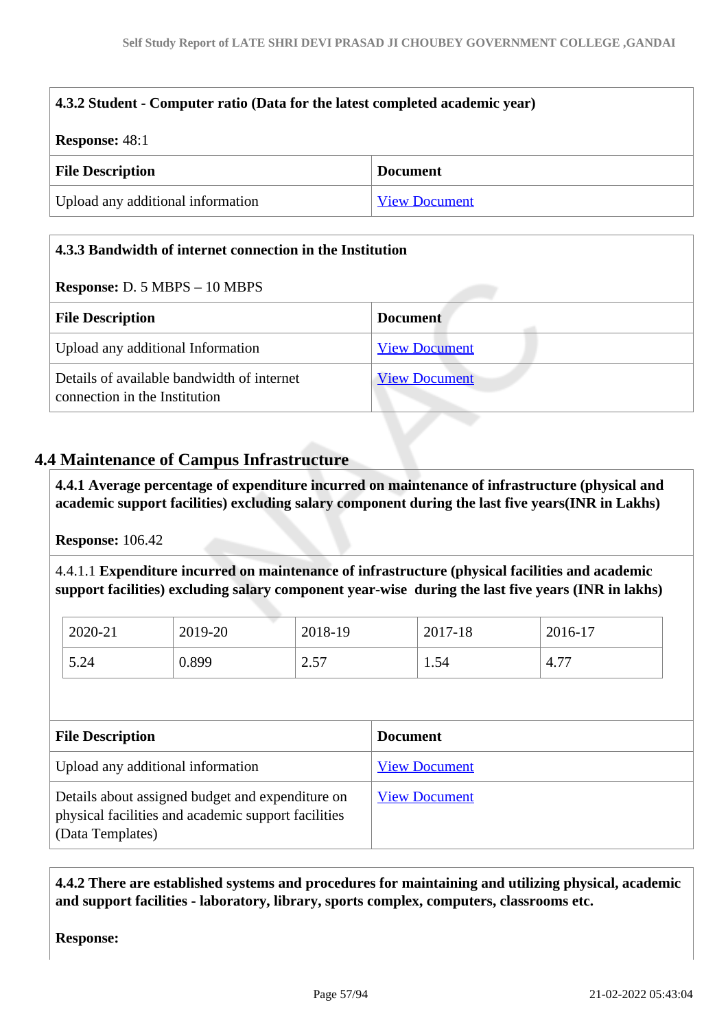**4.3.2 Student - Computer ratio (Data for the latest completed academic year)**

**Response:** 48:1

| File Description | Document |
|---|---|
| Upload any additional information | View Document |

**4.3.3 Bandwidth of internet connection in the Institution**

**Response:** D. 5 MBPS – 10 MBPS

| File Description | Document |
|---|---|
| Upload any additional Information | View Document |
| Details of available bandwidth of internet connection in the Institution | View Document |

## 4.4 Maintenance of Campus Infrastructure

**4.4.1 Average percentage of expenditure incurred on maintenance of infrastructure (physical and academic support facilities) excluding salary component during the last five years(INR in Lakhs)**

**Response:** 106.42

4.4.1.1 **Expenditure incurred on maintenance of infrastructure (physical facilities and academic support facilities) excluding salary component year-wise during the last five years (INR in lakhs)**

| 2020-21 | 2019-20 | 2018-19 | 2017-18 | 2016-17 |
|---|---|---|---|---|
| 5.24 | 0.899 | 2.57 | 1.54 | 4.77 |

| File Description | Document |
|---|---|
| Upload any additional information | View Document |
| Details about assigned budget and expenditure on physical facilities and academic support facilities (Data Templates) | View Document |

**4.4.2 There are established systems and procedures for maintaining and utilizing physical, academic and support facilities - laboratory, library, sports complex, computers, classrooms etc.**

**Response:**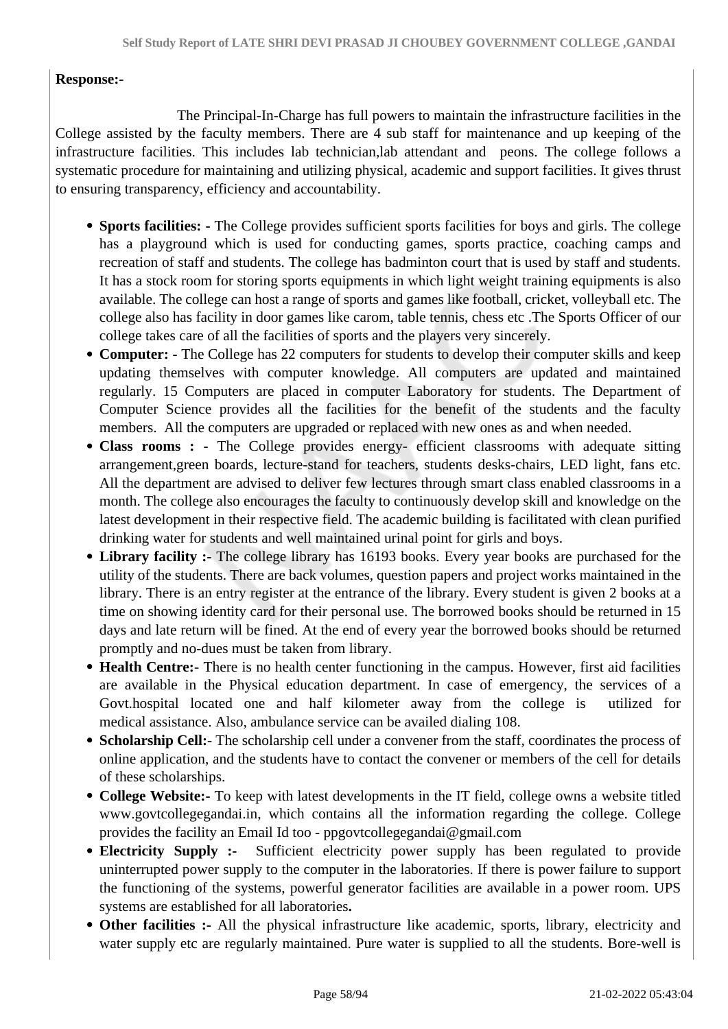**Response:-**

The Principal-In-Charge has full powers to maintain the infrastructure facilities in the College assisted by the faculty members. There are 4 sub staff for maintenance and up keeping of the infrastructure facilities. This includes lab technician,lab attendant and peons. The college follows a systematic procedure for maintaining and utilizing physical, academic and support facilities. It gives thrust to ensuring transparency, efficiency and accountability.

- **Sports facilities: -** The College provides sufficient sports facilities for boys and girls. The college has a playground which is used for conducting games, sports practice, coaching camps and recreation of staff and students. The college has badminton court that is used by staff and students. It has a stock room for storing sports equipments in which light weight training equipments is also available. The college can host a range of sports and games like football, cricket, volleyball etc. The college also has facility in door games like carom, table tennis, chess etc .The Sports Officer of our college takes care of all the facilities of sports and the players very sincerely.
- **Computer: -** The College has 22 computers for students to develop their computer skills and keep updating themselves with computer knowledge. All computers are updated and maintained regularly. 15 Computers are placed in computer Laboratory for students. The Department of Computer Science provides all the facilities for the benefit of the students and the faculty members. All the computers are upgraded or replaced with new ones as and when needed.
- **Class rooms : -** The College provides energy- efficient classrooms with adequate sitting arrangement,green boards, lecture-stand for teachers, students desks-chairs, LED light, fans etc. All the department are advised to deliver few lectures through smart class enabled classrooms in a month. The college also encourages the faculty to continuously develop skill and knowledge on the latest development in their respective field. The academic building is facilitated with clean purified drinking water for students and well maintained urinal point for girls and boys.
- **Library facility :-** The college library has 16193 books. Every year books are purchased for the utility of the students. There are back volumes, question papers and project works maintained in the library. There is an entry register at the entrance of the library. Every student is given 2 books at a time on showing identity card for their personal use. The borrowed books should be returned in 15 days and late return will be fined. At the end of every year the borrowed books should be returned promptly and no-dues must be taken from library.
- **Health Centre:-** There is no health center functioning in the campus. However, first aid facilities are available in the Physical education department. In case of emergency, the services of a Govt.hospital located one and half kilometer away from the college is utilized for medical assistance. Also, ambulance service can be availed dialing 108.
- **Scholarship Cell:-** The scholarship cell under a convener from the staff, coordinates the process of online application, and the students have to contact the convener or members of the cell for details of these scholarships.
- **College Website:-** To keep with latest developments in the IT field, college owns a website titled www.govtcollegegandai.in, which contains all the information regarding the college. College provides the facility an Email Id too - ppgovtcollegegandai@gmail.com
- **Electricity Supply :-** Sufficient electricity power supply has been regulated to provide uninterrupted power supply to the computer in the laboratories. If there is power failure to support the functioning of the systems, powerful generator facilities are available in a power room. UPS systems are established for all laboratories**.**
- **Other facilities :-** All the physical infrastructure like academic, sports, library, electricity and water supply etc are regularly maintained. Pure water is supplied to all the students. Bore-well is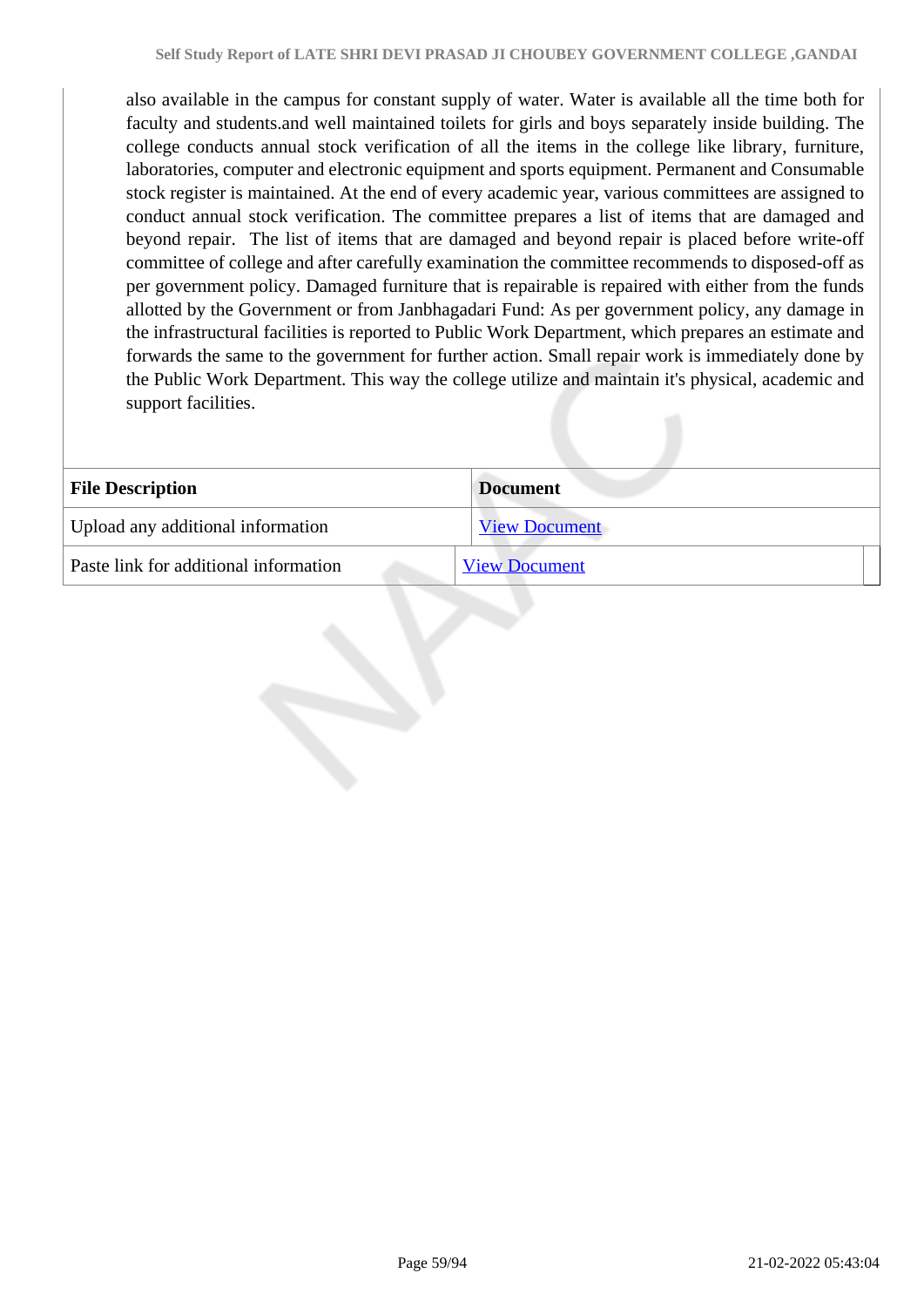also available in the campus for constant supply of water. Water is available all the time both for faculty and students.and well maintained toilets for girls and boys separately inside building. The college conducts annual stock verification of all the items in the college like library, furniture, laboratories, computer and electronic equipment and sports equipment. Permanent and Consumable stock register is maintained. At the end of every academic year, various committees are assigned to conduct annual stock verification. The committee prepares a list of items that are damaged and beyond repair. The list of items that are damaged and beyond repair is placed before write-off committee of college and after carefully examination the committee recommends to disposed-off as per government policy. Damaged furniture that is repairable is repaired with either from the funds allotted by the Government or from Janbhagadari Fund: As per government policy, any damage in the infrastructural facilities is reported to Public Work Department, which prepares an estimate and forwards the same to the government for further action. Small repair work is immediately done by the Public Work Department. This way the college utilize and maintain it's physical, academic and support facilities.

| File Description | Document |
|---|---|
| Upload any additional information | View Document |
| Paste link for additional information | View Document |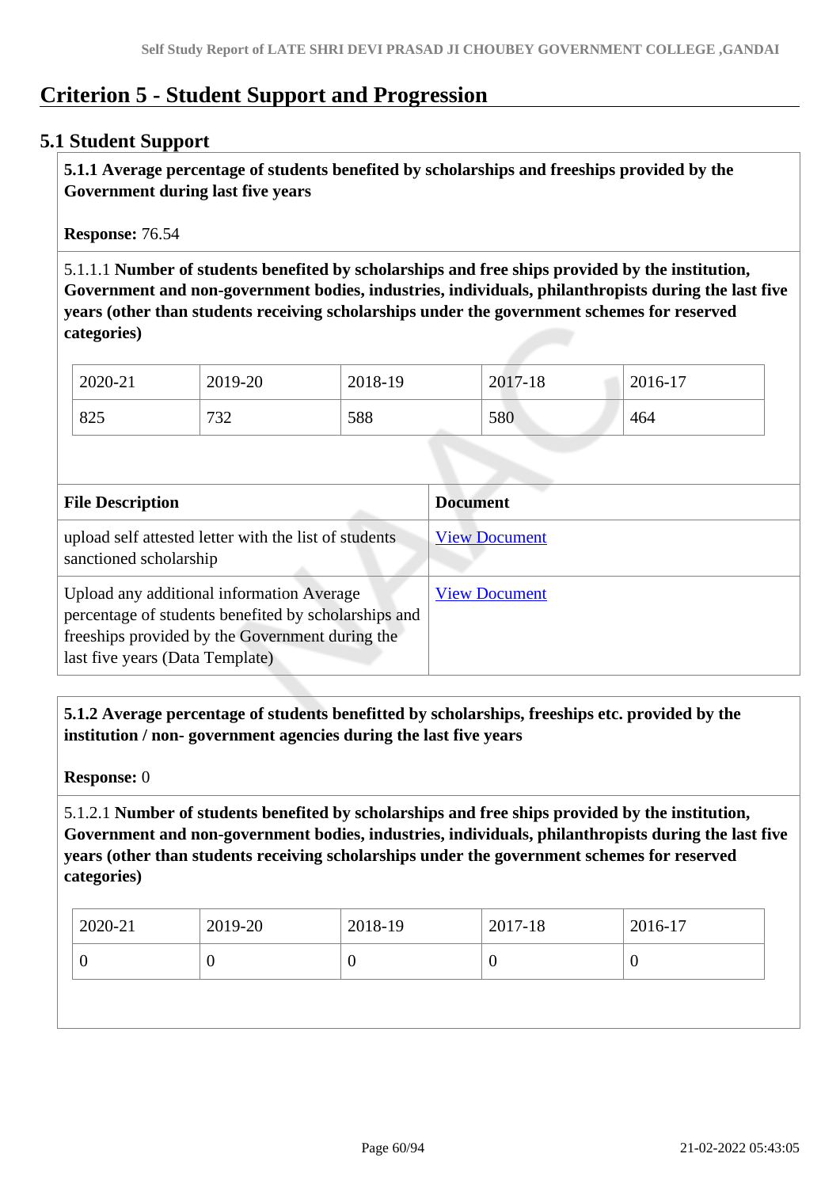# Criterion 5 - Student Support and Progression

## 5.1 Student Support

**5.1.1 Average percentage of students benefited by scholarships and freeships provided by the Government during last five years**

**Response:** 76.54

5.1.1.1 **Number of students benefited by scholarships and free ships provided by the institution, Government and non-government bodies, industries, individuals, philanthropists during the last five years (other than students receiving scholarships under the government schemes for reserved categories)**

| 2020-21 | 2019-20 | 2018-19 | 2017-18 | 2016-17 |
|---|---|---|---|---|
| 825 | 732 | 588 | 580 | 464 |

| File Description | Document |
|---|---|
| upload self attested letter with the list of students sanctioned scholarship | View Document |
| Upload any additional information Average percentage of students benefited by scholarships and freeships provided by the Government during the last five years (Data Template) | View Document |

**5.1.2 Average percentage of students benefitted by scholarships, freeships etc. provided by the institution / non- government agencies during the last five years**

**Response:** 0

5.1.2.1 **Number of students benefited by scholarships and free ships provided by the institution, Government and non-government bodies, industries, individuals, philanthropists during the last five years (other than students receiving scholarships under the government schemes for reserved categories)**

| 2020-21 | 2019-20 | 2018-19 | 2017-18 | 2016-17 |
|---|---|---|---|---|
| 0 | 0 | 0 | 0 | 0 |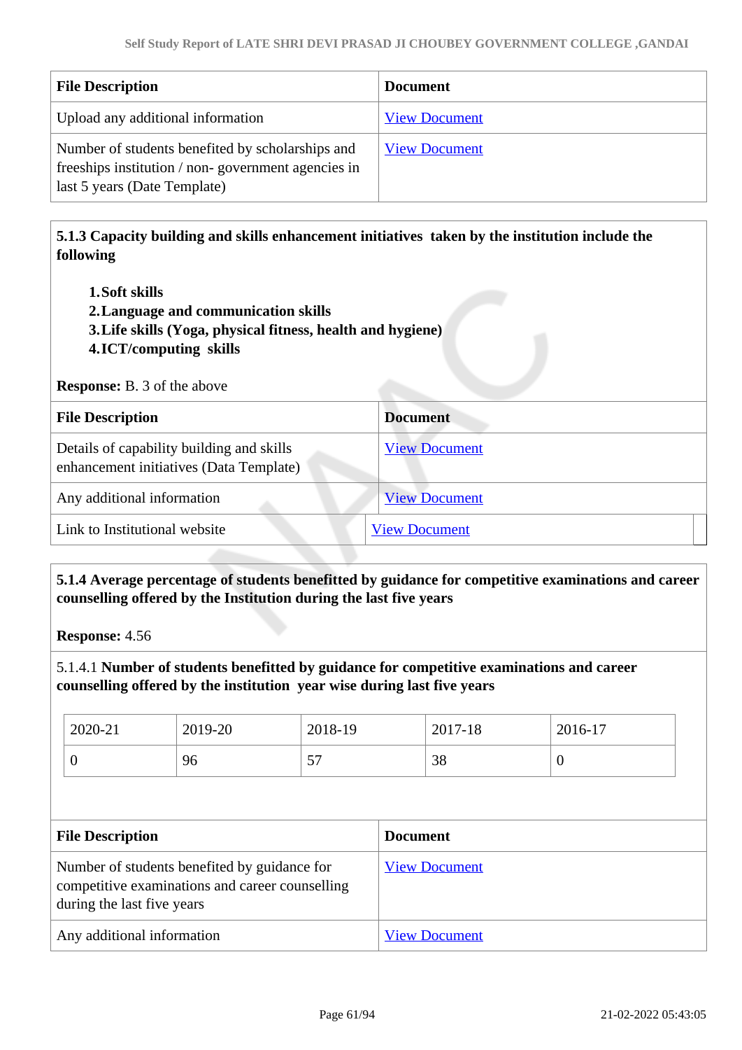| File Description | Document |
|---|---|
| Upload any additional information | View Document |
| Number of students benefited by scholarships and freeships institution / non- government agencies in last 5 years (Date Template) | View Document |

**5.1.3 Capacity building and skills enhancement initiatives taken by the institution include the following**

1. **Soft skills**
2. **Language and communication skills**
3. **Life skills (Yoga, physical fitness, health and hygiene)**
4. **ICT/computing skills**

**Response:** B. 3 of the above

| File Description | Document |
|---|---|
| Details of capability building and skills enhancement initiatives (Data Template) | View Document |
| Any additional information | View Document |
| Link to Institutional website | View Document |

**5.1.4 Average percentage of students benefitted by guidance for competitive examinations and career counselling offered by the Institution during the last five years**

**Response:** 4.56

5.1.4.1 **Number of students benefitted by guidance for competitive examinations and career counselling offered by the institution year wise during last five years**

| 2020-21 | 2019-20 | 2018-19 | 2017-18 | 2016-17 |
|---|---|---|---|---|
| 0 | 96 | 57 | 38 | 0 |

| File Description | Document |
|---|---|
| Number of students benefited by guidance for competitive examinations and career counselling during the last five years | View Document |
| Any additional information | View Document |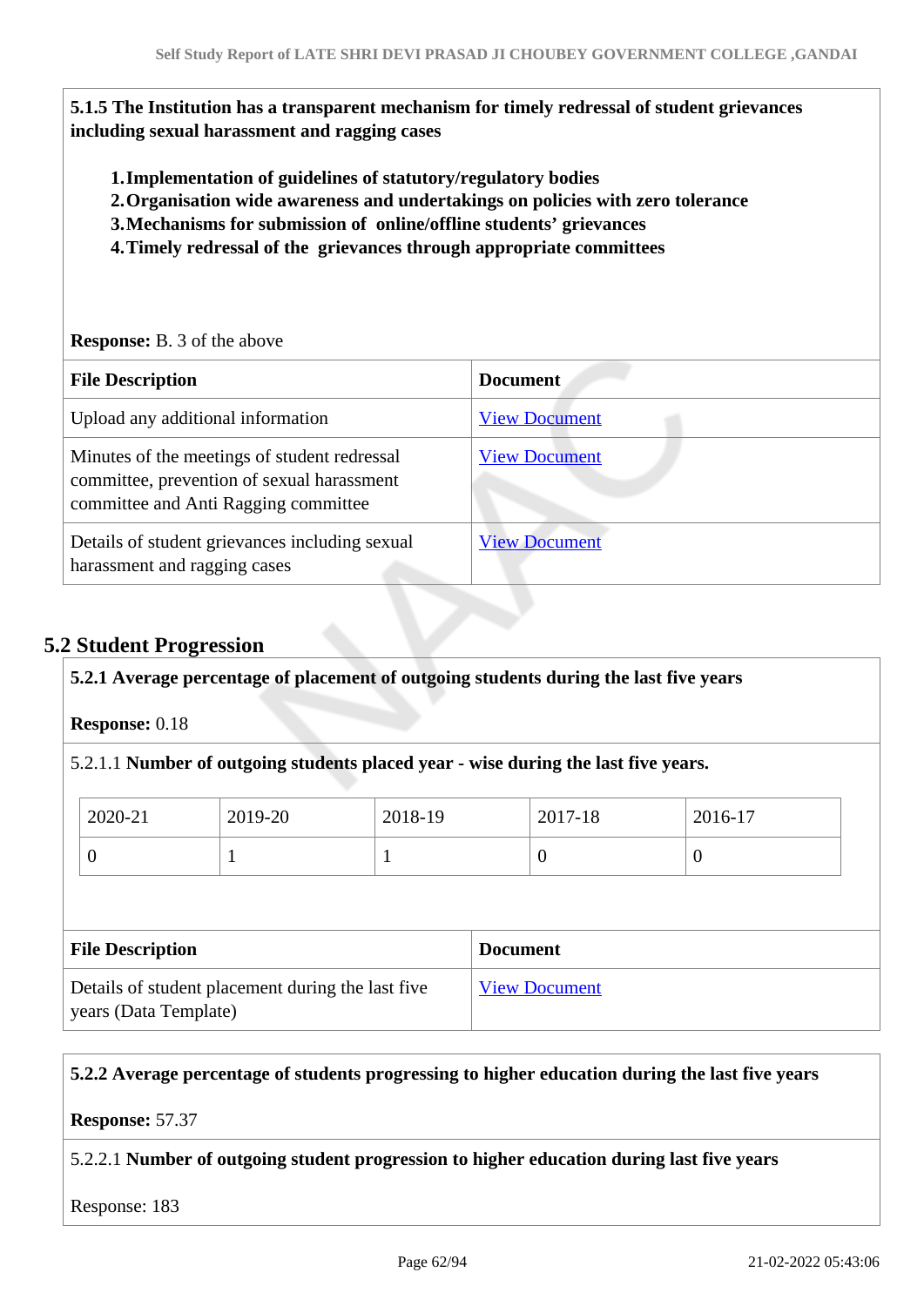**5.1.5 The Institution has a transparent mechanism for timely redressal of student grievances including sexual harassment and ragging cases**

1. **Implementation of guidelines of statutory/regulatory bodies**
2. **Organisation wide awareness and undertakings on policies with zero tolerance**
3. **Mechanisms for submission of online/offline students' grievances**
4. **Timely redressal of the grievances through appropriate committees**

**Response:** B. 3 of the above

| File Description | Document |
|---|---|
| Upload any additional information | View Document |
| Minutes of the meetings of student redressal committee, prevention of sexual harassment committee and Anti Ragging committee | View Document |
| Details of student grievances including sexual harassment and ragging cases | View Document |

## 5.2 Student Progression

**5.2.1 Average percentage of placement of outgoing students during the last five years**

**Response:** 0.18

5.2.1.1 **Number of outgoing students placed year - wise during the last five years.**

| 2020-21 | 2019-20 | 2018-19 | 2017-18 | 2016-17 |
|---|---|---|---|---|
| 0 | 1 | 1 | 0 | 0 |

| File Description | Document |
|---|---|
| Details of student placement during the last five years (Data Template) | View Document |

**5.2.2 Average percentage of students progressing to higher education during the last five years**

**Response:** 57.37

5.2.2.1 **Number of outgoing student progression to higher education during last five years**

Response: 183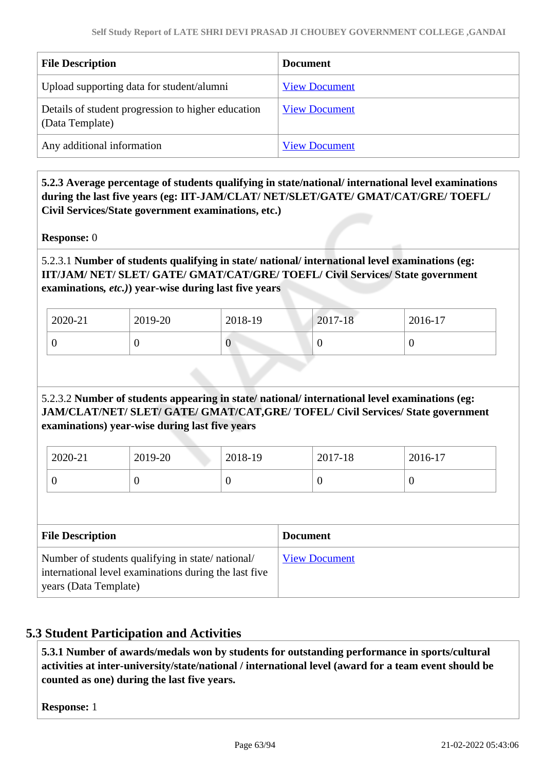| File Description | Document |
|---|---|
| Upload supporting data for student/alumni | View Document |
| Details of student progression to higher education (Data Template) | View Document |
| Any additional information | View Document |

**5.2.3 Average percentage of students qualifying in state/national/ international level examinations during the last five years (eg: IIT-JAM/CLAT/ NET/SLET/GATE/ GMAT/CAT/GRE/ TOEFL/ Civil Services/State government examinations, etc.)**

**Response:** 0

5.2.3.1 **Number of students qualifying in state/ national/ international level examinations (eg: IIT/JAM/ NET/ SLET/ GATE/ GMAT/CAT/GRE/ TOEFL/ Civil Services/ State government examinations,** ***etc.)*****) year-wise during last five years**

| 2020-21 | 2019-20 | 2018-19 | 2017-18 | 2016-17 |
|---|---|---|---|---|
| 0 | 0 | 0 | 0 | 0 |

5.2.3.2 **Number of students appearing in state/ national/ international level examinations (eg: JAM/CLAT/NET/ SLET/ GATE/ GMAT/CAT,GRE/ TOFEL/ Civil Services/ State government examinations) year-wise during last five years**

| 2020-21 | 2019-20 | 2018-19 | 2017-18 | 2016-17 |
|---|---|---|---|---|
| 0 | 0 | 0 | 0 | 0 |

| File Description | Document |
|---|---|
| Number of students qualifying in state/ national/ international level examinations during the last five years (Data Template) | View Document |

## 5.3 Student Participation and Activities

**5.3.1 Number of awards/medals won by students for outstanding performance in sports/cultural activities at inter-university/state/national / international level (award for a team event should be counted as one) during the last five years.**

**Response:** 1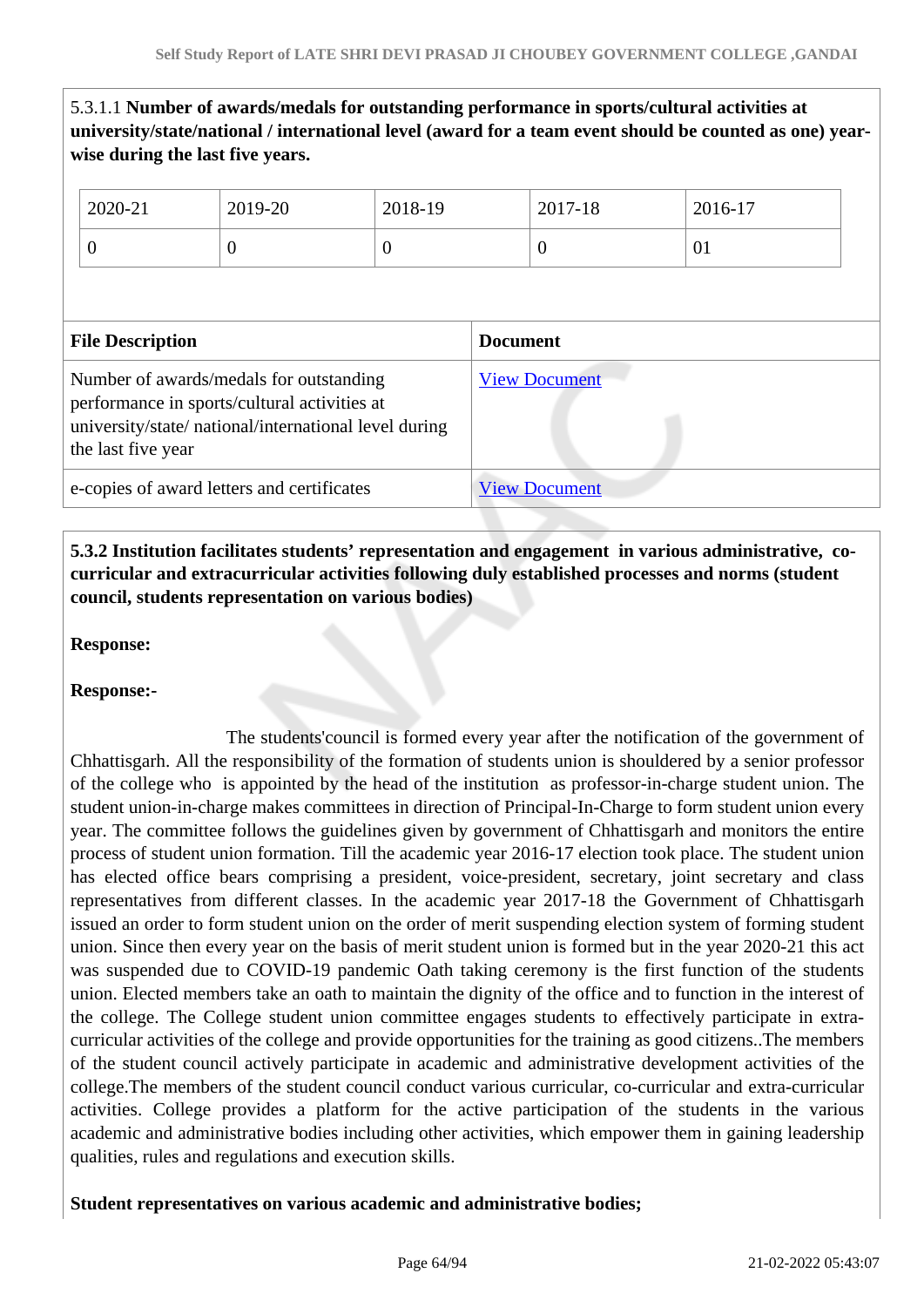5.3.1.1 **Number of awards/medals for outstanding performance in sports/cultural activities at university/state/national / international level (award for a team event should be counted as one) year-wise during the last five years.**

| 2020-21 | 2019-20 | 2018-19 | 2017-18 | 2016-17 |
|---|---|---|---|---|
| 0 | 0 | 0 | 0 | 01 |

| File Description | Document |
|---|---|
| Number of awards/medals for outstanding performance in sports/cultural activities at university/state/ national/international level during the last five year | View Document |
| e-copies of award letters and certificates | View Document |

**5.3.2 Institution facilitates students' representation and engagement in various administrative, co-curricular and extracurricular activities following duly established processes and norms (student council, students representation on various bodies)**

**Response:**

**Response:-**

The students'council is formed every year after the notification of the government of Chhattisgarh. All the responsibility of the formation of students union is shouldered by a senior professor of the college who is appointed by the head of the institution as professor-in-charge student union. The student union-in-charge makes committees in direction of Principal-In-Charge to form student union every year. The committee follows the guidelines given by government of Chhattisgarh and monitors the entire process of student union formation. Till the academic year 2016-17 election took place. The student union has elected office bears comprising a president, voice-president, secretary, joint secretary and class representatives from different classes. In the academic year 2017-18 the Government of Chhattisgarh issued an order to form student union on the order of merit suspending election system of forming student union. Since then every year on the basis of merit student union is formed but in the year 2020-21 this act was suspended due to COVID-19 pandemic Oath taking ceremony is the first function of the students union. Elected members take an oath to maintain the dignity of the office and to function in the interest of the college. The College student union committee engages students to effectively participate in extra-curricular activities of the college and provide opportunities for the training as good citizens..The members of the student council actively participate in academic and administrative development activities of the college.The members of the student council conduct various curricular, co-curricular and extra-curricular activities. College provides a platform for the active participation of the students in the various academic and administrative bodies including other activities, which empower them in gaining leadership qualities, rules and regulations and execution skills.

**Student representatives on various academic and administrative bodies;**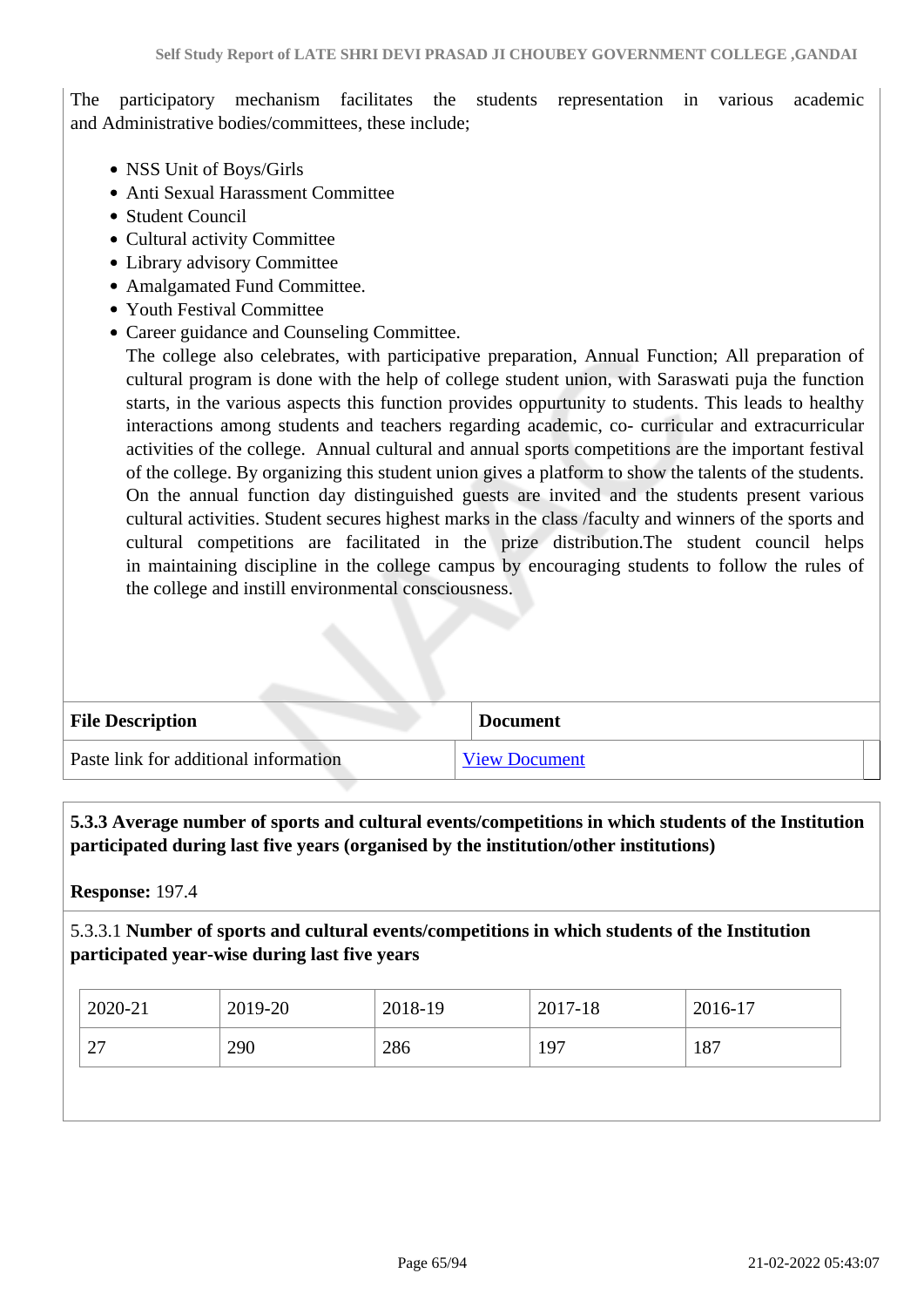The participatory mechanism facilitates the students representation in various academic and Administrative bodies/committees, these include;

- NSS Unit of Boys/Girls
- Anti Sexual Harassment Committee
- Student Council
- Cultural activity Committee
- Library advisory Committee
- Amalgamated Fund Committee.
- Youth Festival Committee
- Career guidance and Counseling Committee.

  The college also celebrates, with participative preparation, Annual Function; All preparation of cultural program is done with the help of college student union, with Saraswati puja the function starts, in the various aspects this function provides oppurtunity to students. This leads to healthy interactions among students and teachers regarding academic, co- curricular and extracurricular activities of the college. Annual cultural and annual sports competitions are the important festival of the college. By organizing this student union gives a platform to show the talents of the students. On the annual function day distinguished guests are invited and the students present various cultural activities. Student secures highest marks in the class /faculty and winners of the sports and cultural competitions are facilitated in the prize distribution.The student council helps in maintaining discipline in the college campus by encouraging students to follow the rules of the college and instill environmental consciousness.

| File Description | Document |
|---|---|
| Paste link for additional information | View Document |

**5.3.3 Average number of sports and cultural events/competitions in which students of the Institution participated during last five years (organised by the institution/other institutions)**

**Response:** 197.4

5.3.3.1 **Number of sports and cultural events/competitions in which students of the Institution participated year-wise during last five years**

| 2020-21 | 2019-20 | 2018-19 | 2017-18 | 2016-17 |
|---|---|---|---|---|
| 27 | 290 | 286 | 197 | 187 |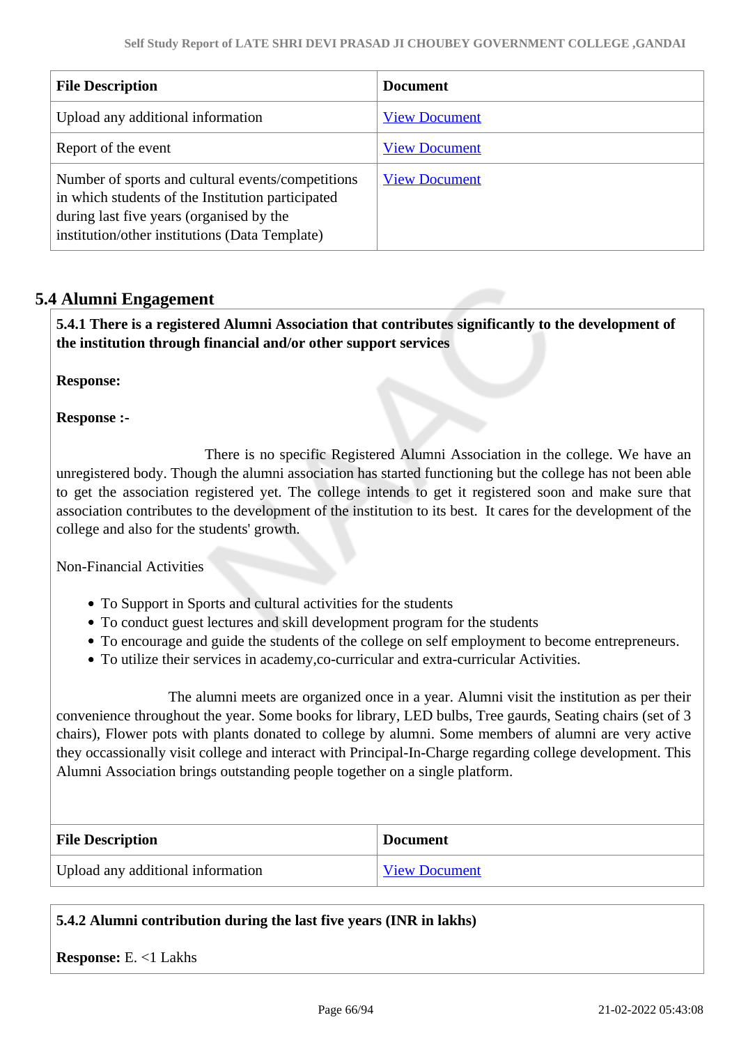| File Description | Document |
| --- | --- |
| Upload any additional information | View Document |
| Report of the event | View Document |
| Number of sports and cultural events/competitions in which students of the Institution participated during last five years (organised by the institution/other institutions (Data Template) | View Document |

## 5.4 Alumni Engagement

**5.4.1 There is a registered Alumni Association that contributes significantly to the development of the institution through financial and/or other support services**

**Response:**

**Response :-**

There is no specific Registered Alumni Association in the college. We have an unregistered body. Though the alumni association has started functioning but the college has not been able to get the association registered yet. The college intends to get it registered soon and make sure that association contributes to the development of the institution to its best. It cares for the development of the college and also for the students' growth.

Non-Financial Activities

- To Support in Sports and cultural activities for the students
- To conduct guest lectures and skill development program for the students
- To encourage and guide the students of the college on self employment to become entrepreneurs.
- To utilize their services in academy,co-curricular and extra-curricular Activities.

The alumni meets are organized once in a year. Alumni visit the institution as per their convenience throughout the year. Some books for library, LED bulbs, Tree gaurds, Seating chairs (set of 3 chairs), Flower pots with plants donated to college by alumni. Some members of alumni are very active they occassionally visit college and interact with Principal-In-Charge regarding college development. This Alumni Association brings outstanding people together on a single platform.

| File Description | Document |
| --- | --- |
| Upload any additional information | View Document |

**5.4.2 Alumni contribution during the last five years (INR in lakhs)**

**Response:** E. <1 Lakhs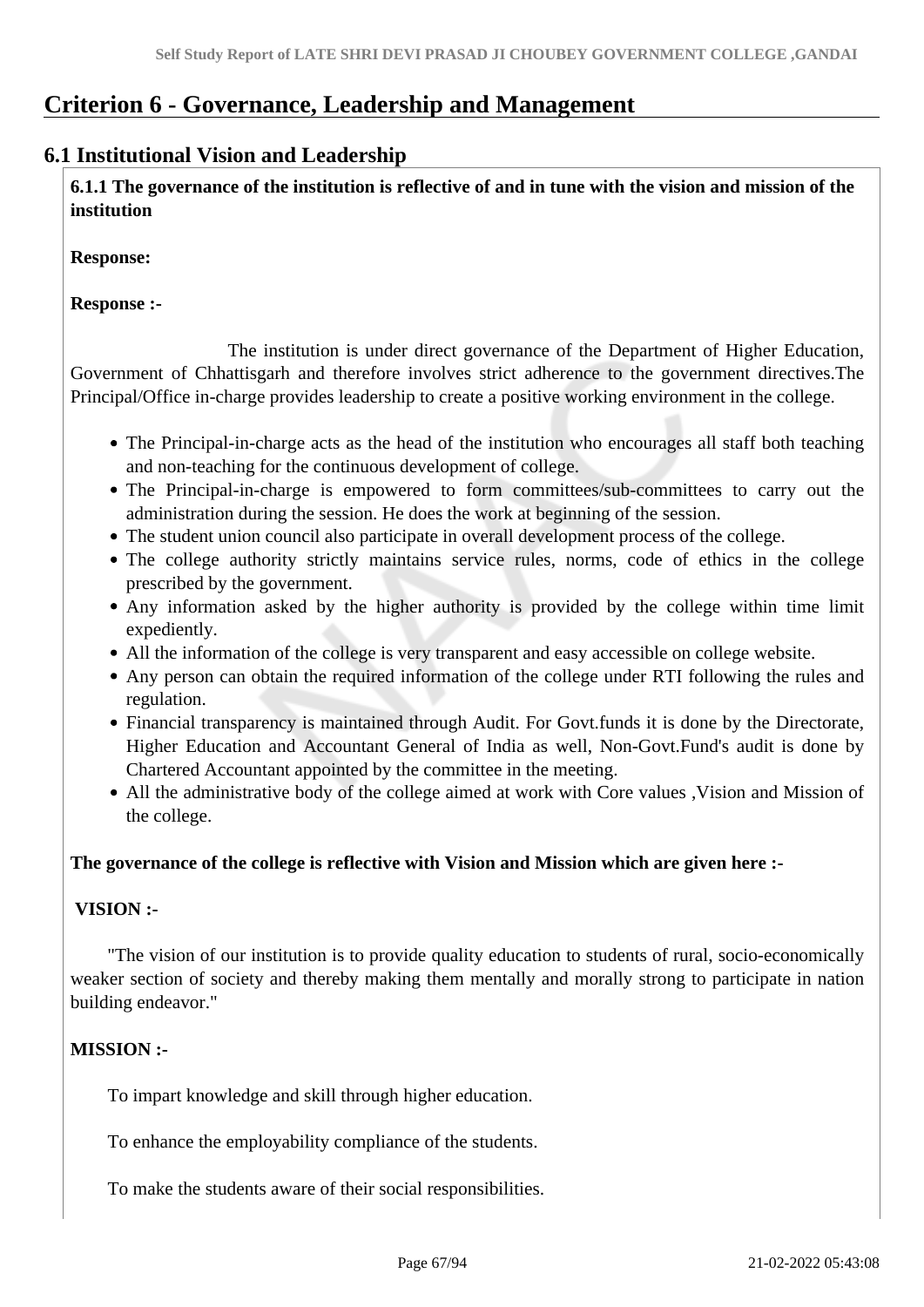# Criterion 6 - Governance, Leadership and Management

## 6.1 Institutional Vision and Leadership

**6.1.1 The governance of the institution is reflective of and in tune with the vision and mission of the institution**

**Response:**

**Response :-**

The institution is under direct governance of the Department of Higher Education, Government of Chhattisgarh and therefore involves strict adherence to the government directives.The Principal/Office in-charge provides leadership to create a positive working environment in the college.

- The Principal-in-charge acts as the head of the institution who encourages all staff both teaching and non-teaching for the continuous development of college.
- The Principal-in-charge is empowered to form committees/sub-committees to carry out the administration during the session. He does the work at beginning of the session.
- The student union council also participate in overall development process of the college.
- The college authority strictly maintains service rules, norms, code of ethics in the college prescribed by the government.
- Any information asked by the higher authority is provided by the college within time limit expediently.
- All the information of the college is very transparent and easy accessible on college website.
- Any person can obtain the required information of the college under RTI following the rules and regulation.
- Financial transparency is maintained through Audit. For Govt.funds it is done by the Directorate, Higher Education and Accountant General of India as well, Non-Govt.Fund's audit is done by Chartered Accountant appointed by the committee in the meeting.
- All the administrative body of the college aimed at work with Core values ,Vision and Mission of the college.

**The governance of the college is reflective with Vision and Mission which are given here :-**

**VISION :-**

"The vision of our institution is to provide quality education to students of rural, socio-economically weaker section of society and thereby making them mentally and morally strong to participate in nation building endeavor."

**MISSION :-**

To impart knowledge and skill through higher education.

To enhance the employability compliance of the students.

To make the students aware of their social responsibilities.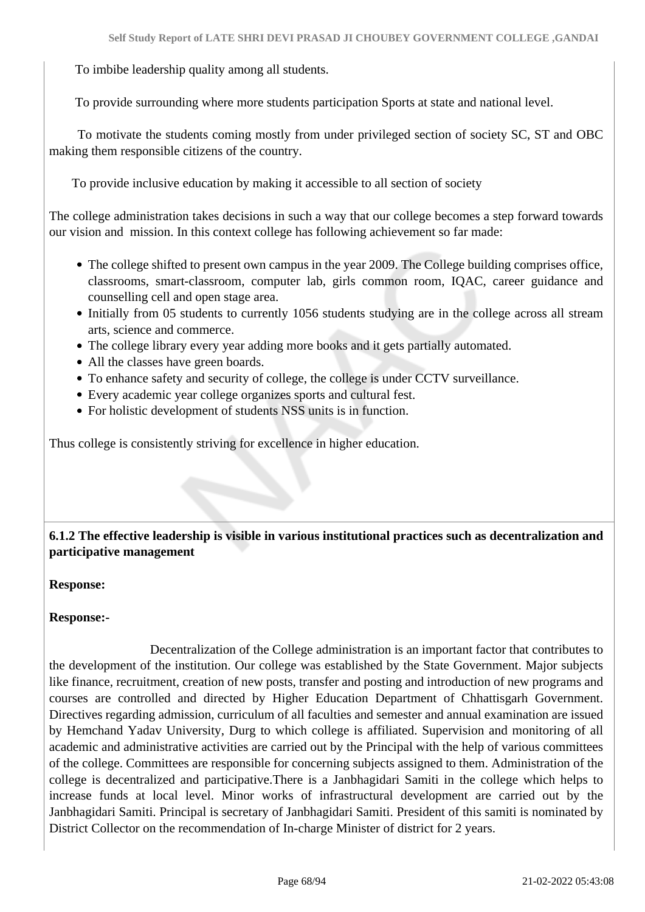To imbibe leadership quality among all students.

To provide surrounding where more students participation Sports at state and national level.

To motivate the students coming mostly from under privileged section of society SC, ST and OBC making them responsible citizens of the country.

To provide inclusive education by making it accessible to all section of society

The college administration takes decisions in such a way that our college becomes a step forward towards our vision and mission. In this context college has following achievement so far made:

- The college shifted to present own campus in the year 2009. The College building comprises office, classrooms, smart-classroom, computer lab, girls common room, IQAC, career guidance and counselling cell and open stage area.
- Initially from 05 students to currently 1056 students studying are in the college across all stream arts, science and commerce.
- The college library every year adding more books and it gets partially automated.
- All the classes have green boards.
- To enhance safety and security of college, the college is under CCTV surveillance.
- Every academic year college organizes sports and cultural fest.
- For holistic development of students NSS units is in function.

Thus college is consistently striving for excellence in higher education.

**6.1.2 The effective leadership is visible in various institutional practices such as decentralization and participative management**

**Response:**

**Response:-**

Decentralization of the College administration is an important factor that contributes to the development of the institution. Our college was established by the State Government. Major subjects like finance, recruitment, creation of new posts, transfer and posting and introduction of new programs and courses are controlled and directed by Higher Education Department of Chhattisgarh Government. Directives regarding admission, curriculum of all faculties and semester and annual examination are issued by Hemchand Yadav University, Durg to which college is affiliated. Supervision and monitoring of all academic and administrative activities are carried out by the Principal with the help of various committees of the college. Committees are responsible for concerning subjects assigned to them. Administration of the college is decentralized and participative.There is a Janbhagidari Samiti in the college which helps to increase funds at local level. Minor works of infrastructural development are carried out by the Janbhagidari Samiti. Principal is secretary of Janbhagidari Samiti. President of this samiti is nominated by District Collector on the recommendation of In-charge Minister of district for 2 years.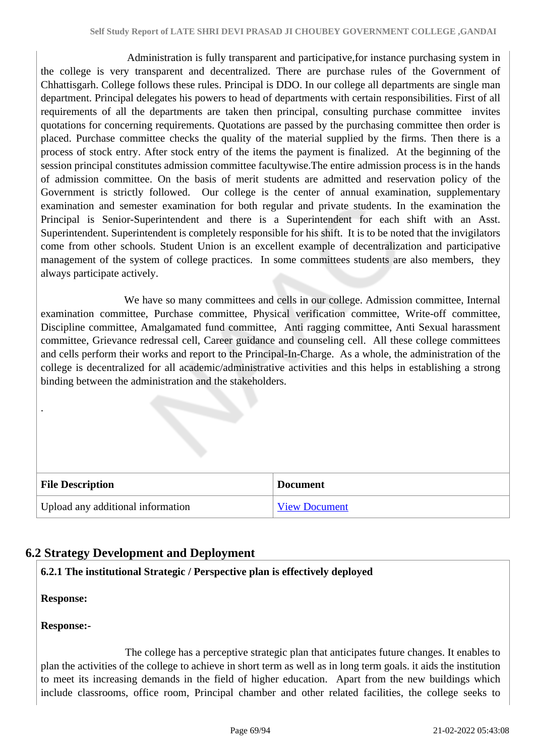Administration is fully transparent and participative,for instance purchasing system in the college is very transparent and decentralized. There are purchase rules of the Government of Chhattisgarh. College follows these rules. Principal is DDO. In our college all departments are single man department. Principal delegates his powers to head of departments with certain responsibilities. First of all requirements of all the departments are taken then principal, consulting purchase committee invites quotations for concerning requirements. Quotations are passed by the purchasing committee then order is placed. Purchase committee checks the quality of the material supplied by the firms. Then there is a process of stock entry. After stock entry of the items the payment is finalized. At the beginning of the session principal constitutes admission committee facultywise.The entire admission process is in the hands of admission committee. On the basis of merit students are admitted and reservation policy of the Government is strictly followed. Our college is the center of annual examination, supplementary examination and semester examination for both regular and private students. In the examination the Principal is Senior-Superintendent and there is a Superintendent for each shift with an Asst. Superintendent. Superintendent is completely responsible for his shift. It is to be noted that the invigilators come from other schools. Student Union is an excellent example of decentralization and participative management of the system of college practices. In some committees students are also members, they always participate actively.

We have so many committees and cells in our college. Admission committee, Internal examination committee, Purchase committee, Physical verification committee, Write-off committee, Discipline committee, Amalgamated fund committee, Anti ragging committee, Anti Sexual harassment committee, Grievance redressal cell, Career guidance and counseling cell. All these college committees and cells perform their works and report to the Principal-In-Charge. As a whole, the administration of the college is decentralized for all academic/administrative activities and this helps in establishing a strong binding between the administration and the stakeholders.

.

| File Description | Document |
|---|---|
| Upload any additional information | View Document |

## 6.2 Strategy Development and Deployment

**6.2.1 The institutional Strategic / Perspective plan is effectively deployed**

**Response:**

**Response:-**

The college has a perceptive strategic plan that anticipates future changes. It enables to plan the activities of the college to achieve in short term as well as in long term goals. it aids the institution to meet its increasing demands in the field of higher education. Apart from the new buildings which include classrooms, office room, Principal chamber and other related facilities, the college seeks to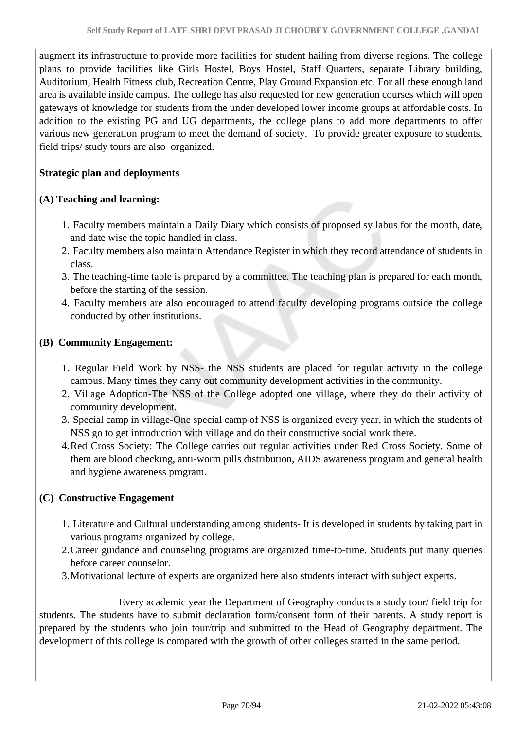augment its infrastructure to provide more facilities for student hailing from diverse regions. The college plans to provide facilities like Girls Hostel, Boys Hostel, Staff Quarters, separate Library building, Auditorium, Health Fitness club, Recreation Centre, Play Ground Expansion etc. For all these enough land area is available inside campus. The college has also requested for new generation courses which will open gateways of knowledge for students from the under developed lower income groups at affordable costs. In addition to the existing PG and UG departments, the college plans to add more departments to offer various new generation program to meet the demand of society. To provide greater exposure to students, field trips/ study tours are also organized.

**Strategic plan and deployments**

**(A) Teaching and learning:**

1. Faculty members maintain a Daily Diary which consists of proposed syllabus for the month, date, and date wise the topic handled in class.
2. Faculty members also maintain Attendance Register in which they record attendance of students in class.
3. The teaching-time table is prepared by a committee. The teaching plan is prepared for each month, before the starting of the session.
4. Faculty members are also encouraged to attend faculty developing programs outside the college conducted by other institutions.

**(B) Community Engagement:**

1. Regular Field Work by NSS- the NSS students are placed for regular activity in the college campus. Many times they carry out community development activities in the community.
2. Village Adoption-The NSS of the College adopted one village, where they do their activity of community development.
3. Special camp in village-One special camp of NSS is organized every year, in which the students of NSS go to get introduction with village and do their constructive social work there.
4. Red Cross Society: The College carries out regular activities under Red Cross Society. Some of them are blood checking, anti-worm pills distribution, AIDS awareness program and general health and hygiene awareness program.

**(C) Constructive Engagement**

1. Literature and Cultural understanding among students- It is developed in students by taking part in various programs organized by college.
2. Career guidance and counseling programs are organized time-to-time. Students put many queries before career counselor.
3. Motivational lecture of experts are organized here also students interact with subject experts.

Every academic year the Department of Geography conducts a study tour/ field trip for students. The students have to submit declaration form/consent form of their parents. A study report is prepared by the students who join tour/trip and submitted to the Head of Geography department. The development of this college is compared with the growth of other colleges started in the same period.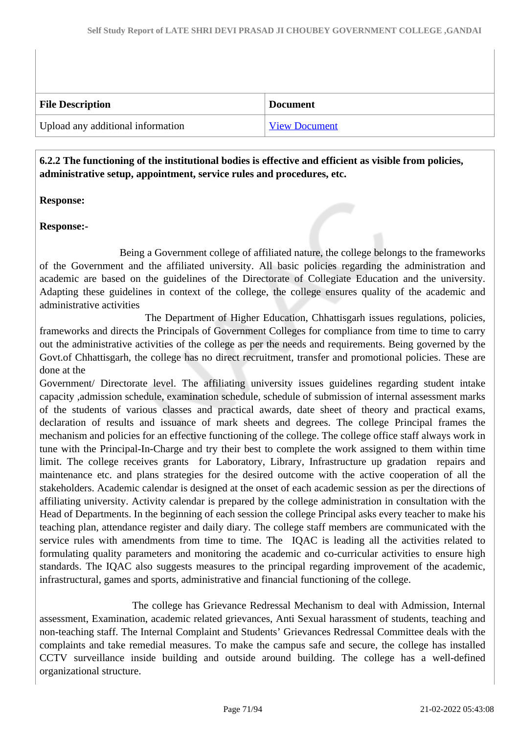| File Description | Document |
| --- | --- |
| Upload any additional information | View Document |

**6.2.2 The functioning of the institutional bodies is effective and efficient as visible from policies, administrative setup, appointment, service rules and procedures, etc.**

**Response:**

**Response:-**

Being a Government college of affiliated nature, the college belongs to the frameworks of the Government and the affiliated university. All basic policies regarding the administration and academic are based on the guidelines of the Directorate of Collegiate Education and the university. Adapting these guidelines in context of the college, the college ensures quality of the academic and administrative activities

The Department of Higher Education, Chhattisgarh issues regulations, policies, frameworks and directs the Principals of Government Colleges for compliance from time to time to carry out the administrative activities of the college as per the needs and requirements. Being governed by the Govt.of Chhattisgarh, the college has no direct recruitment, transfer and promotional policies. These are done at the
Government/ Directorate level. The affiliating university issues guidelines regarding student intake capacity ,admission schedule, examination schedule, schedule of submission of internal assessment marks of the students of various classes and practical awards, date sheet of theory and practical exams, declaration of results and issuance of mark sheets and degrees. The college Principal frames the mechanism and policies for an effective functioning of the college. The college office staff always work in tune with the Principal-In-Charge and try their best to complete the work assigned to them within time limit. The college receives grants for Laboratory, Library, Infrastructure up gradation repairs and maintenance etc. and plans strategies for the desired outcome with the active cooperation of all the stakeholders. Academic calendar is designed at the onset of each academic session as per the directions of affiliating university. Activity calendar is prepared by the college administration in consultation with the Head of Departments. In the beginning of each session the college Principal asks every teacher to make his teaching plan, attendance register and daily diary. The college staff members are communicated with the service rules with amendments from time to time. The IQAC is leading all the activities related to formulating quality parameters and monitoring the academic and co-curricular activities to ensure high standards. The IQAC also suggests measures to the principal regarding improvement of the academic, infrastructural, games and sports, administrative and financial functioning of the college.

The college has Grievance Redressal Mechanism to deal with Admission, Internal assessment, Examination, academic related grievances, Anti Sexual harassment of students, teaching and non-teaching staff. The Internal Complaint and Students' Grievances Redressal Committee deals with the complaints and take remedial measures. To make the campus safe and secure, the college has installed CCTV surveillance inside building and outside around building. The college has a well-defined organizational structure.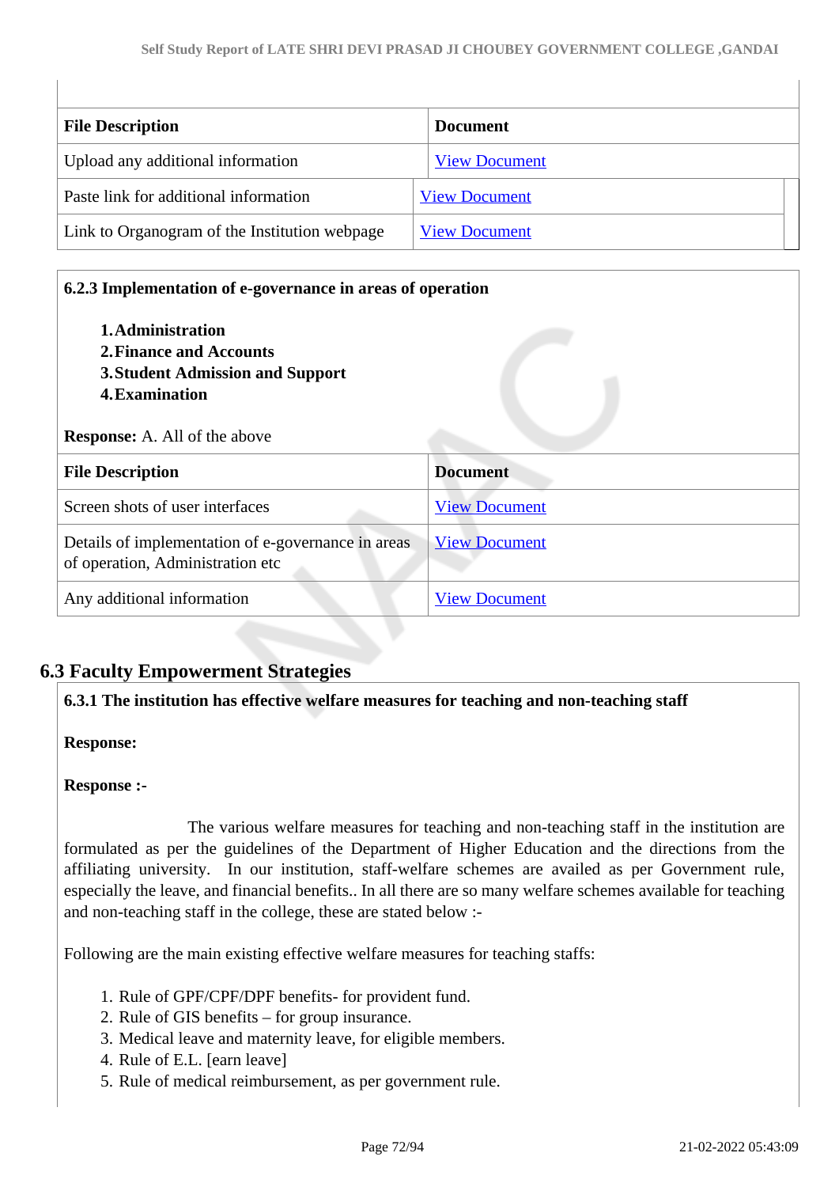| File Description | Document |
|---|---|
| Upload any additional information | View Document |
| Paste link for additional information | View Document |
| Link to Organogram of the Institution webpage | View Document |

**6.2.3 Implementation of e-governance in areas of operation**

1. **Administration**
2. **Finance and Accounts**
3. **Student Admission and Support**
4. **Examination**

**Response:** A. All of the above

| File Description | Document |
|---|---|
| Screen shots of user interfaces | View Document |
| Details of implementation of e-governance in areas of operation, Administration etc | View Document |
| Any additional information | View Document |

## 6.3 Faculty Empowerment Strategies

**6.3.1 The institution has effective welfare measures for teaching and non-teaching staff**

**Response:**

**Response :-**

The various welfare measures for teaching and non-teaching staff in the institution are formulated as per the guidelines of the Department of Higher Education and the directions from the affiliating university. In our institution, staff-welfare schemes are availed as per Government rule, especially the leave, and financial benefits.. In all there are so many welfare schemes available for teaching and non-teaching staff in the college, these are stated below :-

Following are the main existing effective welfare measures for teaching staffs:

1. Rule of GPF/CPF/DPF benefits- for provident fund.
2. Rule of GIS benefits – for group insurance.
3. Medical leave and maternity leave, for eligible members.
4. Rule of E.L. [earn leave]
5. Rule of medical reimbursement, as per government rule.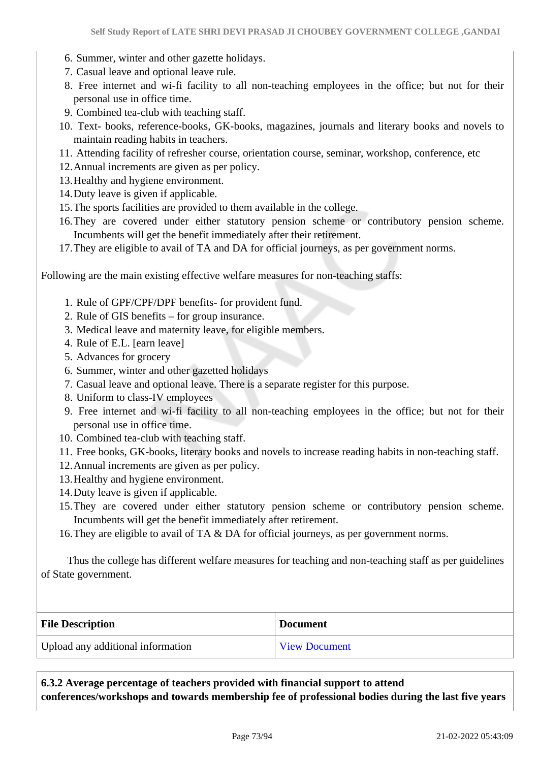6. Summer, winter and other gazette holidays.
7. Casual leave and optional leave rule.
8. Free internet and wi-fi facility to all non-teaching employees in the office; but not for their personal use in office time.
9. Combined tea-club with teaching staff.
10. Text- books, reference-books, GK-books, magazines, journals and literary books and novels to maintain reading habits in teachers.
11. Attending facility of refresher course, orientation course, seminar, workshop, conference, etc
12. Annual increments are given as per policy.
13. Healthy and hygiene environment.
14. Duty leave is given if applicable.
15. The sports facilities are provided to them available in the college.
16. They are covered under either statutory pension scheme or contributory pension scheme. Incumbents will get the benefit immediately after their retirement.
17. They are eligible to avail of TA and DA for official journeys, as per government norms.

Following are the main existing effective welfare measures for non-teaching staffs:

1. Rule of GPF/CPF/DPF benefits- for provident fund.
2. Rule of GIS benefits – for group insurance.
3. Medical leave and maternity leave, for eligible members.
4. Rule of E.L. [earn leave]
5. Advances for grocery
6. Summer, winter and other gazetted holidays
7. Casual leave and optional leave. There is a separate register for this purpose.
8. Uniform to class-IV employees
9. Free internet and wi-fi facility to all non-teaching employees in the office; but not for their personal use in office time.
10. Combined tea-club with teaching staff.
11. Free books, GK-books, literary books and novels to increase reading habits in non-teaching staff.
12. Annual increments are given as per policy.
13. Healthy and hygiene environment.
14. Duty leave is given if applicable.
15. They are covered under either statutory pension scheme or contributory pension scheme. Incumbents will get the benefit immediately after retirement.
16. They are eligible to avail of TA & DA for official journeys, as per government norms.

Thus the college has different welfare measures for teaching and non-teaching staff as per guidelines of State government.

| File Description | Document |
|---|---|
| Upload any additional information | View Document |

**6.3.2 Average percentage of teachers provided with financial support to attend conferences/workshops and towards membership fee of professional bodies during the last five years**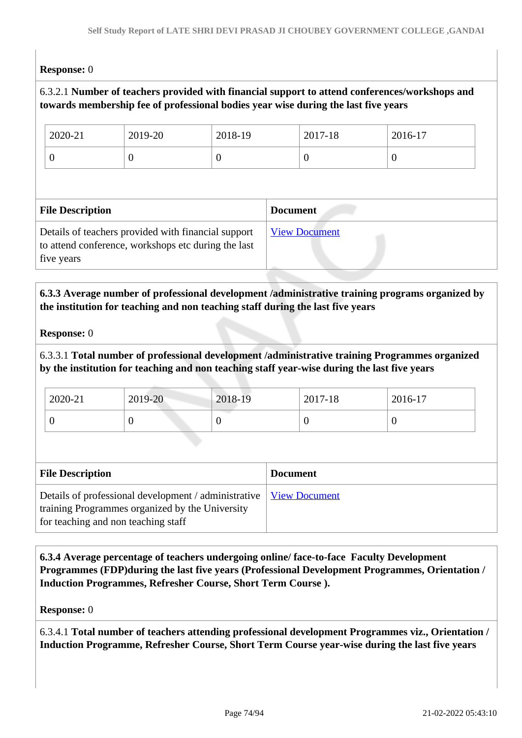**Response:** 0

6.3.2.1 **Number of teachers provided with financial support to attend conferences/workshops and towards membership fee of professional bodies year wise during the last five years**

| 2020-21 | 2019-20 | 2018-19 | 2017-18 | 2016-17 |
|---|---|---|---|---|
| 0 | 0 | 0 | 0 | 0 |

| File Description | Document |
|---|---|
| Details of teachers provided with financial support to attend conference, workshops etc during the last five years | View Document |

**6.3.3 Average number of professional development /administrative training programs organized by the institution for teaching and non teaching staff during the last five years**

**Response:** 0

6.3.3.1 **Total number of professional development /administrative training Programmes organized by the institution for teaching and non teaching staff year-wise during the last five years**

| 2020-21 | 2019-20 | 2018-19 | 2017-18 | 2016-17 |
|---|---|---|---|---|
| 0 | 0 | 0 | 0 | 0 |

| File Description | Document |
|---|---|
| Details of professional development / administrative training Programmes organized by the University for teaching and non teaching staff | View Document |

**6.3.4 Average percentage of teachers undergoing online/ face-to-face Faculty Development Programmes (FDP)during the last five years (Professional Development Programmes, Orientation / Induction Programmes, Refresher Course, Short Term Course ).**

**Response:** 0

6.3.4.1 **Total number of teachers attending professional development Programmes viz., Orientation / Induction Programme, Refresher Course, Short Term Course year-wise during the last five years**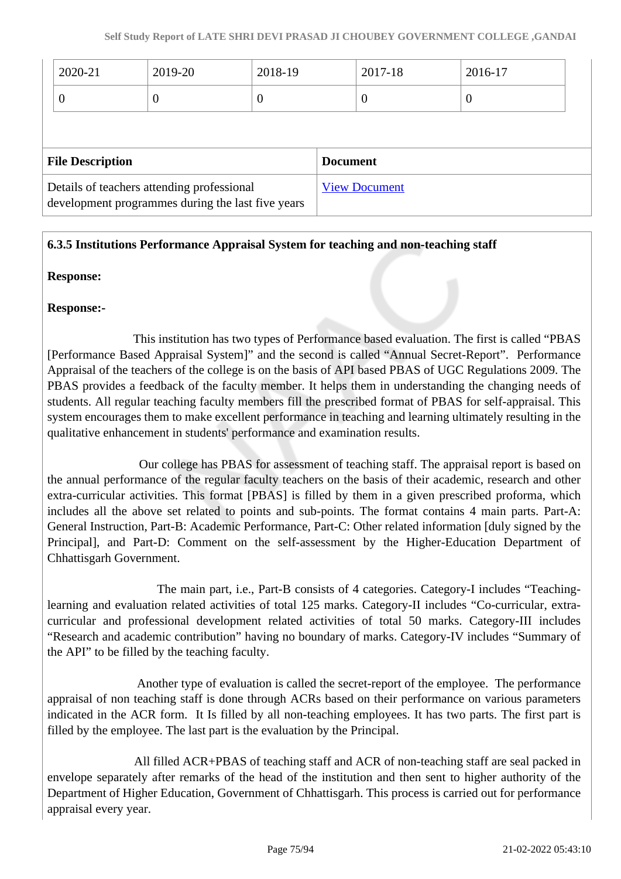| 2020-21 | 2019-20 | 2018-19 | 2017-18 | 2016-17 |
|---|---|---|---|---|
| 0 | 0 | 0 | 0 | 0 |

| File Description | Document |
|---|---|
| Details of teachers attending professional development programmes during the last five years | View Document |

**6.3.5 Institutions Performance Appraisal System for teaching and non-teaching staff**

**Response:**

**Response:-**

This institution has two types of Performance based evaluation. The first is called "PBAS [Performance Based Appraisal System]" and the second is called "Annual Secret-Report". Performance Appraisal of the teachers of the college is on the basis of API based PBAS of UGC Regulations 2009. The PBAS provides a feedback of the faculty member. It helps them in understanding the changing needs of students. All regular teaching faculty members fill the prescribed format of PBAS for self-appraisal. This system encourages them to make excellent performance in teaching and learning ultimately resulting in the qualitative enhancement in students' performance and examination results.

Our college has PBAS for assessment of teaching staff. The appraisal report is based on the annual performance of the regular faculty teachers on the basis of their academic, research and other extra-curricular activities. This format [PBAS] is filled by them in a given prescribed proforma, which includes all the above set related to points and sub-points. The format contains 4 main parts. Part-A: General Instruction, Part-B: Academic Performance, Part-C: Other related information [duly signed by the Principal], and Part-D: Comment on the self-assessment by the Higher-Education Department of Chhattisgarh Government.

The main part, i.e., Part-B consists of 4 categories. Category-I includes "Teaching-learning and evaluation related activities of total 125 marks. Category-II includes "Co-curricular, extra-curricular and professional development related activities of total 50 marks. Category-III includes "Research and academic contribution" having no boundary of marks. Category-IV includes "Summary of the API" to be filled by the teaching faculty.

Another type of evaluation is called the secret-report of the employee. The performance appraisal of non teaching staff is done through ACRs based on their performance on various parameters indicated in the ACR form. It Is filled by all non-teaching employees. It has two parts. The first part is filled by the employee. The last part is the evaluation by the Principal.

All filled ACR+PBAS of teaching staff and ACR of non-teaching staff are seal packed in envelope separately after remarks of the head of the institution and then sent to higher authority of the Department of Higher Education, Government of Chhattisgarh. This process is carried out for performance appraisal every year.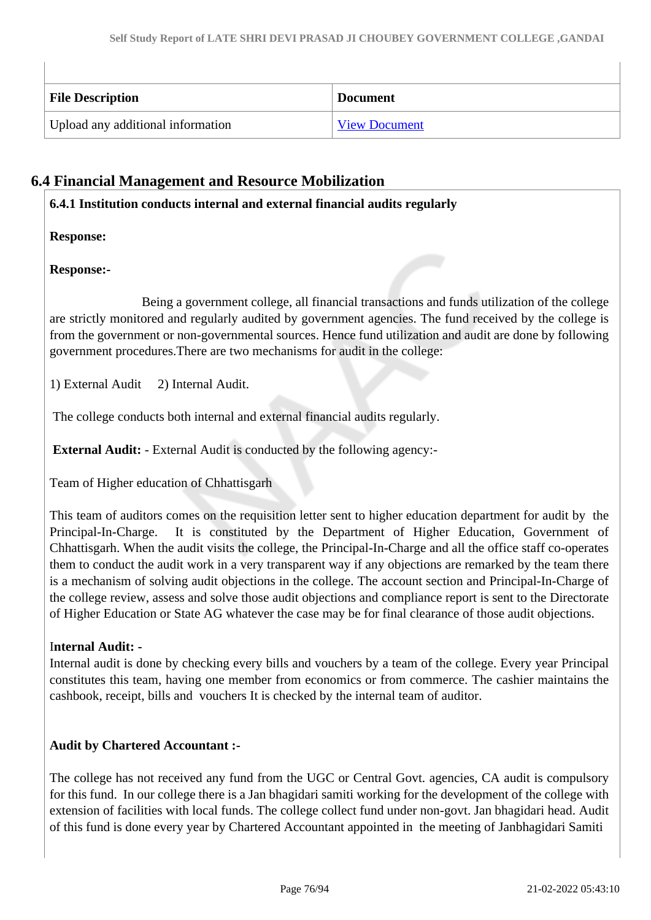| File Description | Document |
|---|---|
| Upload any additional information | View Document |

## 6.4 Financial Management and Resource Mobilization

**6.4.1 Institution conducts internal and external financial audits regularly**

**Response:**

**Response:-**

Being a government college, all financial transactions and funds utilization of the college are strictly monitored and regularly audited by government agencies. The fund received by the college is from the government or non-governmental sources. Hence fund utilization and audit are done by following government procedures.There are two mechanisms for audit in the college:

1) External Audit 2) Internal Audit.

The college conducts both internal and external financial audits regularly.

**External Audit:** - External Audit is conducted by the following agency:-

Team of Higher education of Chhattisgarh

This team of auditors comes on the requisition letter sent to higher education department for audit by the Principal-In-Charge. It is constituted by the Department of Higher Education, Government of Chhattisgarh. When the audit visits the college, the Principal-In-Charge and all the office staff co-operates them to conduct the audit work in a very transparent way if any objections are remarked by the team there is a mechanism of solving audit objections in the college. The account section and Principal-In-Charge of the college review, assess and solve those audit objections and compliance report is sent to the Directorate of Higher Education or State AG whatever the case may be for final clearance of those audit objections.

**Internal Audit: -**
Internal audit is done by checking every bills and vouchers by a team of the college. Every year Principal constitutes this team, having one member from economics or from commerce. The cashier maintains the cashbook, receipt, bills and vouchers It is checked by the internal team of auditor.

**Audit by Chartered Accountant :-**

The college has not received any fund from the UGC or Central Govt. agencies, CA audit is compulsory for this fund. In our college there is a Jan bhagidari samiti working for the development of the college with extension of facilities with local funds. The college collect fund under non-govt. Jan bhagidari head. Audit of this fund is done every year by Chartered Accountant appointed in the meeting of Janbhagidari Samiti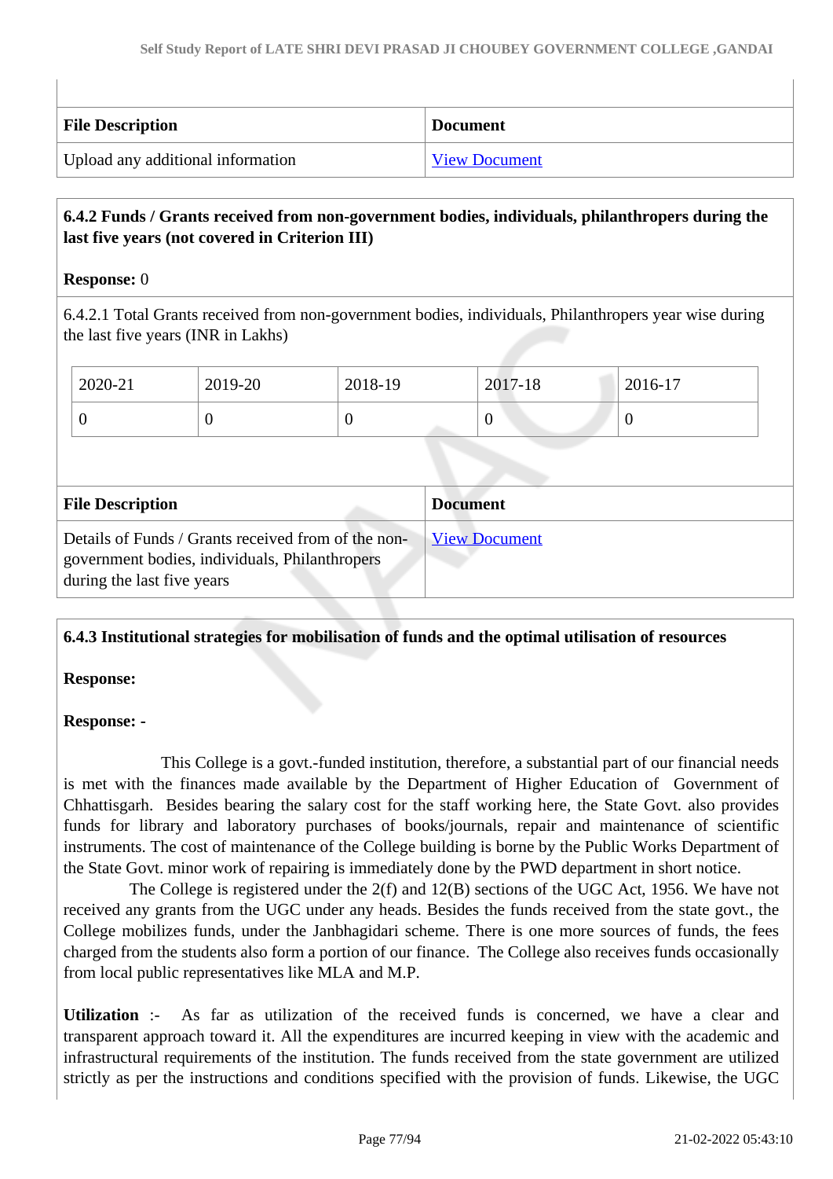| File Description | Document |
|---|---|
| Upload any additional information | View Document |

**6.4.2 Funds / Grants received from non-government bodies, individuals, philanthropers during the last five years (not covered in Criterion III)**

**Response:** 0

6.4.2.1 Total Grants received from non-government bodies, individuals, Philanthropers year wise during the last five years (INR in Lakhs)

| 2020-21 | 2019-20 | 2018-19 | 2017-18 | 2016-17 |
|---|---|---|---|---|
| 0 | 0 | 0 | 0 | 0 |

| File Description | Document |
|---|---|
| Details of Funds / Grants received from of the non-government bodies, individuals, Philanthropers during the last five years | View Document |

**6.4.3 Institutional strategies for mobilisation of funds and the optimal utilisation of resources**

**Response:**

**Response: -**

This College is a govt.-funded institution, therefore, a substantial part of our financial needs is met with the finances made available by the Department of Higher Education of Government of Chhattisgarh. Besides bearing the salary cost for the staff working here, the State Govt. also provides funds for library and laboratory purchases of books/journals, repair and maintenance of scientific instruments. The cost of maintenance of the College building is borne by the Public Works Department of the State Govt. minor work of repairing is immediately done by the PWD department in short notice.

The College is registered under the 2(f) and 12(B) sections of the UGC Act, 1956. We have not received any grants from the UGC under any heads. Besides the funds received from the state govt., the College mobilizes funds, under the Janbhagidari scheme. There is one more sources of funds, the fees charged from the students also form a portion of our finance. The College also receives funds occasionally from local public representatives like MLA and M.P.

**Utilization** :- As far as utilization of the received funds is concerned, we have a clear and transparent approach toward it. All the expenditures are incurred keeping in view with the academic and infrastructural requirements of the institution. The funds received from the state government are utilized strictly as per the instructions and conditions specified with the provision of funds. Likewise, the UGC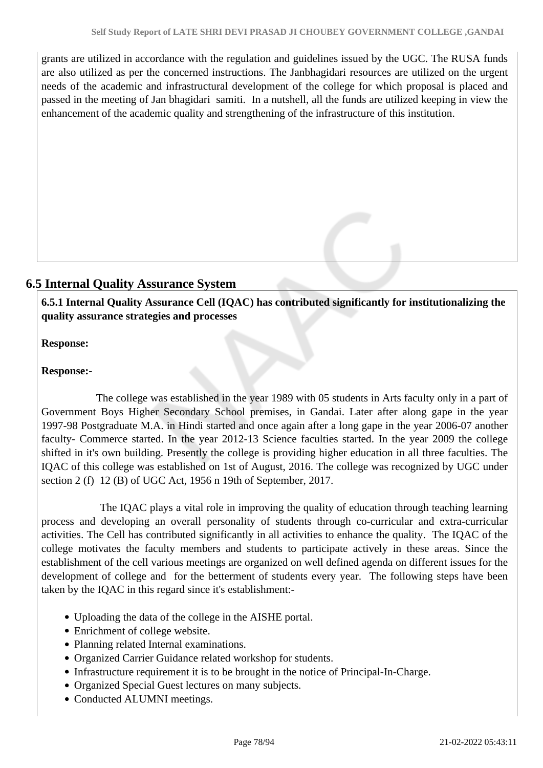grants are utilized in accordance with the regulation and guidelines issued by the UGC. The RUSA funds are also utilized as per the concerned instructions. The Janbhagidari resources are utilized on the urgent needs of the academic and infrastructural development of the college for which proposal is placed and passed in the meeting of Jan bhagidari samiti. In a nutshell, all the funds are utilized keeping in view the enhancement of the academic quality and strengthening of the infrastructure of this institution.

## 6.5 Internal Quality Assurance System

**6.5.1 Internal Quality Assurance Cell (IQAC) has contributed significantly for institutionalizing the quality assurance strategies and processes**

**Response:**

**Response:-**

The college was established in the year 1989 with 05 students in Arts faculty only in a part of Government Boys Higher Secondary School premises, in Gandai. Later after along gape in the year 1997-98 Postgraduate M.A. in Hindi started and once again after a long gape in the year 2006-07 another faculty- Commerce started. In the year 2012-13 Science faculties started. In the year 2009 the college shifted in it's own building. Presently the college is providing higher education in all three faculties. The IQAC of this college was established on 1st of August, 2016. The college was recognized by UGC under section 2 (f) 12 (B) of UGC Act, 1956 n 19th of September, 2017.

The IQAC plays a vital role in improving the quality of education through teaching learning process and developing an overall personality of students through co-curricular and extra-curricular activities. The Cell has contributed significantly in all activities to enhance the quality. The IQAC of the college motivates the faculty members and students to participate actively in these areas. Since the establishment of the cell various meetings are organized on well defined agenda on different issues for the development of college and for the betterment of students every year. The following steps have been taken by the IQAC in this regard since it's establishment:-

- Uploading the data of the college in the AISHE portal.
- Enrichment of college website.
- Planning related Internal examinations.
- Organized Carrier Guidance related workshop for students.
- Infrastructure requirement it is to be brought in the notice of Principal-In-Charge.
- Organized Special Guest lectures on many subjects.
- Conducted ALUMNI meetings.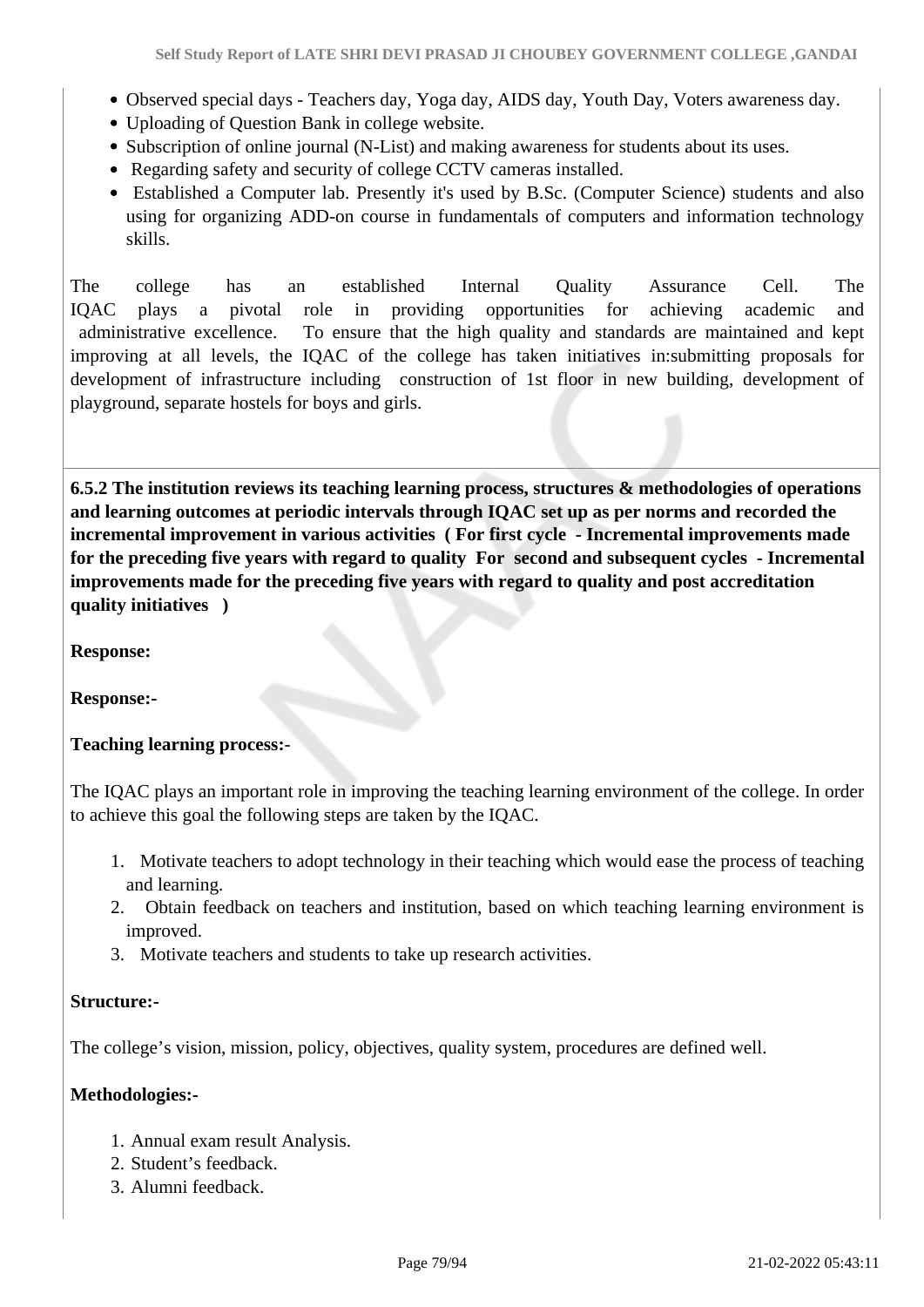- Observed special days - Teachers day, Yoga day, AIDS day, Youth Day, Voters awareness day.
- Uploading of Question Bank in college website.
- Subscription of online journal (N-List) and making awareness for students about its uses.
- Regarding safety and security of college CCTV cameras installed.
- Established a Computer lab. Presently it's used by B.Sc. (Computer Science) students and also using for organizing ADD-on course in fundamentals of computers and information technology skills.

The college has an established Internal Quality Assurance Cell. The IQAC plays a pivotal role in providing opportunities for achieving academic and administrative excellence. To ensure that the high quality and standards are maintained and kept improving at all levels, the IQAC of the college has taken initiatives in:submitting proposals for development of infrastructure including construction of 1st floor in new building, development of playground, separate hostels for boys and girls.

**6.5.2 The institution reviews its teaching learning process, structures & methodologies of operations and learning outcomes at periodic intervals through IQAC set up as per norms and recorded the incremental improvement in various activities ( For first cycle - Incremental improvements made for the preceding five years with regard to quality For second and subsequent cycles - Incremental improvements made for the preceding five years with regard to quality and post accreditation quality initiatives )**

**Response:**

**Response:-**

**Teaching learning process:-**

The IQAC plays an important role in improving the teaching learning environment of the college. In order to achieve this goal the following steps are taken by the IQAC.

1. Motivate teachers to adopt technology in their teaching which would ease the process of teaching and learning.
2. Obtain feedback on teachers and institution, based on which teaching learning environment is improved.
3. Motivate teachers and students to take up research activities.

**Structure:-**

The college's vision, mission, policy, objectives, quality system, procedures are defined well.

**Methodologies:-**

1. Annual exam result Analysis.
2. Student's feedback.
3. Alumni feedback.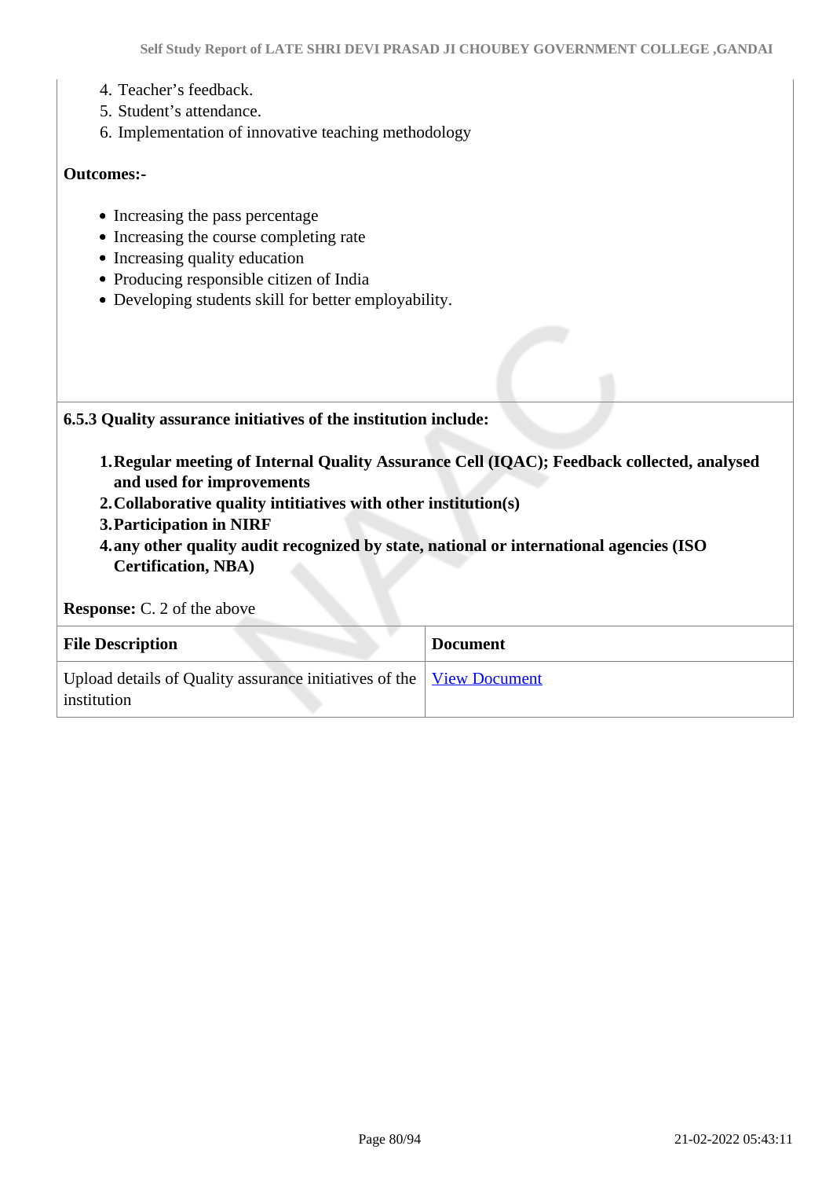4. Teacher's feedback.
5. Student's attendance.
6. Implementation of innovative teaching methodology

**Outcomes:-**

- Increasing the pass percentage
- Increasing the course completing rate
- Increasing quality education
- Producing responsible citizen of India
- Developing students skill for better employability.

**6.5.3 Quality assurance initiatives of the institution include:**

1. **Regular meeting of Internal Quality Assurance Cell (IQAC); Feedback collected, analysed and used for improvements**
2. **Collaborative quality intitiatives with other institution(s)**
3. **Participation in NIRF**
4. **any other quality audit recognized by state, national or international agencies (ISO Certification, NBA)**

**Response:** C. 2 of the above

| File Description | Document |
|---|---|
| Upload details of Quality assurance initiatives of the institution | View Document |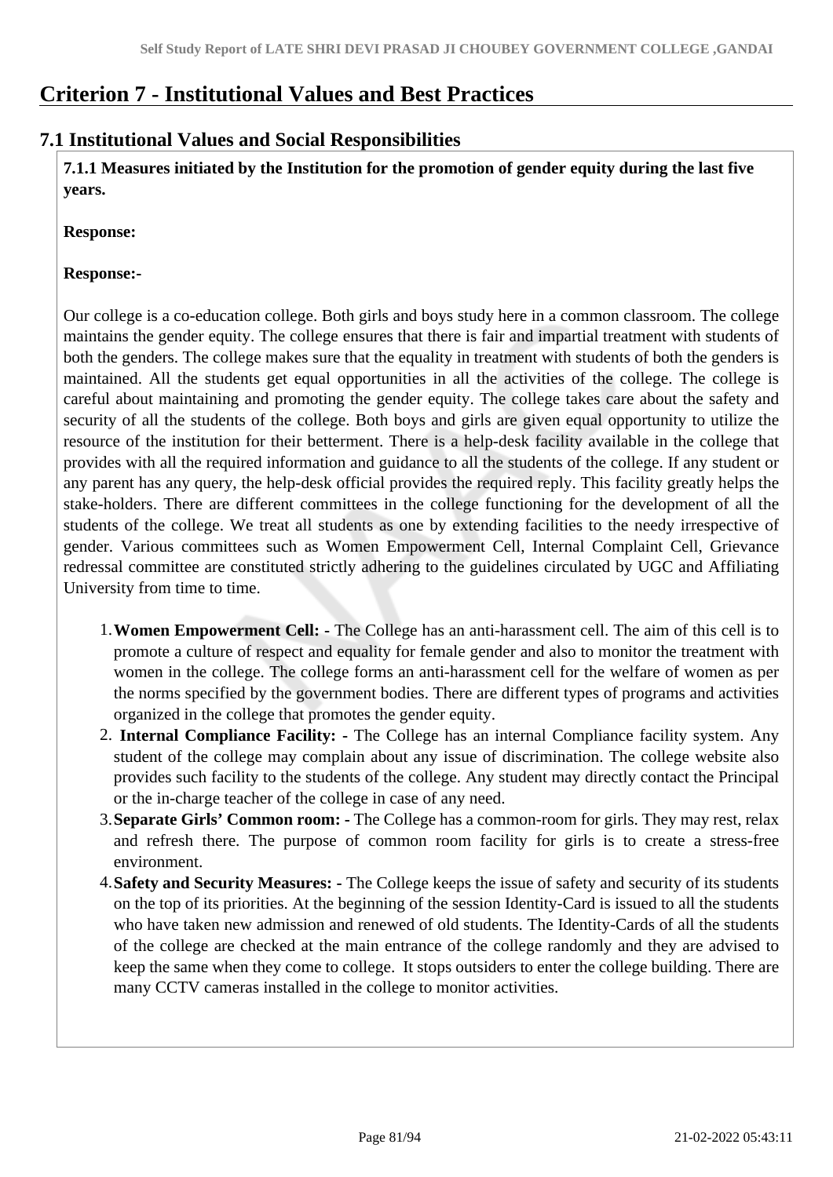# Criterion 7 - Institutional Values and Best Practices

## 7.1 Institutional Values and Social Responsibilities

**7.1.1 Measures initiated by the Institution for the promotion of gender equity during the last five years.**

**Response:**

**Response:-**

Our college is a co-education college. Both girls and boys study here in a common classroom. The college maintains the gender equity. The college ensures that there is fair and impartial treatment with students of both the genders. The college makes sure that the equality in treatment with students of both the genders is maintained. All the students get equal opportunities in all the activities of the college. The college is careful about maintaining and promoting the gender equity. The college takes care about the safety and security of all the students of the college. Both boys and girls are given equal opportunity to utilize the resource of the institution for their betterment. There is a help-desk facility available in the college that provides with all the required information and guidance to all the students of the college. If any student or any parent has any query, the help-desk official provides the required reply. This facility greatly helps the stake-holders. There are different committees in the college functioning for the development of all the students of the college. We treat all students as one by extending facilities to the needy irrespective of gender. Various committees such as Women Empowerment Cell, Internal Complaint Cell, Grievance redressal committee are constituted strictly adhering to the guidelines circulated by UGC and Affiliating University from time to time.

1. **Women Empowerment Cell: -** The College has an anti-harassment cell. The aim of this cell is to promote a culture of respect and equality for female gender and also to monitor the treatment with women in the college. The college forms an anti-harassment cell for the welfare of women as per the norms specified by the government bodies. There are different types of programs and activities organized in the college that promotes the gender equity.
2. **Internal Compliance Facility: -** The College has an internal Compliance facility system. Any student of the college may complain about any issue of discrimination. The college website also provides such facility to the students of the college. Any student may directly contact the Principal or the in-charge teacher of the college in case of any need.
3. **Separate Girls' Common room: -** The College has a common-room for girls. They may rest, relax and refresh there. The purpose of common room facility for girls is to create a stress-free environment.
4. **Safety and Security Measures: -** The College keeps the issue of safety and security of its students on the top of its priorities. At the beginning of the session Identity-Card is issued to all the students who have taken new admission and renewed of old students. The Identity-Cards of all the students of the college are checked at the main entrance of the college randomly and they are advised to keep the same when they come to college. It stops outsiders to enter the college building. There are many CCTV cameras installed in the college to monitor activities.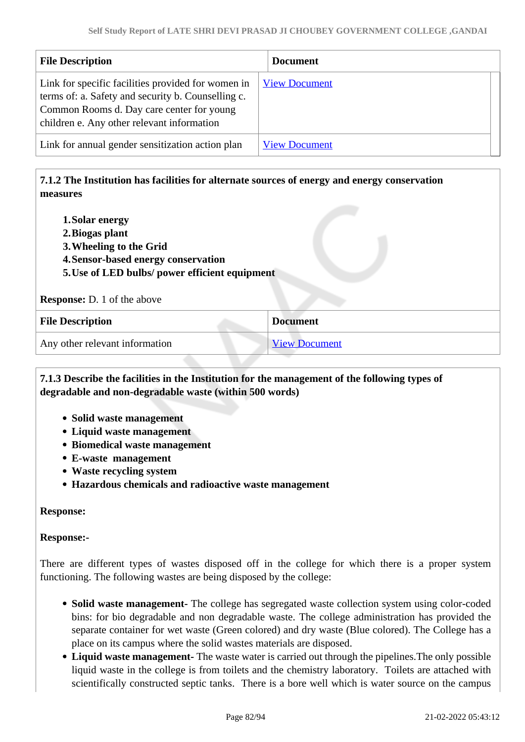| File Description | Document |
|---|---|
| Link for specific facilities provided for women in terms of: a. Safety and security b. Counselling c. Common Rooms d. Day care center for young children e. Any other relevant information | View Document |
| Link for annual gender sensitization action plan | View Document |

**7.1.2 The Institution has facilities for alternate sources of energy and energy conservation measures**

1. **Solar energy**
2. **Biogas plant**
3. **Wheeling to the Grid**
4. **Sensor-based energy conservation**
5. **Use of LED bulbs/ power efficient equipment**

**Response:** D. 1 of the above

| File Description | Document |
|---|---|
| Any other relevant information | View Document |

**7.1.3 Describe the facilities in the Institution for the management of the following types of degradable and non-degradable waste (within 500 words)**

- **Solid waste management**
- **Liquid waste management**
- **Biomedical waste management**
- **E-waste management**
- **Waste recycling system**
- **Hazardous chemicals and radioactive waste management**

**Response:**

**Response:-**

There are different types of wastes disposed off in the college for which there is a proper system functioning. The following wastes are being disposed by the college:

- **Solid waste management**- The college has segregated waste collection system using color-coded bins: for bio degradable and non degradable waste. The college administration has provided the separate container for wet waste (Green colored) and dry waste (Blue colored). The College has a place on its campus where the solid wastes materials are disposed.
- **Liquid waste management**- The waste water is carried out through the pipelines.The only possible liquid waste in the college is from toilets and the chemistry laboratory. Toilets are attached with scientifically constructed septic tanks. There is a bore well which is water source on the campus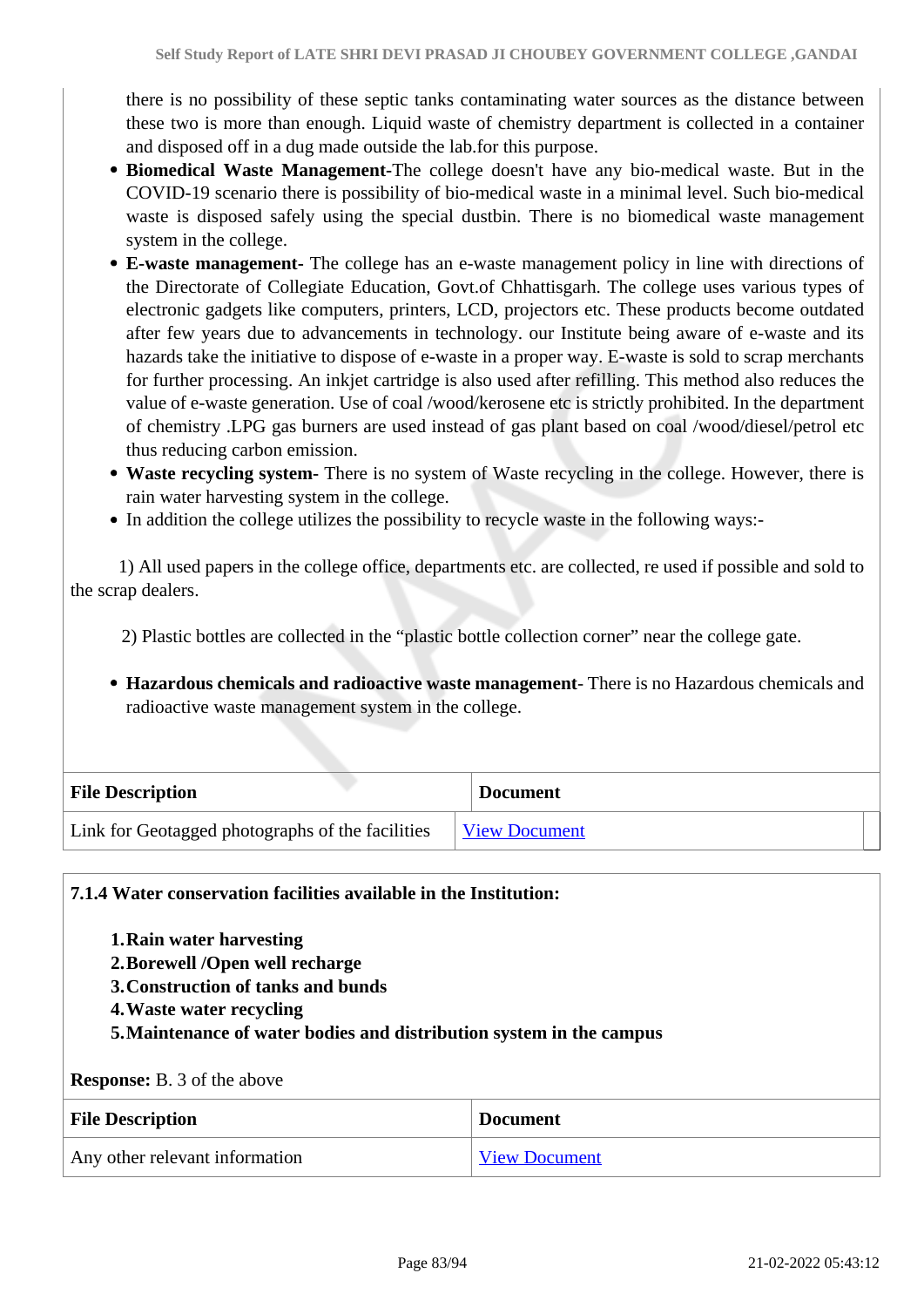there is no possibility of these septic tanks contaminating water sources as the distance between these two is more than enough. Liquid waste of chemistry department is collected in a container and disposed off in a dug made outside the lab.for this purpose.

- **Biomedical Waste Management**-The college doesn't have any bio-medical waste. But in the COVID-19 scenario there is possibility of bio-medical waste in a minimal level. Such bio-medical waste is disposed safely using the special dustbin. There is no biomedical waste management system in the college.
- **E-waste management-** The college has an e-waste management policy in line with directions of the Directorate of Collegiate Education, Govt.of Chhattisgarh. The college uses various types of electronic gadgets like computers, printers, LCD, projectors etc. These products become outdated after few years due to advancements in technology. our Institute being aware of e-waste and its hazards take the initiative to dispose of e-waste in a proper way. E-waste is sold to scrap merchants for further processing. An inkjet cartridge is also used after refilling. This method also reduces the value of e-waste generation. Use of coal /wood/kerosene etc is strictly prohibited. In the department of chemistry .LPG gas burners are used instead of gas plant based on coal /wood/diesel/petrol etc thus reducing carbon emission.
- **Waste recycling system-** There is no system of Waste recycling in the college. However, there is rain water harvesting system in the college.
- In addition the college utilizes the possibility to recycle waste in the following ways:-

1) All used papers in the college office, departments etc. are collected, re used if possible and sold to the scrap dealers.

2) Plastic bottles are collected in the “plastic bottle collection corner” near the college gate.

- **Hazardous chemicals and radioactive waste management**- There is no Hazardous chemicals and radioactive waste management system in the college.

| File Description | Document |
|---|---|
| Link for Geotagged photographs of the facilities | View Document |

**7.1.4 Water conservation facilities available in the Institution:**

1. **Rain water harvesting**
2. **Borewell /Open well recharge**
3. **Construction of tanks and bunds**
4. **Waste water recycling**
5. **Maintenance of water bodies and distribution system in the campus**

**Response:** B. 3 of the above

| File Description | Document |
|---|---|
| Any other relevant information | View Document |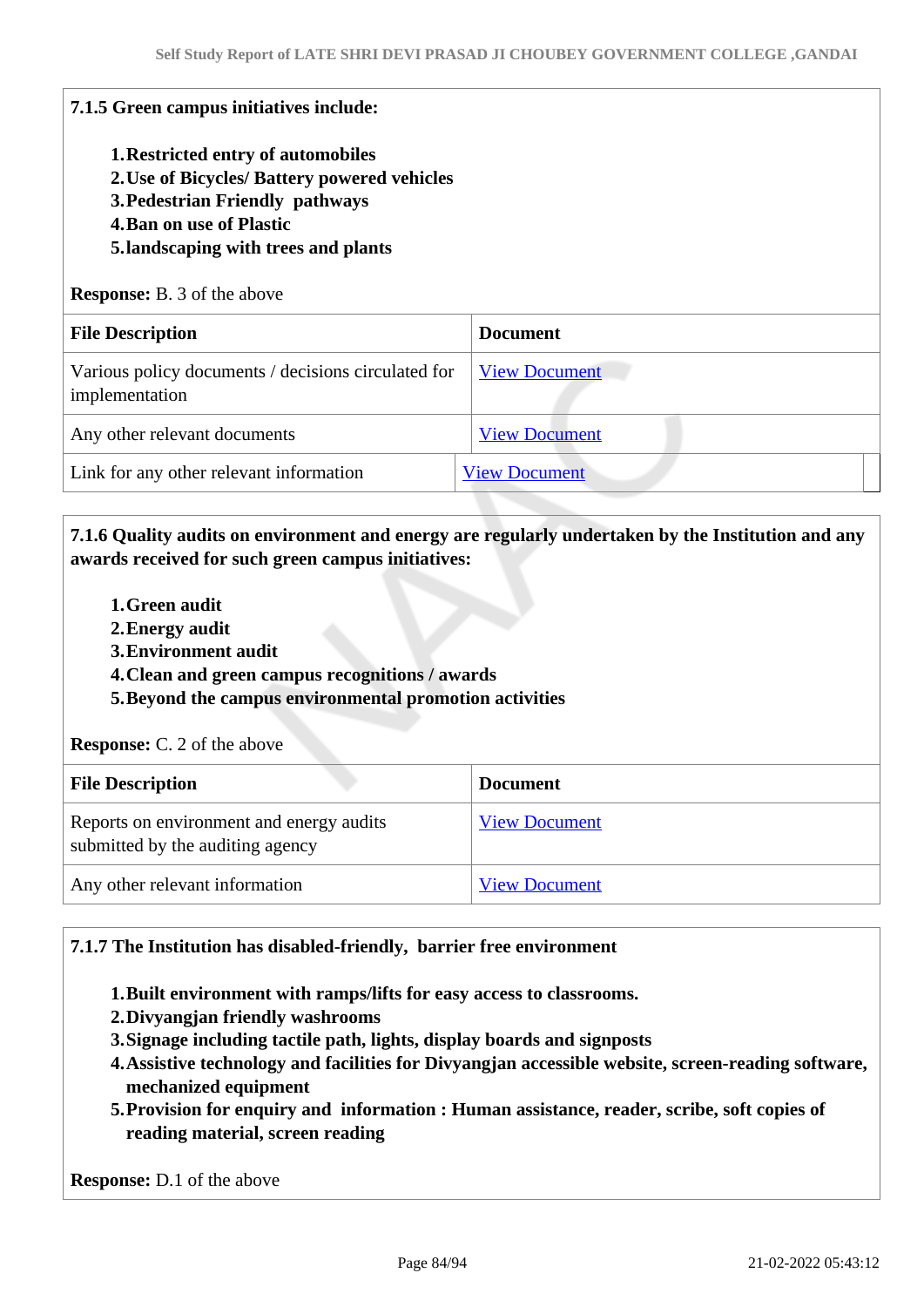**7.1.5 Green campus initiatives include:**

1. **Restricted entry of automobiles**
2. **Use of Bicycles/ Battery powered vehicles**
3. **Pedestrian Friendly pathways**
4. **Ban on use of Plastic**
5. **landscaping with trees and plants**

**Response:** B. 3 of the above

| File Description | Document |
|---|---|
| Various policy documents / decisions circulated for implementation | View Document |
| Any other relevant documents | View Document |
| Link for any other relevant information | View Document |

**7.1.6 Quality audits on environment and energy are regularly undertaken by the Institution and any awards received for such green campus initiatives:**

1. **Green audit**
2. **Energy audit**
3. **Environment audit**
4. **Clean and green campus recognitions / awards**
5. **Beyond the campus environmental promotion activities**

**Response:** C. 2 of the above

| File Description | Document |
|---|---|
| Reports on environment and energy audits submitted by the auditing agency | View Document |
| Any other relevant information | View Document |

**7.1.7 The Institution has disabled-friendly, barrier free environment**

1. **Built environment with ramps/lifts for easy access to classrooms.**
2. **Divyangjan friendly washrooms**
3. **Signage including tactile path, lights, display boards and signposts**
4. **Assistive technology and facilities for Divyangjan accessible website, screen-reading software, mechanized equipment**
5. **Provision for enquiry and information : Human assistance, reader, scribe, soft copies of reading material, screen reading**

**Response:** D.1 of the above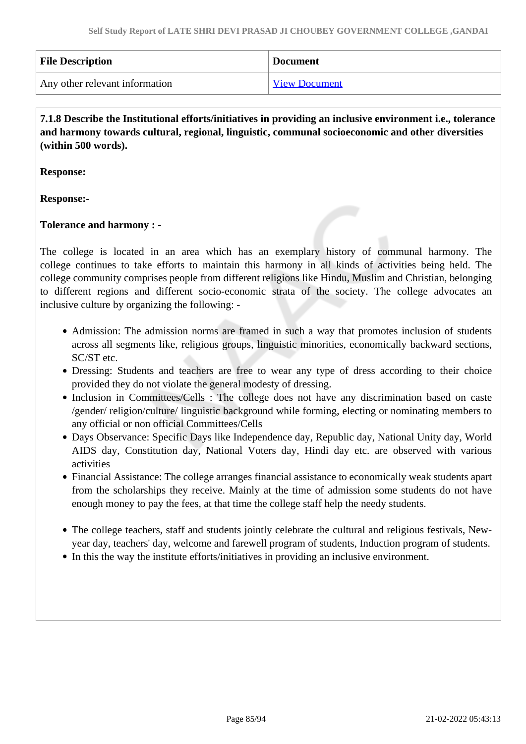| File Description | Document |
| --- | --- |
| Any other relevant information | View Document |

**7.1.8 Describe the Institutional efforts/initiatives in providing an inclusive environment i.e., tolerance and harmony towards cultural, regional, linguistic, communal socioeconomic and other diversities (within 500 words).**

**Response:**

**Response:-**

**Tolerance and harmony : -**

The college is located in an area which has an exemplary history of communal harmony. The college continues to take efforts to maintain this harmony in all kinds of activities being held. The college community comprises people from different religions like Hindu, Muslim and Christian, belonging to different regions and different socio-economic strata of the society. The college advocates an inclusive culture by organizing the following: -

- Admission: The admission norms are framed in such a way that promotes inclusion of students across all segments like, religious groups, linguistic minorities, economically backward sections, SC/ST etc.
- Dressing: Students and teachers are free to wear any type of dress according to their choice provided they do not violate the general modesty of dressing.
- Inclusion in Committees/Cells : The college does not have any discrimination based on caste /gender/ religion/culture/ linguistic background while forming, electing or nominating members to any official or non official Committees/Cells
- Days Observance: Specific Days like Independence day, Republic day, National Unity day, World AIDS day, Constitution day, National Voters day, Hindi day etc. are observed with various activities
- Financial Assistance: The college arranges financial assistance to economically weak students apart from the scholarships they receive. Mainly at the time of admission some students do not have enough money to pay the fees, at that time the college staff help the needy students.

- The college teachers, staff and students jointly celebrate the cultural and religious festivals, New-year day, teachers' day, welcome and farewell program of students, Induction program of students.
- In this the way the institute efforts/initiatives in providing an inclusive environment.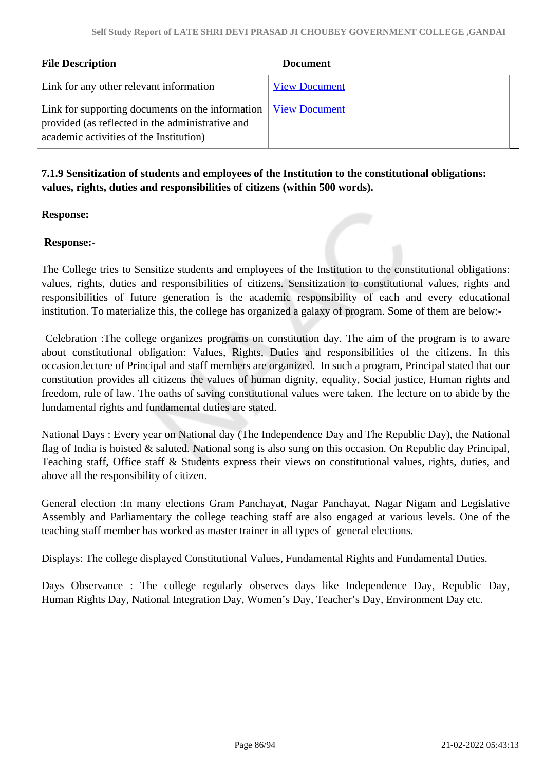| File Description | Document |
|---|---|
| Link for any other relevant information | View Document |
| Link for supporting documents on the information provided (as reflected in the administrative and academic activities of the Institution) | View Document |

**7.1.9 Sensitization of students and employees of the Institution to the constitutional obligations: values, rights, duties and responsibilities of citizens (within 500 words).**

**Response:**

**Response:-**

The College tries to Sensitize students and employees of the Institution to the constitutional obligations: values, rights, duties and responsibilities of citizens. Sensitization to constitutional values, rights and responsibilities of future generation is the academic responsibility of each and every educational institution. To materialize this, the college has organized a galaxy of program. Some of them are below:-

Celebration :The college organizes programs on constitution day. The aim of the program is to aware about constitutional obligation: Values, Rights, Duties and responsibilities of the citizens. In this occasion.lecture of Principal and staff members are organized. In such a program, Principal stated that our constitution provides all citizens the values of human dignity, equality, Social justice, Human rights and freedom, rule of law. The oaths of saving constitutional values were taken. The lecture on to abide by the fundamental rights and fundamental duties are stated.

National Days : Every year on National day (The Independence Day and The Republic Day), the National flag of India is hoisted & saluted. National song is also sung on this occasion. On Republic day Principal, Teaching staff, Office staff & Students express their views on constitutional values, rights, duties, and above all the responsibility of citizen.

General election :In many elections Gram Panchayat, Nagar Panchayat, Nagar Nigam and Legislative Assembly and Parliamentary the college teaching staff are also engaged at various levels. One of the teaching staff member has worked as master trainer in all types of general elections.

Displays: The college displayed Constitutional Values, Fundamental Rights and Fundamental Duties.

Days Observance : The college regularly observes days like Independence Day, Republic Day, Human Rights Day, National Integration Day, Women's Day, Teacher's Day, Environment Day etc.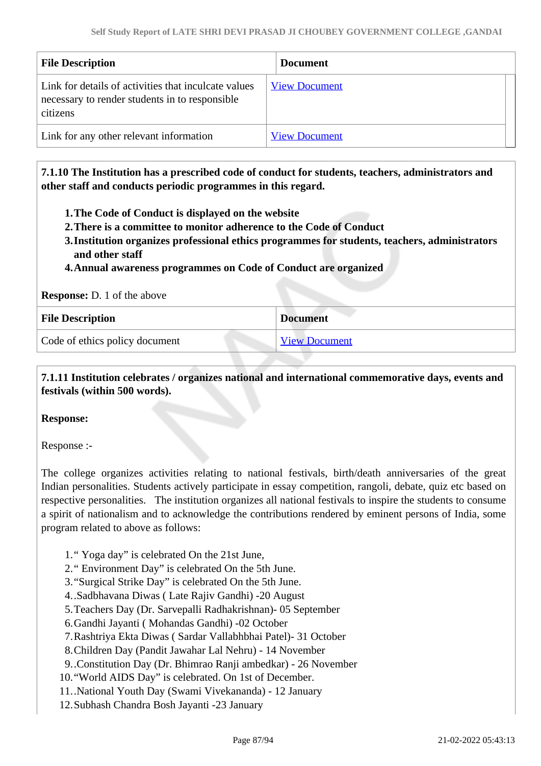| File Description | Document |
|---|---|
| Link for details of activities that inculcate values necessary to render students in to responsible citizens | View Document |
| Link for any other relevant information | View Document |

**7.1.10 The Institution has a prescribed code of conduct for students, teachers, administrators and other staff and conducts periodic programmes in this regard.**

1. **The Code of Conduct is displayed on the website**
2. **There is a committee to monitor adherence to the Code of Conduct**
3. **Institution organizes professional ethics programmes for students, teachers, administrators and other staff**
4. **Annual awareness programmes on Code of Conduct are organized**

**Response:** D. 1 of the above

| File Description | Document |
|---|---|
| Code of ethics policy document | View Document |

**7.1.11 Institution celebrates / organizes national and international commemorative days, events and festivals (within 500 words).**

**Response:**

Response :-

The college organizes activities relating to national festivals, birth/death anniversaries of the great Indian personalities. Students actively participate in essay competition, rangoli, debate, quiz etc based on respective personalities. The institution organizes all national festivals to inspire the students to consume a spirit of nationalism and to acknowledge the contributions rendered by eminent persons of India, some program related to above as follows:

1. " Yoga day" is celebrated On the 21st June,
2. " Environment Day" is celebrated On the 5th June.
3. "Surgical Strike Day" is celebrated On the 5th June.
4. .Sadbhavana Diwas ( Late Rajiv Gandhi) -20 August
5. Teachers Day (Dr. Sarvepalli Radhakrishnan)- 05 September
6. Gandhi Jayanti ( Mohandas Gandhi) -02 October
7. Rashtriya Ekta Diwas ( Sardar Vallabhbhai Patel)- 31 October
8. Children Day (Pandit Jawahar Lal Nehru) - 14 November
9. .Constitution Day (Dr. Bhimrao Ranji ambedkar) - 26 November
10. "World AIDS Day" is celebrated. On 1st of December.
11. .National Youth Day (Swami Vivekananda) - 12 January
12. Subhash Chandra Bosh Jayanti -23 January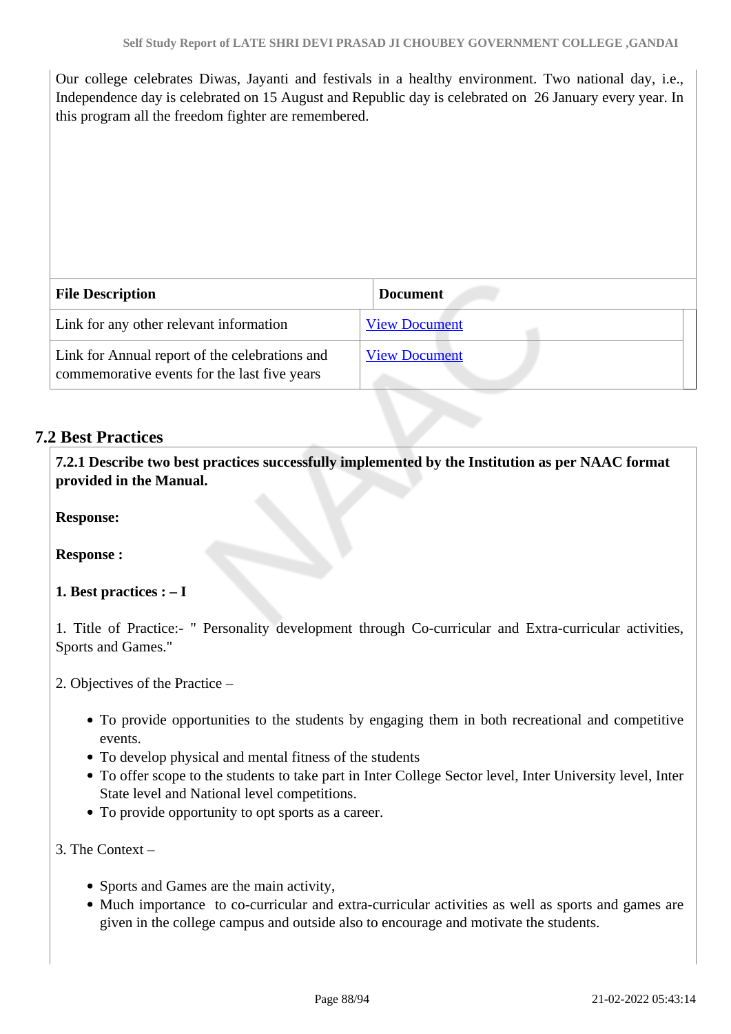Our college celebrates Diwas, Jayanti and festivals in a healthy environment. Two national day, i.e., Independence day is celebrated on 15 August and Republic day is celebrated on 26 January every year. In this program all the freedom fighter are remembered.

| File Description | Document |
|---|---|
| Link for any other relevant information | View Document |
| Link for Annual report of the celebrations and commemorative events for the last five years | View Document |

## 7.2 Best Practices

**7.2.1 Describe two best practices successfully implemented by the Institution as per NAAC format provided in the Manual.**

**Response:**

**Response :**

**1. Best practices : – I**

1. Title of Practice:- " Personality development through Co-curricular and Extra-curricular activities, Sports and Games."

2. Objectives of the Practice –

- To provide opportunities to the students by engaging them in both recreational and competitive events.
- To develop physical and mental fitness of the students
- To offer scope to the students to take part in Inter College Sector level, Inter University level, Inter State level and National level competitions.
- To provide opportunity to opt sports as a career.

3. The Context –

- Sports and Games are the main activity,
- Much importance to co-curricular and extra-curricular activities as well as sports and games are given in the college campus and outside also to encourage and motivate the students.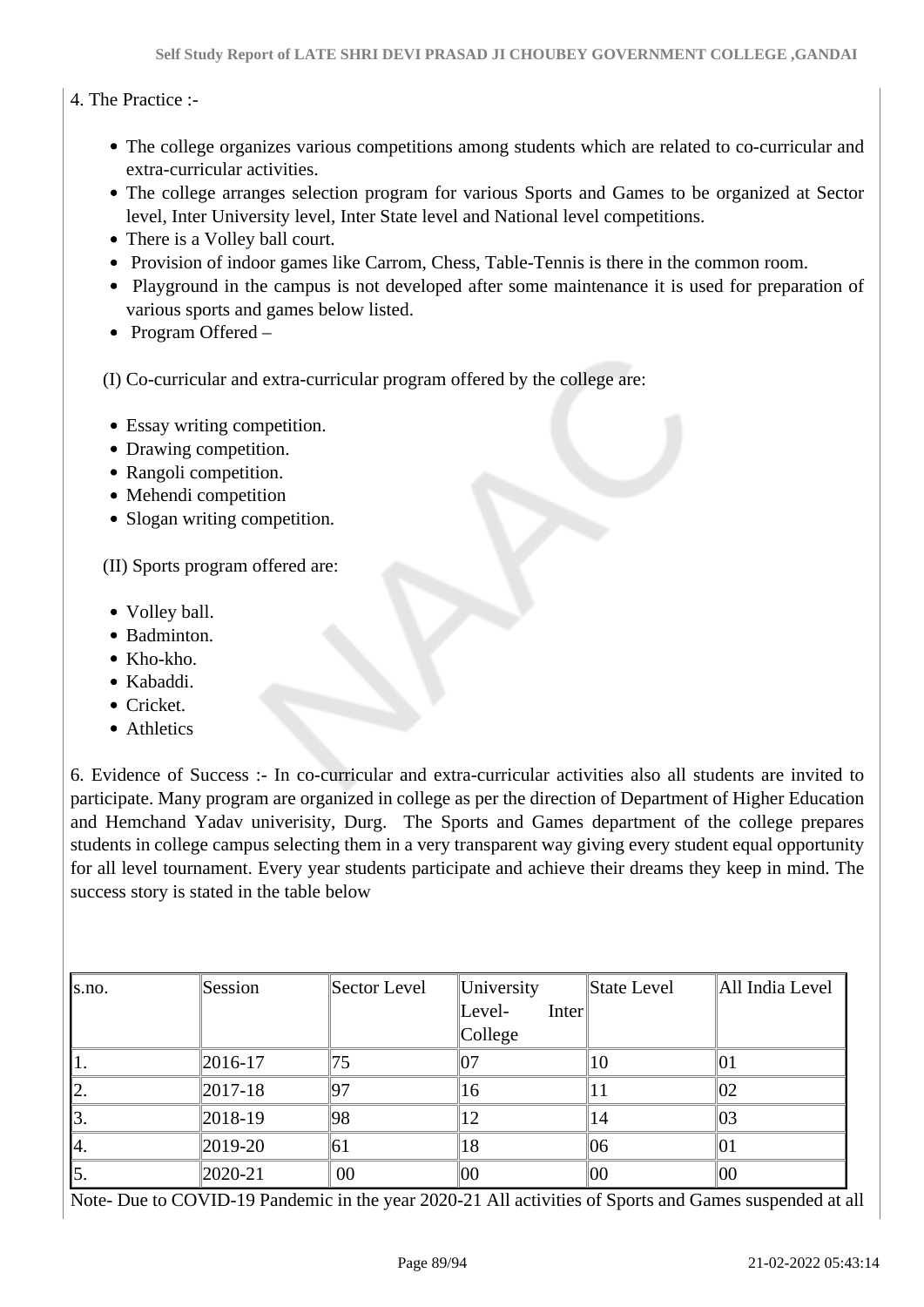4. The Practice :-

- The college organizes various competitions among students which are related to co-curricular and extra-curricular activities.
- The college arranges selection program for various Sports and Games to be organized at Sector level, Inter University level, Inter State level and National level competitions.
- There is a Volley ball court.
- Provision of indoor games like Carrom, Chess, Table-Tennis is there in the common room.
- Playground in the campus is not developed after some maintenance it is used for preparation of various sports and games below listed.
- Program Offered –

(I) Co-curricular and extra-curricular program offered by the college are:

- Essay writing competition.
- Drawing competition.
- Rangoli competition.
- Mehendi competition
- Slogan writing competition.

(II) Sports program offered are:

- Volley ball.
- Badminton.
- Kho-kho.
- Kabaddi.
- Cricket.
- Athletics

6. Evidence of Success :- In co-curricular and extra-curricular activities also all students are invited to participate. Many program are organized in college as per the direction of Department of Higher Education and Hemchand Yadav univerisity, Durg. The Sports and Games department of the college prepares students in college campus selecting them in a very transparent way giving every student equal opportunity for all level tournament. Every year students participate and achieve their dreams they keep in mind. The success story is stated in the table below

| s.no. | Session | Sector Level | University Level- Inter College | State Level | All India Level |
|---|---|---|---|---|---|
| 1. | 2016-17 | 75 | 07 | 10 | 01 |
| 2. | 2017-18 | 97 | 16 | 11 | 02 |
| 3. | 2018-19 | 98 | 12 | 14 | 03 |
| 4. | 2019-20 | 61 | 18 | 06 | 01 |
| 5. | 2020-21 | 00 | 00 | 00 | 00 |

Note- Due to COVID-19 Pandemic in the year 2020-21 All activities of Sports and Games suspended at all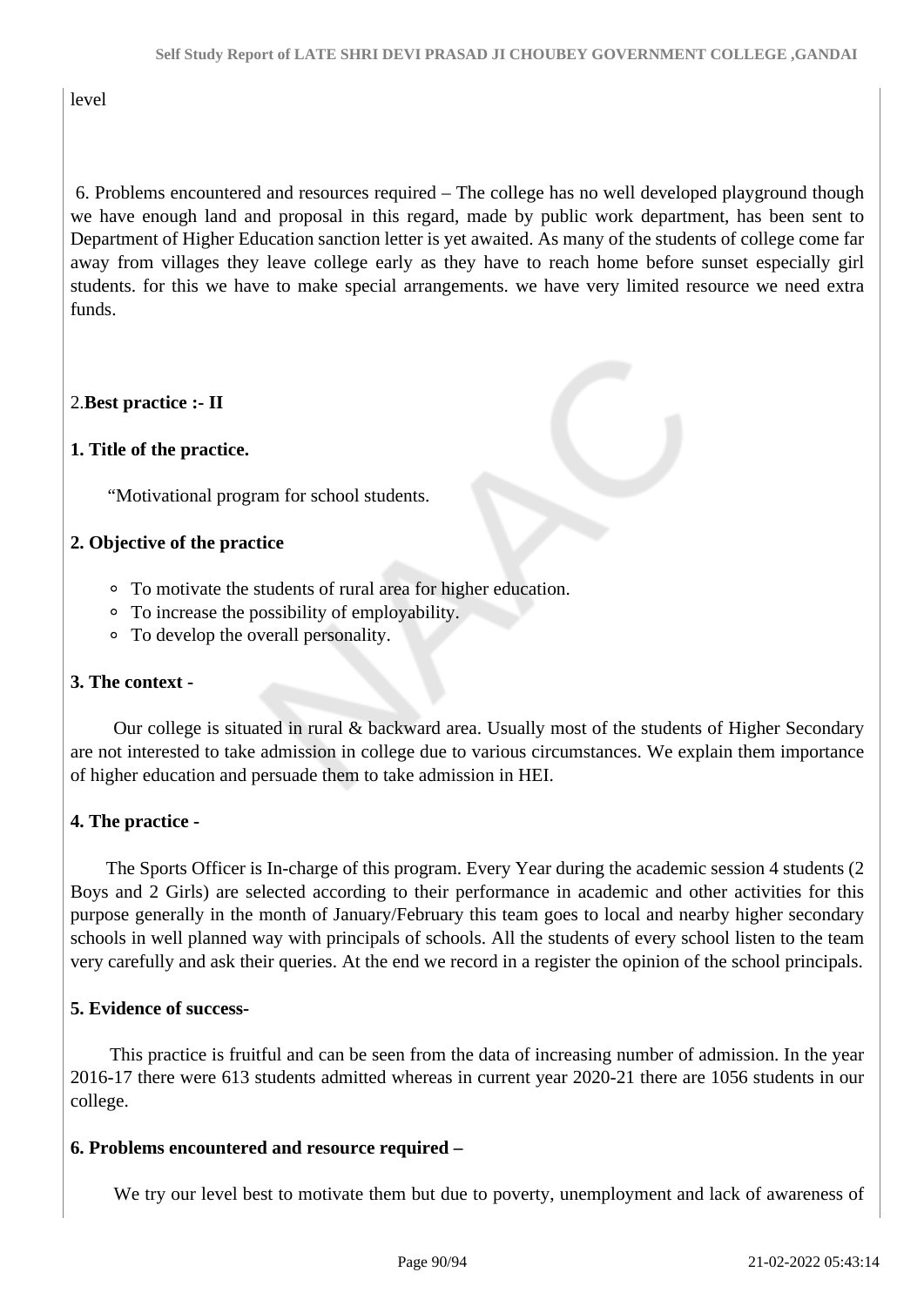level

6. Problems encountered and resources required – The college has no well developed playground though we have enough land and proposal in this regard, made by public work department, has been sent to Department of Higher Education sanction letter is yet awaited. As many of the students of college come far away from villages they leave college early as they have to reach home before sunset especially girl students. for this we have to make special arrangements. we have very limited resource we need extra funds.

2.**Best practice :- II**

**1. Title of the practice.**

"Motivational program for school students.

**2. Objective of the practice**

- To motivate the students of rural area for higher education.
- To increase the possibility of employability.
- To develop the overall personality.

**3. The context -**

Our college is situated in rural & backward area. Usually most of the students of Higher Secondary are not interested to take admission in college due to various circumstances. We explain them importance of higher education and persuade them to take admission in HEI.

**4. The practice -**

The Sports Officer is In-charge of this program. Every Year during the academic session 4 students (2 Boys and 2 Girls) are selected according to their performance in academic and other activities for this purpose generally in the month of January/February this team goes to local and nearby higher secondary schools in well planned way with principals of schools. All the students of every school listen to the team very carefully and ask their queries. At the end we record in a register the opinion of the school principals.

**5. Evidence of success-**

This practice is fruitful and can be seen from the data of increasing number of admission. In the year 2016-17 there were 613 students admitted whereas in current year 2020-21 there are 1056 students in our college.

**6. Problems encountered and resource required –**

We try our level best to motivate them but due to poverty, unemployment and lack of awareness of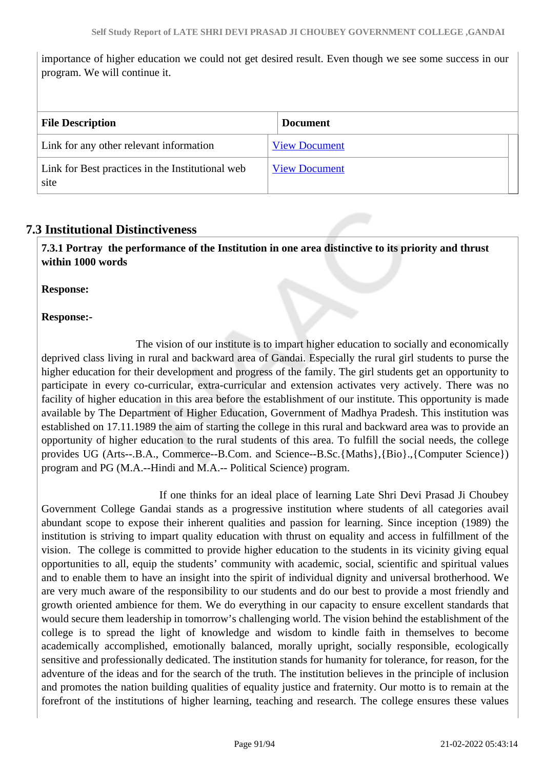importance of higher education we could not get desired result. Even though we see some success in our program. We will continue it.

| File Description | Document |
|---|---|
| Link for any other relevant information | View Document |
| Link for Best practices in the Institutional web site | View Document |

## 7.3 Institutional Distinctiveness

**7.3.1 Portray the performance of the Institution in one area distinctive to its priority and thrust within 1000 words**

**Response:**

**Response:-**

The vision of our institute is to impart higher education to socially and economically deprived class living in rural and backward area of Gandai. Especially the rural girl students to purse the higher education for their development and progress of the family. The girl students get an opportunity to participate in every co-curricular, extra-curricular and extension activates very actively. There was no facility of higher education in this area before the establishment of our institute. This opportunity is made available by The Department of Higher Education, Government of Madhya Pradesh. This institution was established on 17.11.1989 the aim of starting the college in this rural and backward area was to provide an opportunity of higher education to the rural students of this area. To fulfill the social needs, the college provides UG (Arts--.B.A., Commerce--B.Com. and Science--B.Sc.{Maths},{Bio}.,{Computer Science}) program and PG (M.A.--Hindi and M.A.-- Political Science) program.

If one thinks for an ideal place of learning Late Shri Devi Prasad Ji Choubey Government College Gandai stands as a progressive institution where students of all categories avail abundant scope to expose their inherent qualities and passion for learning. Since inception (1989) the institution is striving to impart quality education with thrust on equality and access in fulfillment of the vision. The college is committed to provide higher education to the students in its vicinity giving equal opportunities to all, equip the students' community with academic, social, scientific and spiritual values and to enable them to have an insight into the spirit of individual dignity and universal brotherhood. We are very much aware of the responsibility to our students and do our best to provide a most friendly and growth oriented ambience for them. We do everything in our capacity to ensure excellent standards that would secure them leadership in tomorrow's challenging world. The vision behind the establishment of the college is to spread the light of knowledge and wisdom to kindle faith in themselves to become academically accomplished, emotionally balanced, morally upright, socially responsible, ecologically sensitive and professionally dedicated. The institution stands for humanity for tolerance, for reason, for the adventure of the ideas and for the search of the truth. The institution believes in the principle of inclusion and promotes the nation building qualities of equality justice and fraternity. Our motto is to remain at the forefront of the institutions of higher learning, teaching and research. The college ensures these values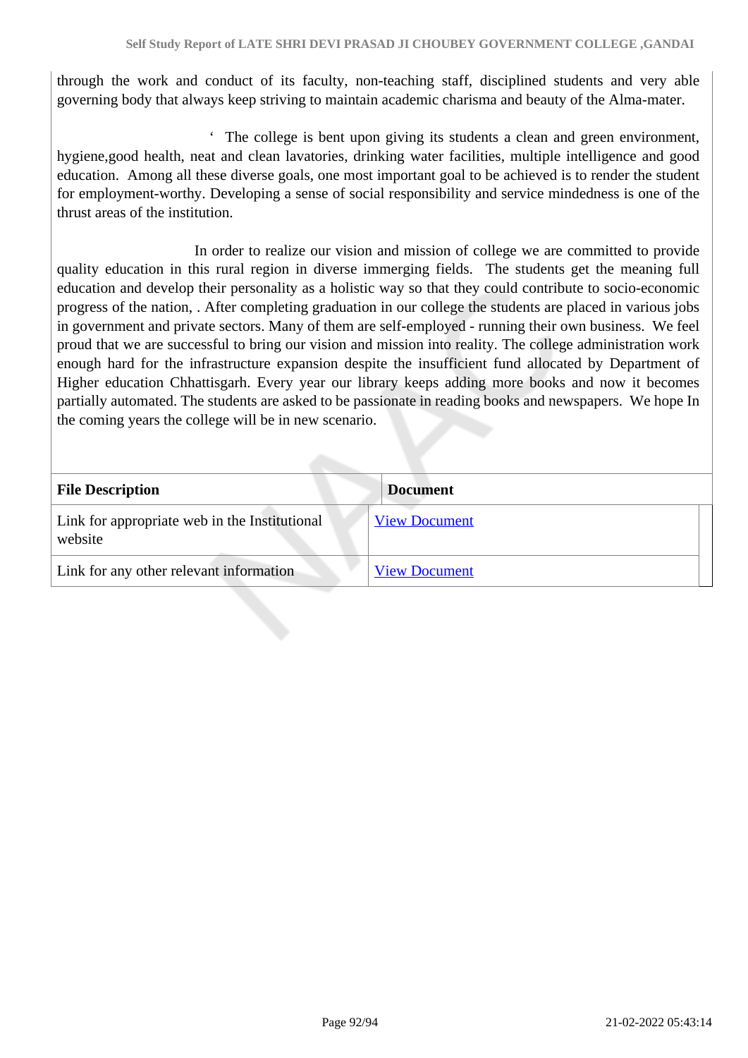through the work and conduct of its faculty, non-teaching staff, disciplined students and very able governing body that always keep striving to maintain academic charisma and beauty of the Alma-mater.

‘ The college is bent upon giving its students a clean and green environment, hygiene,good health, neat and clean lavatories, drinking water facilities, multiple intelligence and good education. Among all these diverse goals, one most important goal to be achieved is to render the student for employment-worthy. Developing a sense of social responsibility and service mindedness is one of the thrust areas of the institution.

In order to realize our vision and mission of college we are committed to provide quality education in this rural region in diverse immerging fields. The students get the meaning full education and develop their personality as a holistic way so that they could contribute to socio-economic progress of the nation, . After completing graduation in our college the students are placed in various jobs in government and private sectors. Many of them are self-employed - running their own business. We feel proud that we are successful to bring our vision and mission into reality. The college administration work enough hard for the infrastructure expansion despite the insufficient fund allocated by Department of Higher education Chhattisgarh. Every year our library keeps adding more books and now it becomes partially automated. The students are asked to be passionate in reading books and newspapers. We hope In the coming years the college will be in new scenario.

| File Description | Document |
|---|---|
| Link for appropriate web in the Institutional website | View Document |
| Link for any other relevant information | View Document |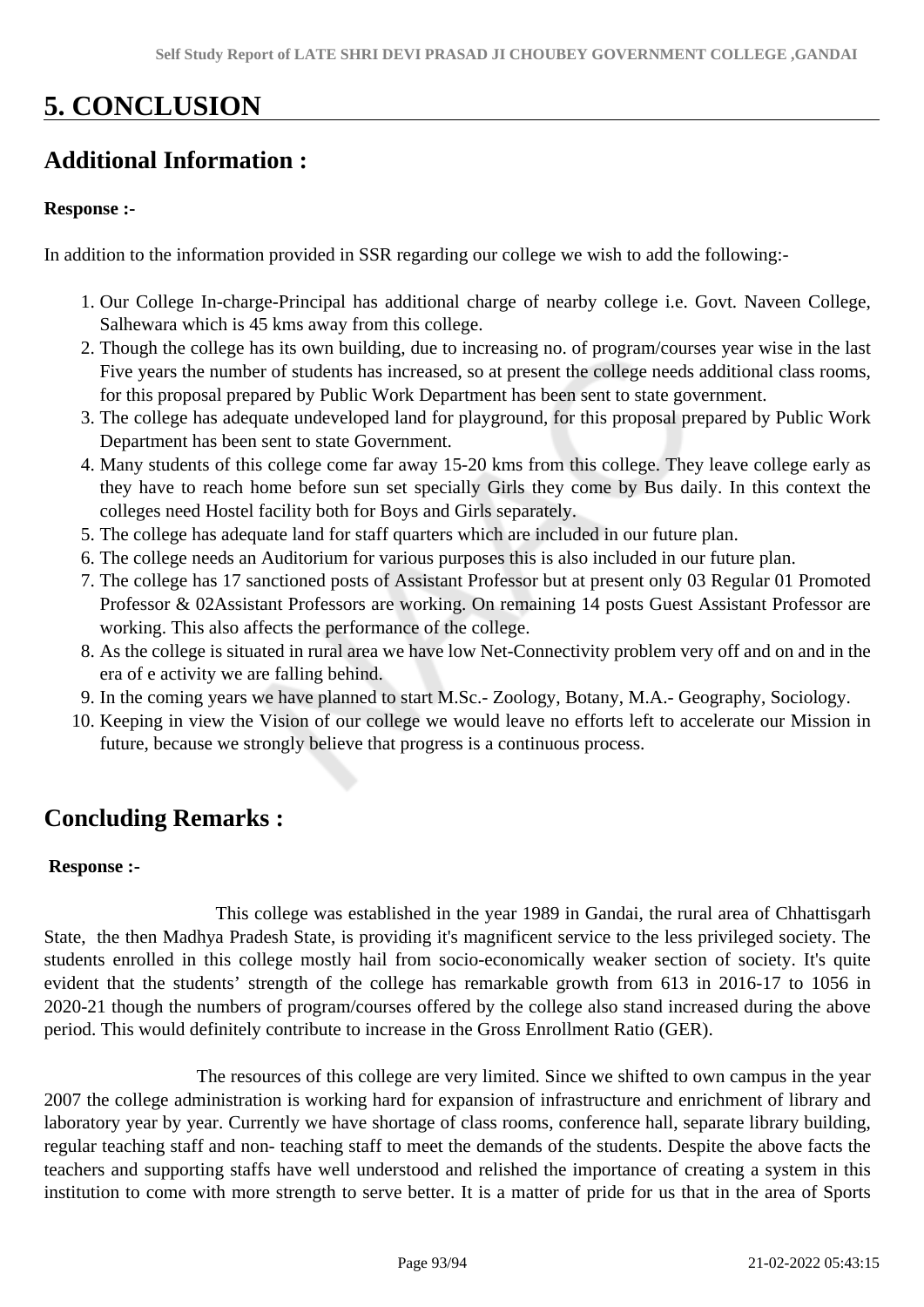# 5. CONCLUSION

## Additional Information :

**Response :-**

In addition to the information provided in SSR regarding our college we wish to add the following:-

1. Our College In-charge-Principal has additional charge of nearby college i.e. Govt. Naveen College, Salhewara which is 45 kms away from this college.
2. Though the college has its own building, due to increasing no. of program/courses year wise in the last Five years the number of students has increased, so at present the college needs additional class rooms, for this proposal prepared by Public Work Department has been sent to state government.
3. The college has adequate undeveloped land for playground, for this proposal prepared by Public Work Department has been sent to state Government.
4. Many students of this college come far away 15-20 kms from this college. They leave college early as they have to reach home before sun set specially Girls they come by Bus daily. In this context the colleges need Hostel facility both for Boys and Girls separately.
5. The college has adequate land for staff quarters which are included in our future plan.
6. The college needs an Auditorium for various purposes this is also included in our future plan.
7. The college has 17 sanctioned posts of Assistant Professor but at present only 03 Regular 01 Promoted Professor & 02Assistant Professors are working. On remaining 14 posts Guest Assistant Professor are working. This also affects the performance of the college.
8. As the college is situated in rural area we have low Net-Connectivity problem very off and on and in the era of e activity we are falling behind.
9. In the coming years we have planned to start M.Sc.- Zoology, Botany, M.A.- Geography, Sociology.
10. Keeping in view the Vision of our college we would leave no efforts left to accelerate our Mission in future, because we strongly believe that progress is a continuous process.

## Concluding Remarks :

**Response :-**

This college was established in the year 1989 in Gandai, the rural area of Chhattisgarh State, the then Madhya Pradesh State, is providing it's magnificent service to the less privileged society. The students enrolled in this college mostly hail from socio-economically weaker section of society. It's quite evident that the students' strength of the college has remarkable growth from 613 in 2016-17 to 1056 in 2020-21 though the numbers of program/courses offered by the college also stand increased during the above period. This would definitely contribute to increase in the Gross Enrollment Ratio (GER).

The resources of this college are very limited. Since we shifted to own campus in the year 2007 the college administration is working hard for expansion of infrastructure and enrichment of library and laboratory year by year. Currently we have shortage of class rooms, conference hall, separate library building, regular teaching staff and non- teaching staff to meet the demands of the students. Despite the above facts the teachers and supporting staffs have well understood and relished the importance of creating a system in this institution to come with more strength to serve better. It is a matter of pride for us that in the area of Sports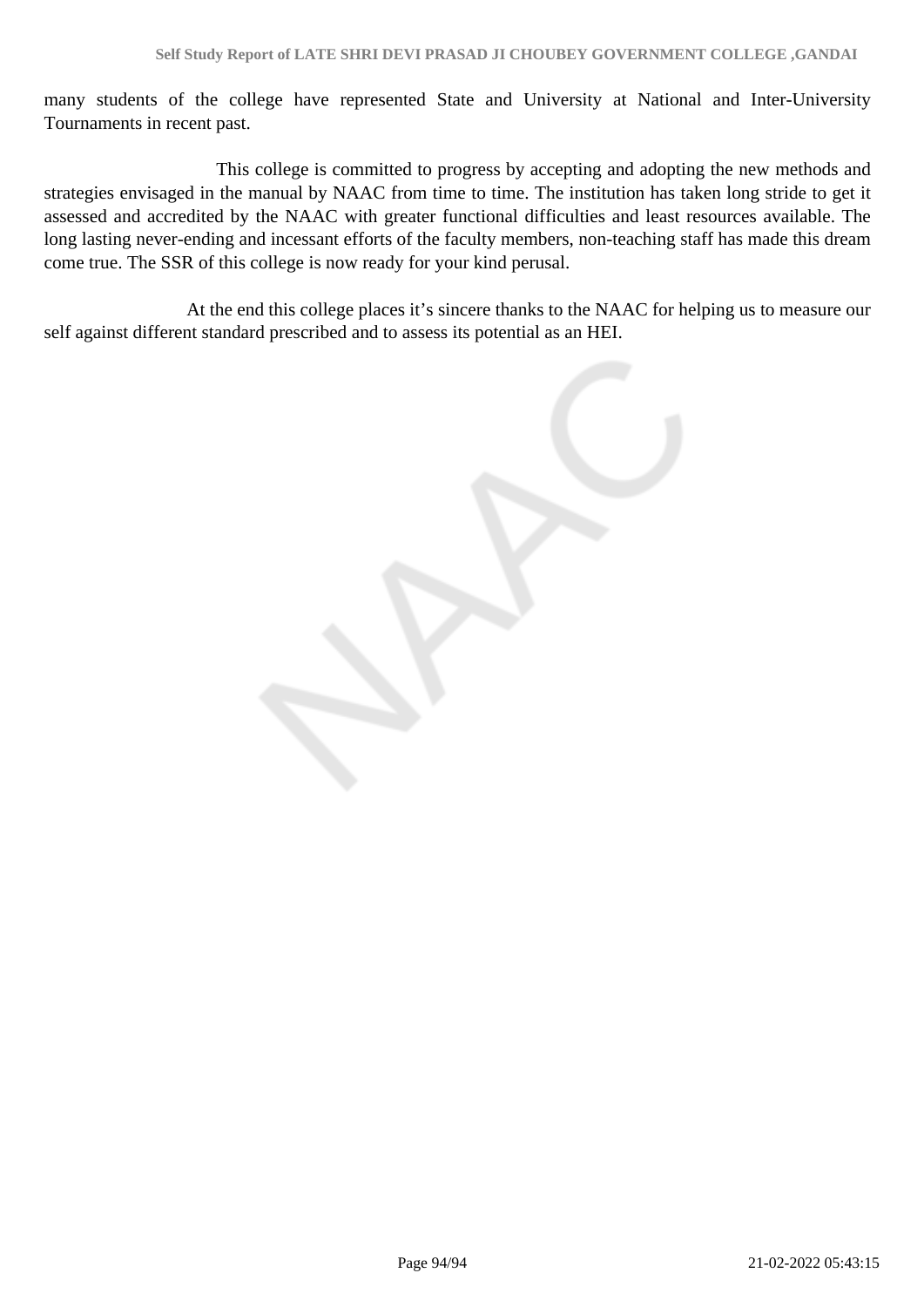many students of the college have represented State and University at National and Inter-University Tournaments in recent past.

This college is committed to progress by accepting and adopting the new methods and strategies envisaged in the manual by NAAC from time to time. The institution has taken long stride to get it assessed and accredited by the NAAC with greater functional difficulties and least resources available. The long lasting never-ending and incessant efforts of the faculty members, non-teaching staff has made this dream come true. The SSR of this college is now ready for your kind perusal.

At the end this college places it's sincere thanks to the NAAC for helping us to measure our self against different standard prescribed and to assess its potential as an HEI.